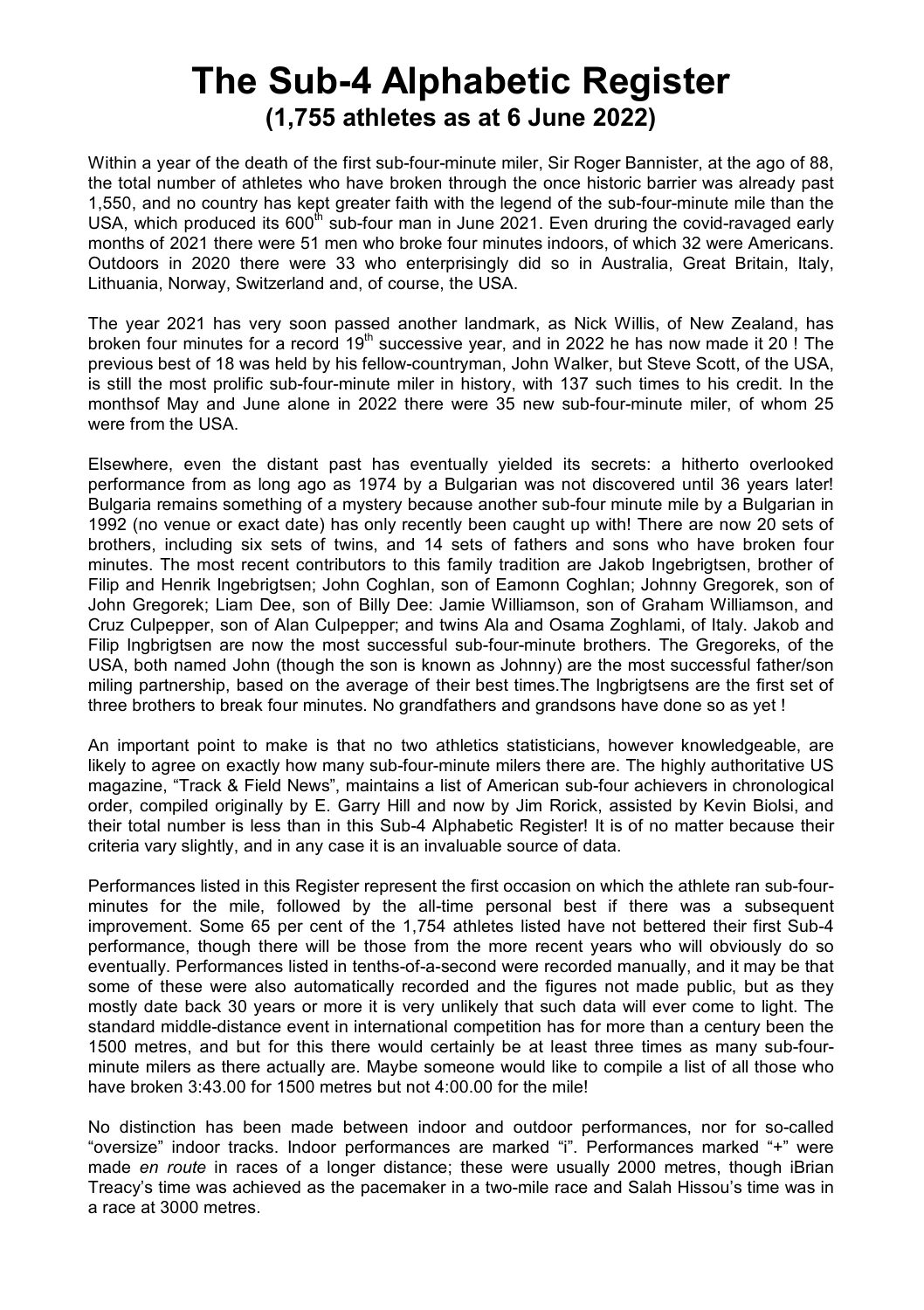# The Sub-4 Alphabetic Register
## (1,755 athletes as at 6 June 2022)

Within a year of the death of the first sub-four-minute miler, Sir Roger Bannister, at the ago of 88, the total number of athletes who have broken through the once historic barrier was already past 1,550, and no country has kept greater faith with the legend of the sub-four-minute mile than the USA, which produced its 600th sub-four man in June 2021. Even druring the covid-ravaged early months of 2021 there were 51 men who broke four minutes indoors, of which 32 were Americans. Outdoors in 2020 there were 33 who enterprisingly did so in Australia, Great Britain, Italy, Lithuania, Norway, Switzerland and, of course, the USA.

The year 2021 has very soon passed another landmark, as Nick Willis, of New Zealand, has broken four minutes for a record 19th successive year, and in 2022 he has now made it 20 ! The previous best of 18 was held by his fellow-countryman, John Walker, but Steve Scott, of the USA, is still the most prolific sub-four-minute miler in history, with 137 such times to his credit. In the monthsof May and June alone in 2022 there were 35 new sub-four-minute miler, of whom 25 were from the USA.

Elsewhere, even the distant past has eventually yielded its secrets: a hitherto overlooked performance from as long ago as 1974 by a Bulgarian was not discovered until 36 years later! Bulgaria remains something of a mystery because another sub-four minute mile by a Bulgarian in 1992 (no venue or exact date) has only recently been caught up with! There are now 20 sets of brothers, including six sets of twins, and 14 sets of fathers and sons who have broken four minutes. The most recent contributors to this family tradition are Jakob Ingebrigtsen, brother of Filip and Henrik Ingebrigtsen; John Coghlan, son of Eamonn Coghlan; Johnny Gregorek, son of John Gregorek; Liam Dee, son of Billy Dee: Jamie Williamson, son of Graham Williamson, and Cruz Culpepper, son of Alan Culpepper; and twins Ala and Osama Zoghlami, of Italy. Jakob and Filip Ingbrigtsen are now the most successful sub-four-minute brothers. The Gregoreks, of the USA, both named John (though the son is known as Johnny) are the most successful father/son miling partnership, based on the average of their best times.The Ingbrigtsens are the first set of three brothers to break four minutes. No grandfathers and grandsons have done so as yet !

An important point to make is that no two athletics statisticians, however knowledgeable, are likely to agree on exactly how many sub-four-minute milers there are. The highly authoritative US magazine, "Track & Field News", maintains a list of American sub-four achievers in chronological order, compiled originally by E. Garry Hill and now by Jim Rorick, assisted by Kevin Biolsi, and their total number is less than in this Sub-4 Alphabetic Register! It is of no matter because their criteria vary slightly, and in any case it is an invaluable source of data.

Performances listed in this Register represent the first occasion on which the athlete ran sub-four-minutes for the mile, followed by the all-time personal best if there was a subsequent improvement. Some 65 per cent of the 1,754 athletes listed have not bettered their first Sub-4 performance, though there will be those from the more recent years who will obviously do so eventually. Performances listed in tenths-of-a-second were recorded manually, and it may be that some of these were also automatically recorded and the figures not made public, but as they mostly date back 30 years or more it is very unlikely that such data will ever come to light. The standard middle-distance event in international competition has for more than a century been the 1500 metres, and but for this there would certainly be at least three times as many sub-four-minute milers as there actually are. Maybe someone would like to compile a list of all those who have broken 3:43.00 for 1500 metres but not 4:00.00 for the mile!

No distinction has been made between indoor and outdoor performances, nor for so-called "oversize" indoor tracks. Indoor performances are marked "i". Performances marked "+" were made *en route* in races of a longer distance; these were usually 2000 metres, though iBrian Treacy's time was achieved as the pacemaker in a two-mile race and Salah Hissou's time was in a race at 3000 metres.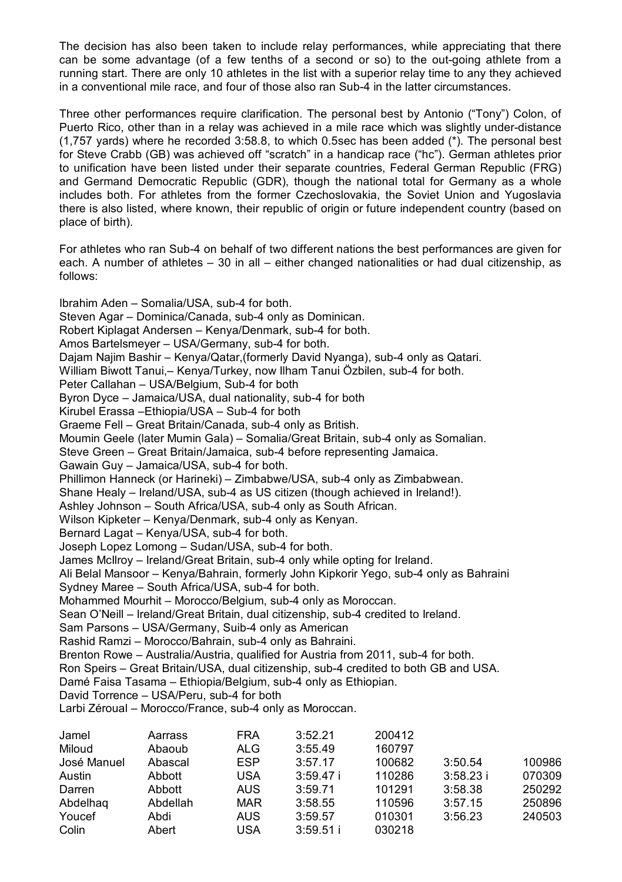The decision has also been taken to include relay performances, while appreciating that there can be some advantage (of a few tenths of a second or so) to the out-going athlete from a running start. There are only 10 athletes in the list with a superior relay time to any they achieved in a conventional mile race, and four of those also ran Sub-4 in the latter circumstances.

Three other performances require clarification. The personal best by Antonio ("Tony") Colon, of Puerto Rico, other than in a relay was achieved in a mile race which was slightly under-distance (1,757 yards) where he recorded 3:58.8, to which 0.5sec has been added (*). The personal best for Steve Crabb (GB) was achieved off "scratch" in a handicap race ("hc"). German athletes prior to unification have been listed under their separate countries, Federal German Republic (FRG) and Germand Democratic Republic (GDR), though the national total for Germany as a whole includes both. For athletes from the former Czechoslovakia, the Soviet Union and Yugoslavia there is also listed, where known, their republic of origin or future independent country (based on place of birth).

For athletes who ran Sub-4 on behalf of two different nations the best performances are given for each. A number of athletes – 30 in all – either changed nationalities or had dual citizenship, as follows:

Ibrahim Aden – Somalia/USA, sub-4 for both.
Steven Agar – Dominica/Canada, sub-4 only as Dominican.
Robert Kiplagat Andersen – Kenya/Denmark, sub-4 for both.
Amos Bartelsmeyer – USA/Germany, sub-4 for both.
Dajam Najim Bashir – Kenya/Qatar,(formerly David Nyanga), sub-4 only as Qatari.
William Biwott Tanui,– Kenya/Turkey, now Ilham Tanui Özbilen, sub-4 for both.
Peter Callahan – USA/Belgium, Sub-4 for both
Byron Dyce – Jamaica/USA, dual nationality, sub-4 for both
Kirubel Erassa –Ethiopia/USA – Sub-4 for both
Graeme Fell – Great Britain/Canada, sub-4 only as British.
Moumin Geele (later Mumin Gala) – Somalia/Great Britain, sub-4 only as Somalian.
Steve Green – Great Britain/Jamaica, sub-4 before representing Jamaica.
Gawain Guy – Jamaica/USA, sub-4 for both.
Phillimon Hanneck (or Harineki) – Zimbabwe/USA, sub-4 only as Zimbabwean.
Shane Healy – Ireland/USA, sub-4 as US citizen (though achieved in Ireland!).
Ashley Johnson – South Africa/USA, sub-4 only as South African.
Wilson Kipketer – Kenya/Denmark, sub-4 only as Kenyan.
Bernard Lagat – Kenya/USA, sub-4 for both.
Joseph Lopez Lomong – Sudan/USA, sub-4 for both.
James McIlroy – Ireland/Great Britain, sub-4 only while opting for Ireland.
Ali Belal Mansoor – Kenya/Bahrain, formerly John Kipkorir Yego, sub-4 only as Bahraini
Sydney Maree – South Africa/USA, sub-4 for both.
Mohammed Mourhit – Morocco/Belgium, sub-4 only as Moroccan.
Sean O'Neill – Ireland/Great Britain, dual citizenship, sub-4 credited to Ireland.
Sam Parsons – USA/Germany, Suib-4 only as American
Rashid Ramzi – Morocco/Bahrain, sub-4 only as Bahraini.
Brenton Rowe – Australia/Austria, qualified for Austria from 2011, sub-4 for both.
Ron Speirs – Great Britain/USA, dual citizenship, sub-4 credited to both GB and USA.
Damé Faisa Tasama – Ethiopia/Belgium, sub-4 only as Ethiopian.
David Torrence – USA/Peru, sub-4 for both
Larbi Zéroual – Morocco/France, sub-4 only as Moroccan.

| | | | | | | |
|---|---|---|---|---|---|---|
| Jamel | Aarrass | FRA | 3:52.21 | 200412 | | |
| Miloud | Abaoub | ALG | 3:55.49 | 160797 | | |
| José Manuel | Abascal | ESP | 3:57.17 | 100682 | 3:50.54 | 100986 |
| Austin | Abbott | USA | 3:59.47 i | 110286 | 3:58.23 i | 070309 |
| Darren | Abbott | AUS | 3:59.71 | 101291 | 3:58.38 | 250292 |
| Abdelhaq | Abdellah | MAR | 3:58.55 | 110596 | 3:57.15 | 250896 |
| Youcef | Abdi | AUS | 3:59.57 | 010301 | 3:56.23 | 240503 |
| Colin | Abert | USA | 3:59.51 i | 030218 | | |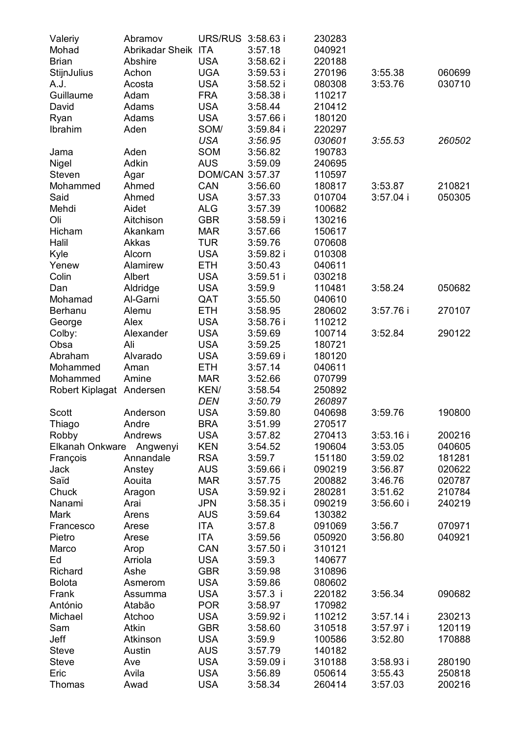| | | | | | | |
|---|---|---|---|---|---|---|
| Valeriy | Abramov | URS/RUS | 3:58.63 i | 230283 | | |
| Mohad | Abrikadar Sheik | ITA | 3:57.18 | 040921 | | |
| Brian | Abshire | USA | 3:58.62 i | 220188 | | |
| StijnJulius | Achon | UGA | 3:59.53 i | 270196 | 3:55.38 | 060699 |
| A.J. | Acosta | USA | 3:58.52 i | 080308 | 3:53.76 | 030710 |
| Guillaume | Adam | FRA | 3:58.38 i | 110217 | | |
| David | Adams | USA | 3:58.44 | 210412 | | |
| Ryan | Adams | USA | 3:57.66 i | 180120 | | |
| Ibrahim | Aden | SOM/ | 3:59.84 i | 220297 | | |
| | | *USA* | *3:56.95* | *030601* | *3:55.53* | *260502* |
| Jama | Aden | SOM | 3:56.82 | 190783 | | |
| Nigel | Adkin | AUS | 3:59.09 | 240695 | | |
| Steven | Agar | DOM/CAN | 3:57.37 | 110597 | | |
| Mohammed | Ahmed | CAN | 3:56.60 | 180817 | 3:53.87 | 210821 |
| Said | Ahmed | USA | 3:57.33 | 010704 | 3:57.04 i | 050305 |
| Mehdi | Aidet | ALG | 3:57.39 | 100682 | | |
| Oli | Aitchison | GBR | 3:58.59 i | 130216 | | |
| Hicham | Akankam | MAR | 3:57.66 | 150617 | | |
| Halil | Akkas | TUR | 3:59.76 | 070608 | | |
| Kyle | Alcorn | USA | 3:59.82 i | 010308 | | |
| Yenew | Alamirew | ETH | 3:50.43 | 040611 | | |
| Colin | Albert | USA | 3:59.51 i | 030218 | | |
| Dan | Aldridge | USA | 3:59.9 | 110481 | 3:58.24 | 050682 |
| Mohamad | Al-Garni | QAT | 3:55.50 | 040610 | | |
| Berhanu | Alemu | ETH | 3:58.95 | 280602 | 3:57.76 i | 270107 |
| George | Alex | USA | 3:58.76 i | 110212 | | |
| Colby: | Alexander | USA | 3:59.69 | 100714 | 3:52.84 | 290122 |
| Obsa | Ali | USA | 3:59.25 | 180721 | | |
| Abraham | Alvarado | USA | 3:59.69 i | 180120 | | |
| Mohammed | Aman | ETH | 3:57.14 | 040611 | | |
| Mohammed | Amine | MAR | 3:52.66 | 070799 | | |
| Robert Kiplagat | Andersen | KEN/ | 3:58.54 | 250892 | | |
| | | *DEN* | *3:50.79* | *260897* | | |
| Scott | Anderson | USA | 3:59.80 | 040698 | 3:59.76 | 190800 |
| Thiago | Andre | BRA | 3:51.99 | 270517 | | |
| Robby | Andrews | USA | 3:57.82 | 270413 | 3:53.16 i | 200216 |
| Elkanah Onkware | Angwenyi | KEN | 3:54.52 | 190604 | 3:53.05 | 040605 |
| François | Annandale | RSA | 3:59.7 | 151180 | 3:59.02 | 181281 |
| Jack | Anstey | AUS | 3:59.66 i | 090219 | 3:56.87 | 020622 |
| Saïd | Aouita | MAR | 3:57.75 | 200882 | 3:46.76 | 020787 |
| Chuck | Aragon | USA | 3:59.92 i | 280281 | 3:51.62 | 210784 |
| Nanami | Arai | JPN | 3:58.35 i | 090219 | 3:56.60 i | 240219 |
| Mark | Arens | AUS | 3:59.64 | 130382 | | |
| Francesco | Arese | ITA | 3:57.8 | 091069 | 3:56.7 | 070971 |
| Pietro | Arese | ITA | 3:59.56 | 050920 | 3:56.80 | 040921 |
| Marco | Arop | CAN | 3:57.50 i | 310121 | | |
| Ed | Arriola | USA | 3:59.3 | 140677 | | |
| Richard | Ashe | GBR | 3:59.98 | 310896 | | |
| Bolota | Asmerom | USA | 3:59.86 | 080602 | | |
| Frank | Assumma | USA | 3:57.3 i | 220182 | 3:56.34 | 090682 |
| António | Atabão | POR | 3:58.97 | 170982 | | |
| Michael | Atchoo | USA | 3:59.92 i | 110212 | 3:57.14 i | 230213 |
| Sam | Atkin | GBR | 3:58.60 | 310518 | 3:57.97 i | 120119 |
| Jeff | Atkinson | USA | 3:59.9 | 100586 | 3:52.80 | 170888 |
| Steve | Austin | AUS | 3:57.79 | 140182 | | |
| Steve | Ave | USA | 3:59.09 i | 310188 | 3:58.93 i | 280190 |
| Eric | Avila | USA | 3:56.89 | 050614 | 3:55.43 | 250818 |
| Thomas | Awad | USA | 3:58.34 | 260414 | 3:57.03 | 200216 |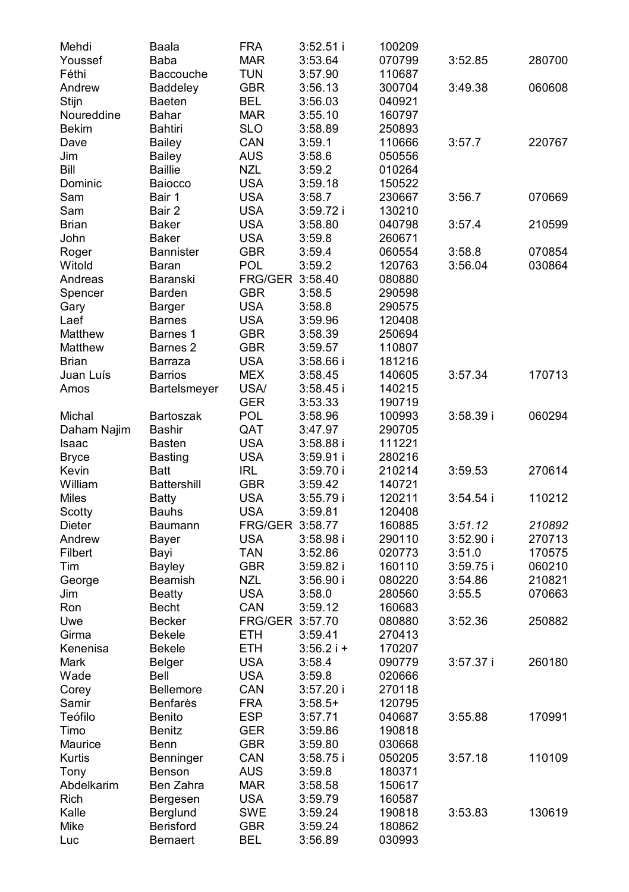| | | | | | | |
|---|---|---|---|---|---|---|
| Mehdi | Baala | FRA | 3:52.51 i | 100209 | | |
| Youssef | Baba | MAR | 3:53.64 | 070799 | 3:52.85 | 280700 |
| Féthi | Baccouche | TUN | 3:57.90 | 110687 | | |
| Andrew | Baddeley | GBR | 3:56.13 | 300704 | 3:49.38 | 060608 |
| Stijn | Baeten | BEL | 3:56.03 | 040921 | | |
| Noureddine | Bahar | MAR | 3:55.10 | 160797 | | |
| Bekim | Bahtiri | SLO | 3:58.89 | 250893 | | |
| Dave | Bailey | CAN | 3:59.1 | 110666 | 3:57.7 | 220767 |
| Jim | Bailey | AUS | 3:58.6 | 050556 | | |
| Bill | Baillie | NZL | 3:59.2 | 010264 | | |
| Dominic | Baiocco | USA | 3:59.18 | 150522 | | |
| Sam | Bair 1 | USA | 3:58.7 | 230667 | 3:56.7 | 070669 |
| Sam | Bair 2 | USA | 3:59.72 i | 130210 | | |
| Brian | Baker | USA | 3:58.80 | 040798 | 3:57.4 | 210599 |
| John | Baker | USA | 3:59.8 | 260671 | | |
| Roger | Bannister | GBR | 3:59.4 | 060554 | 3:58.8 | 070854 |
| Witold | Baran | POL | 3:59.2 | 120763 | 3:56.04 | 030864 |
| Andreas | Baranski | FRG/GER | 3:58.40 | 080880 | | |
| Spencer | Barden | GBR | 3:58.5 | 290598 | | |
| Gary | Barger | USA | 3:58.8 | 290575 | | |
| Laef | Barnes | USA | 3:59.96 | 120408 | | |
| Matthew | Barnes 1 | GBR | 3:58.39 | 250694 | | |
| Matthew | Barnes 2 | GBR | 3:59.57 | 110807 | | |
| Brian | Barraza | USA | 3:58.66 i | 181216 | | |
| Juan Luís | Barrios | MEX | 3:58.45 | 140605 | 3:57.34 | 170713 |
| Amos | Bartelsmeyer | USA/ | 3:58.45 i | 140215 | | |
| | | GER | 3:53.33 | 190719 | | |
| Michal | Bartoszak | POL | 3:58.96 | 100993 | 3:58.39 i | 060294 |
| Daham Najim | Bashir | QAT | 3:47.97 | 290705 | | |
| Isaac | Basten | USA | 3:58.88 i | 111221 | | |
| Bryce | Basting | USA | 3:59.91 i | 280216 | | |
| Kevin | Batt | IRL | 3:59.70 i | 210214 | 3:59.53 | 270614 |
| William | Battershill | GBR | 3:59.42 | 140721 | | |
| Miles | Batty | USA | 3:55.79 i | 120211 | 3:54.54 i | 110212 |
| Scotty | Bauhs | USA | 3:59.81 | 120408 | | |
| Dieter | Baumann | FRG/GER | 3:58.77 | 160885 | *3:51.12* | *210892* |
| Andrew | Bayer | USA | 3:58.98 i | 290110 | 3:52.90 i | 270713 |
| Filbert | Bayi | TAN | 3:52.86 | 020773 | 3:51.0 | 170575 |
| Tim | Bayley | GBR | 3:59.82 i | 160110 | 3:59.75 i | 060210 |
| George | Beamish | NZL | 3:56.90 i | 080220 | 3:54.86 | 210821 |
| Jim | Beatty | USA | 3:58.0 | 280560 | 3:55.5 | 070663 |
| Ron | Becht | CAN | 3:59.12 | 160683 | | |
| Uwe | Becker | FRG/GER | 3:57.70 | 080880 | 3:52.36 | 250882 |
| Girma | Bekele | ETH | 3:59.41 | 270413 | | |
| Kenenisa | Bekele | ETH | 3:56.2 i + | 170207 | | |
| Mark | Belger | USA | 3:58.4 | 090779 | 3:57.37 i | 260180 |
| Wade | Bell | USA | 3:59.8 | 020666 | | |
| Corey | Bellemore | CAN | 3:57.20 i | 270118 | | |
| Samir | Benfarès | FRA | 3:58.5+ | 120795 | | |
| Teófilo | Benito | ESP | 3:57.71 | 040687 | 3:55.88 | 170991 |
| Timo | Benitz | GER | 3:59.86 | 190818 | | |
| Maurice | Benn | GBR | 3:59.80 | 030668 | | |
| Kurtis | Benninger | CAN | 3:58.75 i | 050205 | 3:57.18 | 110109 |
| Tony | Benson | AUS | 3:59.8 | 180371 | | |
| Abdelkarim | Ben Zahra | MAR | 3:58.58 | 150617 | | |
| Rich | Bergesen | USA | 3:59.79 | 160587 | | |
| Kalle | Berglund | SWE | 3:59.24 | 190818 | 3:53.83 | 130619 |
| Mike | Berisford | GBR | 3:59.24 | 180862 | | |
| Luc | Bernaert | BEL | 3:56.89 | 030993 | | |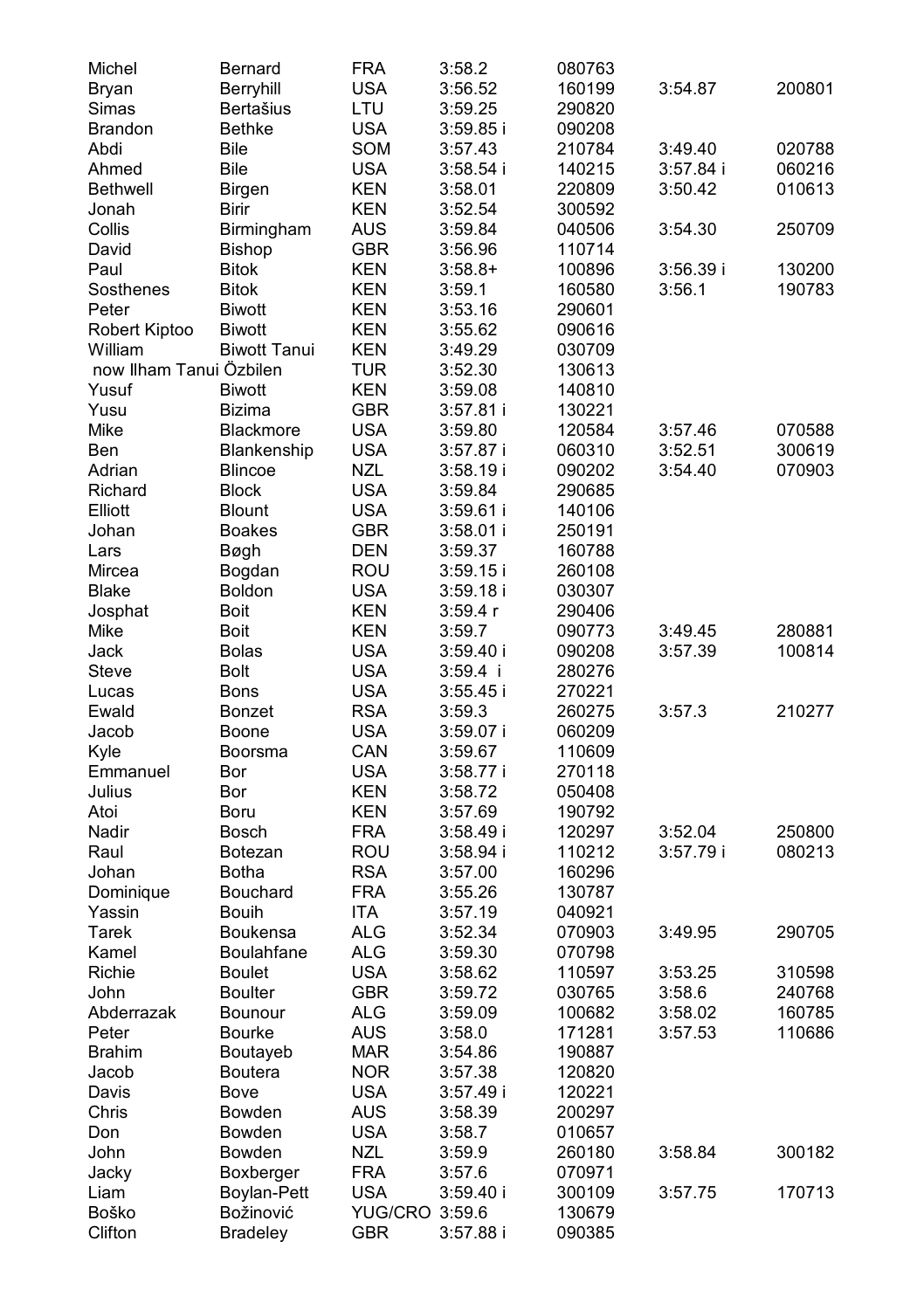| | | | | | | |
|---|---|---|---|---|---|---|
| Michel | Bernard | FRA | 3:58.2 | 080763 | | |
| Bryan | Berryhill | USA | 3:56.52 | 160199 | 3:54.87 | 200801 |
| Simas | Bertašius | LTU | 3:59.25 | 290820 | | |
| Brandon | Bethke | USA | 3:59.85 i | 090208 | | |
| Abdi | Bile | SOM | 3:57.43 | 210784 | 3:49.40 | 020788 |
| Ahmed | Bile | USA | 3:58.54 i | 140215 | 3:57.84 i | 060216 |
| Bethwell | Birgen | KEN | 3:58.01 | 220809 | 3:50.42 | 010613 |
| Jonah | Birir | KEN | 3:52.54 | 300592 | | |
| Collis | Birmingham | AUS | 3:59.84 | 040506 | 3:54.30 | 250709 |
| David | Bishop | GBR | 3:56.96 | 110714 | | |
| Paul | Bitok | KEN | 3:58.8+ | 100896 | 3:56.39 i | 130200 |
| Sosthenes | Bitok | KEN | 3:59.1 | 160580 | 3:56.1 | 190783 |
| Peter | Biwott | KEN | 3:53.16 | 290601 | | |
| Robert Kiptoo | Biwott | KEN | 3:55.62 | 090616 | | |
| William | Biwott Tanui | KEN | 3:49.29 | 030709 | | |
| now Ilham Tanui Özbilen | | TUR | 3:52.30 | 130613 | | |
| Yusuf | Biwott | KEN | 3:59.08 | 140810 | | |
| Yusu | Bizima | GBR | 3:57.81 i | 130221 | | |
| Mike | Blackmore | USA | 3:59.80 | 120584 | 3:57.46 | 070588 |
| Ben | Blankenship | USA | 3:57.87 i | 060310 | 3:52.51 | 300619 |
| Adrian | Blincoe | NZL | 3:58.19 i | 090202 | 3:54.40 | 070903 |
| Richard | Block | USA | 3:59.84 | 290685 | | |
| Elliott | Blount | USA | 3:59.61 i | 140106 | | |
| Johan | Boakes | GBR | 3:58.01 i | 250191 | | |
| Lars | Bøgh | DEN | 3:59.37 | 160788 | | |
| Mircea | Bogdan | ROU | 3:59.15 i | 260108 | | |
| Blake | Boldon | USA | 3:59.18 i | 030307 | | |
| Josphat | Boit | KEN | 3:59.4 r | 290406 | | |
| Mike | Boit | KEN | 3:59.7 | 090773 | 3:49.45 | 280881 |
| Jack | Bolas | USA | 3:59.40 i | 090208 | 3:57.39 | 100814 |
| Steve | Bolt | USA | 3:59.4 i | 280276 | | |
| Lucas | Bons | USA | 3:55.45 i | 270221 | | |
| Ewald | Bonzet | RSA | 3:59.3 | 260275 | 3:57.3 | 210277 |
| Jacob | Boone | USA | 3:59.07 i | 060209 | | |
| Kyle | Boorsma | CAN | 3:59.67 | 110609 | | |
| Emmanuel | Bor | USA | 3:58.77 i | 270118 | | |
| Julius | Bor | KEN | 3:58.72 | 050408 | | |
| Atoi | Boru | KEN | 3:57.69 | 190792 | | |
| Nadir | Bosch | FRA | 3:58.49 i | 120297 | 3:52.04 | 250800 |
| Raul | Botezan | ROU | 3:58.94 i | 110212 | 3:57.79 i | 080213 |
| Johan | Botha | RSA | 3:57.00 | 160296 | | |
| Dominique | Bouchard | FRA | 3:55.26 | 130787 | | |
| Yassin | Bouih | ITA | 3:57.19 | 040921 | | |
| Tarek | Boukensa | ALG | 3:52.34 | 070903 | 3:49.95 | 290705 |
| Kamel | Boulahfane | ALG | 3:59.30 | 070798 | | |
| Richie | Boulet | USA | 3:58.62 | 110597 | 3:53.25 | 310598 |
| John | Boulter | GBR | 3:59.72 | 030765 | 3:58.6 | 240768 |
| Abderrazak | Bounour | ALG | 3:59.09 | 100682 | 3:58.02 | 160785 |
| Peter | Bourke | AUS | 3:58.0 | 171281 | 3:57.53 | 110686 |
| Brahim | Boutayeb | MAR | 3:54.86 | 190887 | | |
| Jacob | Boutera | NOR | 3:57.38 | 120820 | | |
| Davis | Bove | USA | 3:57.49 i | 120221 | | |
| Chris | Bowden | AUS | 3:58.39 | 200297 | | |
| Don | Bowden | USA | 3:58.7 | 010657 | | |
| John | Bowden | NZL | 3:59.9 | 260180 | 3:58.84 | 300182 |
| Jacky | Boxberger | FRA | 3:57.6 | 070971 | | |
| Liam | Boylan-Pett | USA | 3:59.40 i | 300109 | 3:57.75 | 170713 |
| Boško | Božinović | YUG/CRO | 3:59.6 | 130679 | | |
| Clifton | Bradeley | GBR | 3:57.88 i | 090385 | | |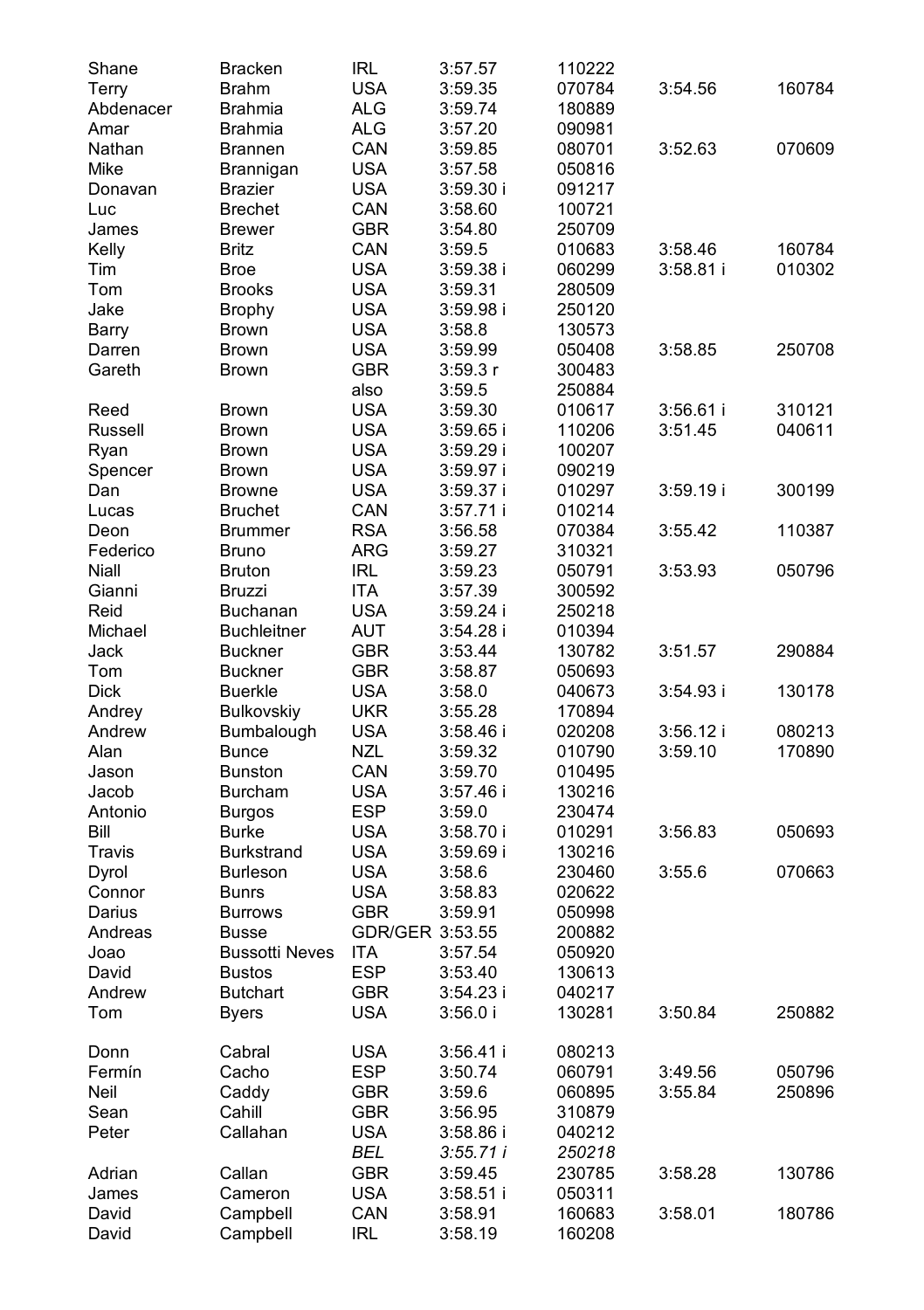| Shane | Bracken | IRL | 3:57.57 | 110222 | | |
|---|---|---|---|---|---|---|
| Terry | Brahm | USA | 3:59.35 | 070784 | 3:54.56 | 160784 |
| Abdenacer | Brahmia | ALG | 3:59.74 | 180889 | | |
| Amar | Brahmia | ALG | 3:57.20 | 090981 | | |
| Nathan | Brannen | CAN | 3:59.85 | 080701 | 3:52.63 | 070609 |
| Mike | Brannigan | USA | 3:57.58 | 050816 | | |
| Donavan | Brazier | USA | 3:59.30 i | 091217 | | |
| Luc | Brechet | CAN | 3:58.60 | 100721 | | |
| James | Brewer | GBR | 3:54.80 | 250709 | | |
| Kelly | Britz | CAN | 3:59.5 | 010683 | 3:58.46 | 160784 |
| Tim | Broe | USA | 3:59.38 i | 060299 | 3:58.81 i | 010302 |
| Tom | Brooks | USA | 3:59.31 | 280509 | | |
| Jake | Brophy | USA | 3:59.98 i | 250120 | | |
| Barry | Brown | USA | 3:58.8 | 130573 | | |
| Darren | Brown | USA | 3:59.99 | 050408 | 3:58.85 | 250708 |
| Gareth | Brown | GBR | 3:59.3 r | 300483 | | |
| | | also | 3:59.5 | 250884 | | |
| Reed | Brown | USA | 3:59.30 | 010617 | 3:56.61 i | 310121 |
| Russell | Brown | USA | 3:59.65 i | 110206 | 3:51.45 | 040611 |
| Ryan | Brown | USA | 3:59.29 i | 100207 | | |
| Spencer | Brown | USA | 3:59.97 i | 090219 | | |
| Dan | Browne | USA | 3:59.37 i | 010297 | 3:59.19 i | 300199 |
| Lucas | Bruchet | CAN | 3:57.71 i | 010214 | | |
| Deon | Brummer | RSA | 3:56.58 | 070384 | 3:55.42 | 110387 |
| Federico | Bruno | ARG | 3:59.27 | 310321 | | |
| Niall | Bruton | IRL | 3:59.23 | 050791 | 3:53.93 | 050796 |
| Gianni | Bruzzi | ITA | 3:57.39 | 300592 | | |
| Reid | Buchanan | USA | 3:59.24 i | 250218 | | |
| Michael | Buchleitner | AUT | 3:54.28 i | 010394 | | |
| Jack | Buckner | GBR | 3:53.44 | 130782 | 3:51.57 | 290884 |
| Tom | Buckner | GBR | 3:58.87 | 050693 | | |
| Dick | Buerkle | USA | 3:58.0 | 040673 | 3:54.93 i | 130178 |
| Andrey | Bulkovskiy | UKR | 3:55.28 | 170894 | | |
| Andrew | Bumbalough | USA | 3:58.46 i | 020208 | 3:56.12 i | 080213 |
| Alan | Bunce | NZL | 3:59.32 | 010790 | 3:59.10 | 170890 |
| Jason | Bunston | CAN | 3:59.70 | 010495 | | |
| Jacob | Burcham | USA | 3:57.46 i | 130216 | | |
| Antonio | Burgos | ESP | 3:59.0 | 230474 | | |
| Bill | Burke | USA | 3:58.70 i | 010291 | 3:56.83 | 050693 |
| Travis | Burkstrand | USA | 3:59.69 i | 130216 | | |
| Dyrol | Burleson | USA | 3:58.6 | 230460 | 3:55.6 | 070663 |
| Connor | Bunrs | USA | 3:58.83 | 020622 | | |
| Darius | Burrows | GBR | 3:59.91 | 050998 | | |
| Andreas | Busse | GDR/GER | 3:53.55 | 200882 | | |
| Joao | Bussotti Neves | ITA | 3:57.54 | 050920 | | |
| David | Bustos | ESP | 3:53.40 | 130613 | | |
| Andrew | Butchart | GBR | 3:54.23 i | 040217 | | |
| Tom | Byers | USA | 3:56.0 i | 130281 | 3:50.84 | 250882 |
| Donn | Cabral | USA | 3:56.41 i | 080213 | | |
| Fermín | Cacho | ESP | 3:50.74 | 060791 | 3:49.56 | 050796 |
| Neil | Caddy | GBR | 3:59.6 | 060895 | 3:55.84 | 250896 |
| Sean | Cahill | GBR | 3:56.95 | 310879 | | |
| Peter | Callahan | USA | 3:58.86 i | 040212 | | |
| | | *BEL* | *3:55.71 i* | *250218* | | |
| Adrian | Callan | GBR | 3:59.45 | 230785 | 3:58.28 | 130786 |
| James | Cameron | USA | 3:58.51 i | 050311 | | |
| David | Campbell | CAN | 3:58.91 | 160683 | 3:58.01 | 180786 |
| David | Campbell | IRL | 3:58.19 | 160208 | | |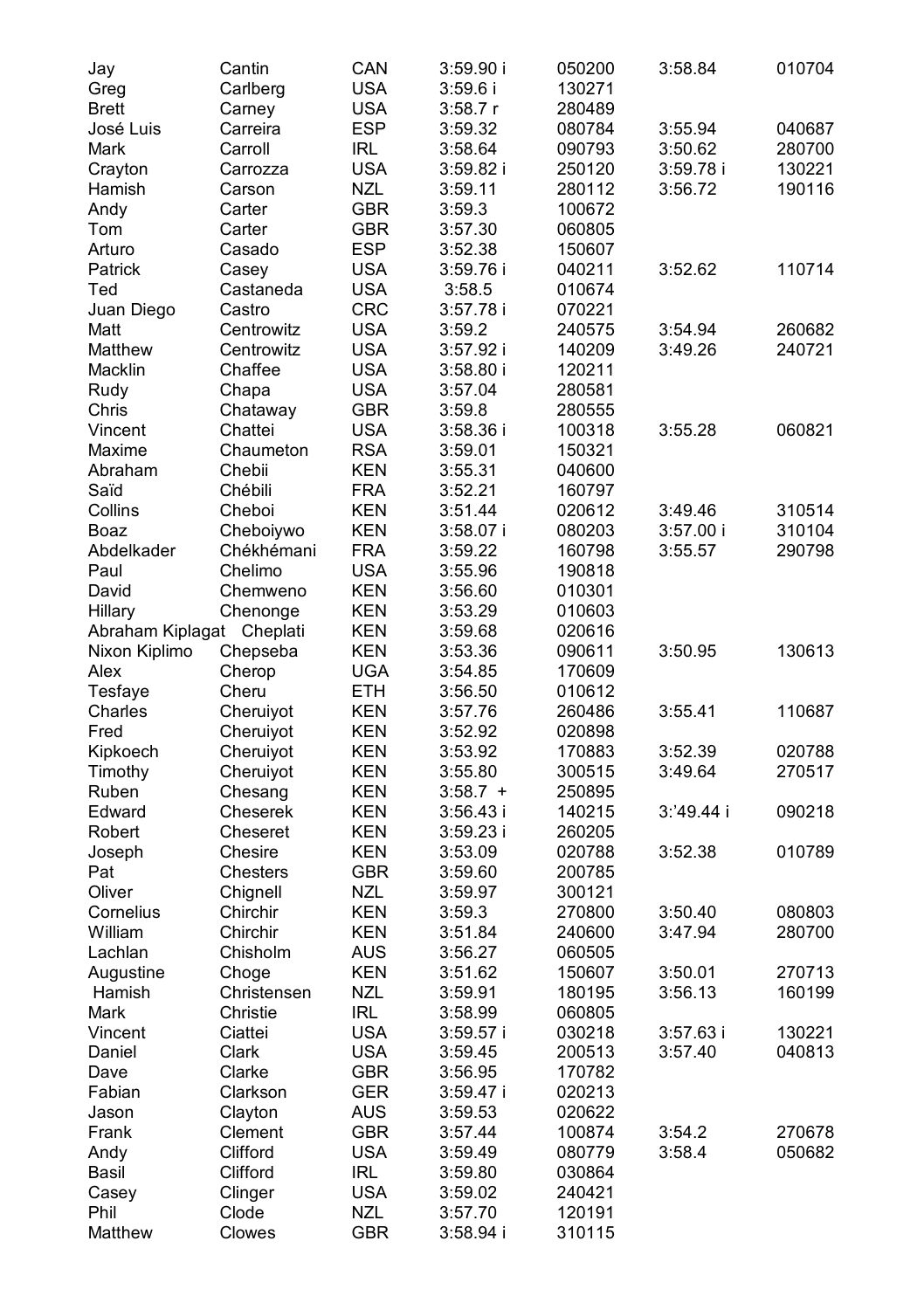| | | | | | | |
|---|---|---|---|---|---|---|
| Jay | Cantin | CAN | 3:59.90 i | 050200 | 3:58.84 | 010704 |
| Greg | Carlberg | USA | 3:59.6 i | 130271 | | |
| Brett | Carney | USA | 3:58.7 r | 280489 | | |
| José Luis | Carreira | ESP | 3:59.32 | 080784 | 3:55.94 | 040687 |
| Mark | Carroll | IRL | 3:58.64 | 090793 | 3:50.62 | 280700 |
| Crayton | Carrozza | USA | 3:59.82 i | 250120 | 3:59.78 i | 130221 |
| Hamish | Carson | NZL | 3:59.11 | 280112 | 3:56.72 | 190116 |
| Andy | Carter | GBR | 3:59.3 | 100672 | | |
| Tom | Carter | GBR | 3:57.30 | 060805 | | |
| Arturo | Casado | ESP | 3:52.38 | 150607 | | |
| Patrick | Casey | USA | 3:59.76 i | 040211 | 3:52.62 | 110714 |
| Ted | Castaneda | USA | 3:58.5 | 010674 | | |
| Juan Diego | Castro | CRC | 3:57.78 i | 070221 | | |
| Matt | Centrowitz | USA | 3:59.2 | 240575 | 3:54.94 | 260682 |
| Matthew | Centrowitz | USA | 3:57.92 i | 140209 | 3:49.26 | 240721 |
| Macklin | Chaffee | USA | 3:58.80 i | 120211 | | |
| Rudy | Chapa | USA | 3:57.04 | 280581 | | |
| Chris | Chataway | GBR | 3:59.8 | 280555 | | |
| Vincent | Chattei | USA | 3:58.36 i | 100318 | 3:55.28 | 060821 |
| Maxime | Chaumeton | RSA | 3:59.01 | 150321 | | |
| Abraham | Chebii | KEN | 3:55.31 | 040600 | | |
| Saïd | Chébili | FRA | 3:52.21 | 160797 | | |
| Collins | Cheboi | KEN | 3:51.44 | 020612 | 3:49.46 | 310514 |
| Boaz | Cheboiywo | KEN | 3:58.07 i | 080203 | 3:57.00 i | 310104 |
| Abdelkader | Chékhémani | FRA | 3:59.22 | 160798 | 3:55.57 | 290798 |
| Paul | Chelimo | USA | 3:55.96 | 190818 | | |
| David | Chemweno | KEN | 3:56.60 | 010301 | | |
| Hillary | Chenonge | KEN | 3:53.29 | 010603 | | |
| Abraham Kiplagat | Cheplati | KEN | 3:59.68 | 020616 | | |
| Nixon Kiplimo | Chepseba | KEN | 3:53.36 | 090611 | 3:50.95 | 130613 |
| Alex | Cherop | UGA | 3:54.85 | 170609 | | |
| Tesfaye | Cheru | ETH | 3:56.50 | 010612 | | |
| Charles | Cheruiyot | KEN | 3:57.76 | 260486 | 3:55.41 | 110687 |
| Fred | Cheruiyot | KEN | 3:52.92 | 020898 | | |
| Kipkoech | Cheruiyot | KEN | 3:53.92 | 170883 | 3:52.39 | 020788 |
| Timothy | Cheruiyot | KEN | 3:55.80 | 300515 | 3:49.64 | 270517 |
| Ruben | Chesang | KEN | 3:58.7 + | 250895 | | |
| Edward | Cheserek | KEN | 3:56.43 i | 140215 | 3:'49.44 i | 090218 |
| Robert | Cheseret | KEN | 3:59.23 i | 260205 | | |
| Joseph | Chesire | KEN | 3:53.09 | 020788 | 3:52.38 | 010789 |
| Pat | Chesters | GBR | 3:59.60 | 200785 | | |
| Oliver | Chignell | NZL | 3:59.97 | 300121 | | |
| Cornelius | Chirchir | KEN | 3:59.3 | 270800 | 3:50.40 | 080803 |
| William | Chirchir | KEN | 3:51.84 | 240600 | 3:47.94 | 280700 |
| Lachlan | Chisholm | AUS | 3:56.27 | 060505 | | |
| Augustine | Choge | KEN | 3:51.62 | 150607 | 3:50.01 | 270713 |
| Hamish | Christensen | NZL | 3:59.91 | 180195 | 3:56.13 | 160199 |
| Mark | Christie | IRL | 3:58.99 | 060805 | | |
| Vincent | Ciattei | USA | 3:59.57 i | 030218 | 3:57.63 i | 130221 |
| Daniel | Clark | USA | 3:59.45 | 200513 | 3:57.40 | 040813 |
| Dave | Clarke | GBR | 3:56.95 | 170782 | | |
| Fabian | Clarkson | GER | 3:59.47 i | 020213 | | |
| Jason | Clayton | AUS | 3:59.53 | 020622 | | |
| Frank | Clement | GBR | 3:57.44 | 100874 | 3:54.2 | 270678 |
| Andy | Clifford | USA | 3:59.49 | 080779 | 3:58.4 | 050682 |
| Basil | Clifford | IRL | 3:59.80 | 030864 | | |
| Casey | Clinger | USA | 3:59.02 | 240421 | | |
| Phil | Clode | NZL | 3:57.70 | 120191 | | |
| Matthew | Clowes | GBR | 3:58.94 i | 310115 | | |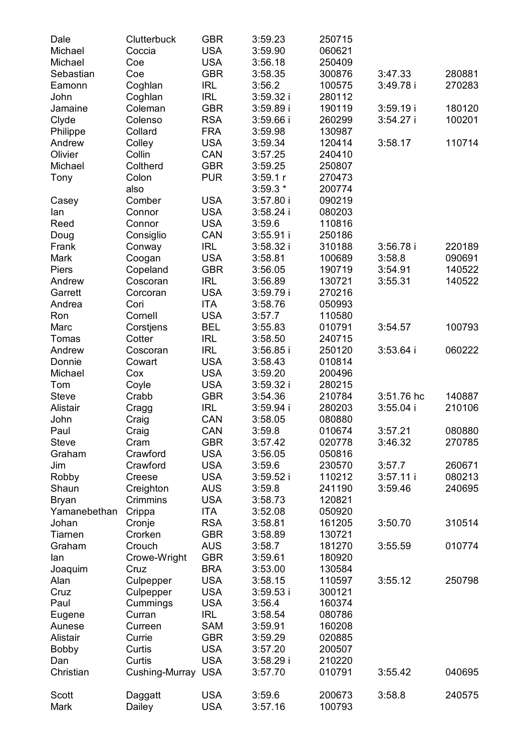| | | | | | | |
|---|---|---|---|---|---|---|
| Dale | Clutterbuck | GBR | 3:59.23 | 250715 | | |
| Michael | Coccia | USA | 3:59.90 | 060621 | | |
| Michael | Coe | USA | 3:56.18 | 250409 | | |
| Sebastian | Coe | GBR | 3:58.35 | 300876 | 3:47.33 | 280881 |
| Eamonn | Coghlan | IRL | 3:56.2 | 100575 | 3:49.78 i | 270283 |
| John | Coghlan | IRL | 3:59.32 i | 280112 | | |
| Jamaine | Coleman | GBR | 3:59.89 i | 190119 | 3:59.19 i | 180120 |
| Clyde | Colenso | RSA | 3:59.66 i | 260299 | 3:54.27 i | 100201 |
| Philippe | Collard | FRA | 3:59.98 | 130987 | | |
| Andrew | Colley | USA | 3:59.34 | 120414 | 3:58.17 | 110714 |
| Olivier | Collin | CAN | 3:57.25 | 240410 | | |
| Michael | Coltherd | GBR | 3:59.25 | 250807 | | |
| Tony | Colon | PUR | 3:59.1 r | 270473 | | |
| | also | | 3:59.3 * | 200774 | | |
| Casey | Comber | USA | 3:57.80 i | 090219 | | |
| Ian | Connor | USA | 3:58.24 i | 080203 | | |
| Reed | Connor | USA | 3:59.6 | 110816 | | |
| Doug | Consiglio | CAN | 3:55.91 i | 250186 | | |
| Frank | Conway | IRL | 3:58.32 i | 310188 | 3:56.78 i | 220189 |
| Mark | Coogan | USA | 3:58.81 | 100689 | 3:58.8 | 090691 |
| Piers | Copeland | GBR | 3:56.05 | 190719 | 3:54.91 | 140522 |
| Andrew | Coscoran | IRL | 3:56.89 | 130721 | 3:55.31 | 140522 |
| Garrett | Corcoran | USA | 3:59.79 i | 270216 | | |
| Andrea | Cori | ITA | 3:58.76 | 050993 | | |
| Ron | Cornell | USA | 3:57.7 | 110580 | | |
| Marc | Corstjens | BEL | 3:55.83 | 010791 | 3:54.57 | 100793 |
| Tomas | Cotter | IRL | 3:58.50 | 240715 | | |
| Andrew | Coscoran | IRL | 3:56.85 i | 250120 | 3:53.64 i | 060222 |
| Donnie | Cowart | USA | 3:58.43 | 010814 | | |
| Michael | Cox | USA | 3:59.20 | 200496 | | |
| Tom | Coyle | USA | 3:59.32 i | 280215 | | |
| Steve | Crabb | GBR | 3:54.36 | 210784 | 3:51.76 hc | 140887 |
| Alistair | Cragg | IRL | 3:59.94 i | 280203 | 3:55.04 i | 210106 |
| John | Craig | CAN | 3:58.05 | 080880 | | |
| Paul | Craig | CAN | 3:59.8 | 010674 | 3:57.21 | 080880 |
| Steve | Cram | GBR | 3:57.42 | 020778 | 3:46.32 | 270785 |
| Graham | Crawford | USA | 3:56.05 | 050816 | | |
| Jim | Crawford | USA | 3:59.6 | 230570 | 3:57.7 | 260671 |
| Robby | Creese | USA | 3:59.52 i | 110212 | 3:57.11 i | 080213 |
| Shaun | Creighton | AUS | 3:59.8 | 241190 | 3:59.46 | 240695 |
| Bryan | Crimmins | USA | 3:58.73 | 120821 | | |
| Yamanebethan | Crippa | ITA | 3:52.08 | 050920 | | |
| Johan | Cronje | RSA | 3:58.81 | 161205 | 3:50.70 | 310514 |
| Tiarnen | Crorken | GBR | 3:58.89 | 130721 | | |
| Graham | Crouch | AUS | 3:58.7 | 181270 | 3:55.59 | 010774 |
| Ian | Crowe-Wright | GBR | 3:59.61 | 180920 | | |
| Joaquim | Cruz | BRA | 3:53.00 | 130584 | | |
| Alan | Culpepper | USA | 3:58.15 | 110597 | 3:55.12 | 250798 |
| Cruz | Culpepper | USA | 3:59.53 i | 300121 | | |
| Paul | Cummings | USA | 3:56.4 | 160374 | | |
| Eugene | Curran | IRL | 3:58.54 | 080786 | | |
| Aunese | Curreen | SAM | 3:59.91 | 160208 | | |
| Alistair | Currie | GBR | 3:59.29 | 020885 | | |
| Bobby | Curtis | USA | 3:57.20 | 200507 | | |
| Dan | Curtis | USA | 3:58.29 i | 210220 | | |
| Christian | Cushing-Murray | USA | 3:57.70 | 010791 | 3:55.42 | 040695 |
| | | | | | | |
| Scott | Daggatt | USA | 3:59.6 | 200673 | 3:58.8 | 240575 |
| Mark | Dailey | USA | 3:57.16 | 100793 | | |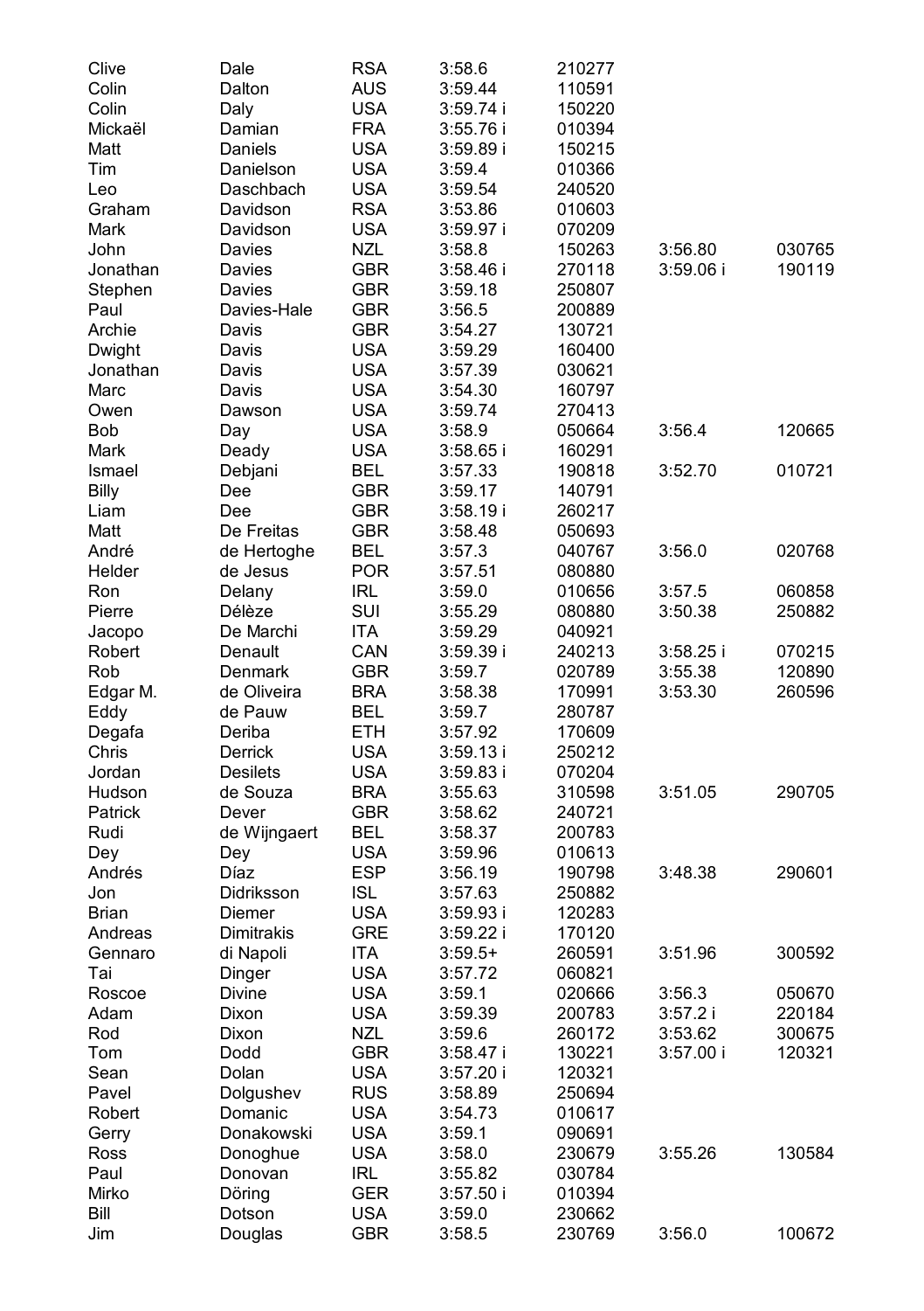| | | | | | | |
|---|---|---|---|---|---|---|
| Clive | Dale | RSA | 3:58.6 | 210277 | | |
| Colin | Dalton | AUS | 3:59.44 | 110591 | | |
| Colin | Daly | USA | 3:59.74 i | 150220 | | |
| Mickaël | Damian | FRA | 3:55.76 i | 010394 | | |
| Matt | Daniels | USA | 3:59.89 i | 150215 | | |
| Tim | Danielson | USA | 3:59.4 | 010366 | | |
| Leo | Daschbach | USA | 3:59.54 | 240520 | | |
| Graham | Davidson | RSA | 3:53.86 | 010603 | | |
| Mark | Davidson | USA | 3:59.97 i | 070209 | | |
| John | Davies | NZL | 3:58.8 | 150263 | 3:56.80 | 030765 |
| Jonathan | Davies | GBR | 3:58.46 i | 270118 | 3:59.06 i | 190119 |
| Stephen | Davies | GBR | 3:59.18 | 250807 | | |
| Paul | Davies-Hale | GBR | 3:56.5 | 200889 | | |
| Archie | Davis | GBR | 3:54.27 | 130721 | | |
| Dwight | Davis | USA | 3:59.29 | 160400 | | |
| Jonathan | Davis | USA | 3:57.39 | 030621 | | |
| Marc | Davis | USA | 3:54.30 | 160797 | | |
| Owen | Dawson | USA | 3:59.74 | 270413 | | |
| Bob | Day | USA | 3:58.9 | 050664 | 3:56.4 | 120665 |
| Mark | Deady | USA | 3:58.65 i | 160291 | | |
| Ismael | Debjani | BEL | 3:57.33 | 190818 | 3:52.70 | 010721 |
| Billy | Dee | GBR | 3:59.17 | 140791 | | |
| Liam | Dee | GBR | 3:58.19 i | 260217 | | |
| Matt | De Freitas | GBR | 3:58.48 | 050693 | | |
| André | de Hertoghe | BEL | 3:57.3 | 040767 | 3:56.0 | 020768 |
| Helder | de Jesus | POR | 3:57.51 | 080880 | | |
| Ron | Delany | IRL | 3:59.0 | 010656 | 3:57.5 | 060858 |
| Pierre | Délèze | SUI | 3:55.29 | 080880 | 3:50.38 | 250882 |
| Jacopo | De Marchi | ITA | 3:59.29 | 040921 | | |
| Robert | Denault | CAN | 3:59.39 i | 240213 | 3:58.25 i | 070215 |
| Rob | Denmark | GBR | 3:59.7 | 020789 | 3:55.38 | 120890 |
| Edgar M. | de Oliveira | BRA | 3:58.38 | 170991 | 3:53.30 | 260596 |
| Eddy | de Pauw | BEL | 3:59.7 | 280787 | | |
| Degafa | Deriba | ETH | 3:57.92 | 170609 | | |
| Chris | Derrick | USA | 3:59.13 i | 250212 | | |
| Jordan | Desilets | USA | 3:59.83 i | 070204 | | |
| Hudson | de Souza | BRA | 3:55.63 | 310598 | 3:51.05 | 290705 |
| Patrick | Dever | GBR | 3:58.62 | 240721 | | |
| Rudi | de Wijngaert | BEL | 3:58.37 | 200783 | | |
| Dey | Dey | USA | 3:59.96 | 010613 | | |
| Andrés | Díaz | ESP | 3:56.19 | 190798 | 3:48.38 | 290601 |
| Jon | Didriksson | ISL | 3:57.63 | 250882 | | |
| Brian | Diemer | USA | 3:59.93 i | 120283 | | |
| Andreas | Dimitrakis | GRE | 3:59.22 i | 170120 | | |
| Gennaro | di Napoli | ITA | 3:59.5+ | 260591 | 3:51.96 | 300592 |
| Tai | Dinger | USA | 3:57.72 | 060821 | | |
| Roscoe | Divine | USA | 3:59.1 | 020666 | 3:56.3 | 050670 |
| Adam | Dixon | USA | 3:59.39 | 200783 | 3:57.2 i | 220184 |
| Rod | Dixon | NZL | 3:59.6 | 260172 | 3:53.62 | 300675 |
| Tom | Dodd | GBR | 3:58.47 i | 130221 | 3:57.00 i | 120321 |
| Sean | Dolan | USA | 3:57.20 i | 120321 | | |
| Pavel | Dolgushev | RUS | 3:58.89 | 250694 | | |
| Robert | Domanic | USA | 3:54.73 | 010617 | | |
| Gerry | Donakowski | USA | 3:59.1 | 090691 | | |
| Ross | Donoghue | USA | 3:58.0 | 230679 | 3:55.26 | 130584 |
| Paul | Donovan | IRL | 3:55.82 | 030784 | | |
| Mirko | Döring | GER | 3:57.50 i | 010394 | | |
| Bill | Dotson | USA | 3:59.0 | 230662 | | |
| Jim | Douglas | GBR | 3:58.5 | 230769 | 3:56.0 | 100672 |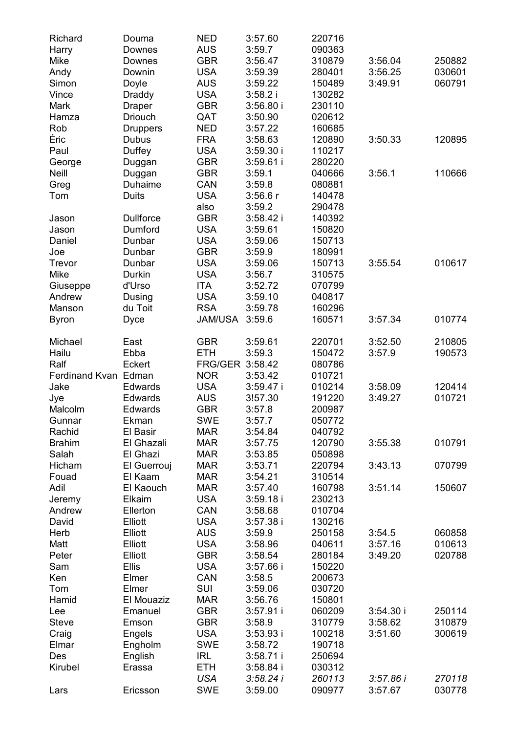| | | | | | | |
|---|---|---|---|---|---|---|
| Richard | Douma | NED | 3:57.60 | 220716 | | |
| Harry | Downes | AUS | 3:59.7 | 090363 | | |
| Mike | Downes | GBR | 3:56.47 | 310879 | 3:56.04 | 250882 |
| Andy | Downin | USA | 3:59.39 | 280401 | 3:56.25 | 030601 |
| Simon | Doyle | AUS | 3:59.22 | 150489 | 3:49.91 | 060791 |
| Vince | Draddy | USA | 3:58.2 i | 130282 | | |
| Mark | Draper | GBR | 3:56.80 i | 230110 | | |
| Hamza | Driouch | QAT | 3:50.90 | 020612 | | |
| Rob | Druppers | NED | 3:57.22 | 160685 | | |
| Éric | Dubus | FRA | 3:58.63 | 120890 | 3:50.33 | 120895 |
| Paul | Duffey | USA | 3:59.30 i | 110217 | | |
| George | Duggan | GBR | 3:59.61 i | 280220 | | |
| Neill | Duggan | GBR | 3:59.1 | 040666 | 3:56.1 | 110666 |
| Greg | Duhaime | CAN | 3:59.8 | 080881 | | |
| Tom | Duits | USA | 3:56.6 r | 140478 | | |
| | | also | 3:59.2 | 290478 | | |
| Jason | Dullforce | GBR | 3:58.42 i | 140392 | | |
| Jason | Dumford | USA | 3:59.61 | 150820 | | |
| Daniel | Dunbar | USA | 3:59.06 | 150713 | | |
| Joe | Dunbar | GBR | 3:59.9 | 180991 | | |
| Trevor | Dunbar | USA | 3:59.06 | 150713 | 3:55.54 | 010617 |
| Mike | Durkin | USA | 3:56.7 | 310575 | | |
| Giuseppe | d'Urso | ITA | 3:52.72 | 070799 | | |
| Andrew | Dusing | USA | 3:59.10 | 040817 | | |
| Manson | du Toit | RSA | 3:59.78 | 160296 | | |
| Byron | Dyce | JAM/USA | 3:59.6 | 160571 | 3:57.34 | 010774 |
| | | | | | | |
| Michael | East | GBR | 3:59.61 | 220701 | 3:52.50 | 210805 |
| Hailu | Ebba | ETH | 3:59.3 | 150472 | 3:57.9 | 190573 |
| Ralf | Eckert | FRG/GER | 3:58.42 | 080786 | | |
| Ferdinand Kvan | Edman | NOR | 3:53.42 | 010721 | | |
| Jake | Edwards | USA | 3:59.47 i | 010214 | 3:58.09 | 120414 |
| Jye | Edwards | AUS | 3!57.30 | 191220 | 3:49.27 | 010721 |
| Malcolm | Edwards | GBR | 3:57.8 | 200987 | | |
| Gunnar | Ekman | SWE | 3:57.7 | 050772 | | |
| Rachid | El Basir | MAR | 3:54.84 | 040792 | | |
| Brahim | El Ghazali | MAR | 3:57.75 | 120790 | 3:55.38 | 010791 |
| Salah | El Ghazi | MAR | 3:53.85 | 050898 | | |
| Hicham | El Guerrouj | MAR | 3:53.71 | 220794 | 3:43.13 | 070799 |
| Fouad | El Kaam | MAR | 3:54.21 | 310514 | | |
| Adil | El Kaouch | MAR | 3:57.40 | 160798 | 3:51.14 | 150607 |
| Jeremy | Elkaim | USA | 3:59.18 i | 230213 | | |
| Andrew | Ellerton | CAN | 3:58.68 | 010704 | | |
| David | Elliott | USA | 3:57.38 i | 130216 | | |
| Herb | Elliott | AUS | 3:59.9 | 250158 | 3:54.5 | 060858 |
| Matt | Elliott | USA | 3:58.96 | 040611 | 3:57.16 | 010613 |
| Peter | Elliott | GBR | 3:58.54 | 280184 | 3:49.20 | 020788 |
| Sam | Ellis | USA | 3:57.66 i | 150220 | | |
| Ken | Elmer | CAN | 3:58.5 | 200673 | | |
| Tom | Elmer | SUI | 3:59.06 | 030720 | | |
| Hamid | El Mouaziz | MAR | 3:56.76 | 150801 | | |
| Lee | Emanuel | GBR | 3:57.91 i | 060209 | 3:54.30 i | 250114 |
| Steve | Emson | GBR | 3:58.9 | 310779 | 3:58.62 | 310879 |
| Craig | Engels | USA | 3:53.93 i | 100218 | 3:51.60 | 300619 |
| Elmar | Engholm | SWE | 3:58.72 | 190718 | | |
| Des | English | IRL | 3:58.71 i | 250694 | | |
| Kirubel | Erassa | ETH | 3:58.84 i | 030312 | | |
| | | *USA* | *3:58.24 i* | *260113* | *3:57.86 i* | *270118* |
| Lars | Ericsson | SWE | 3:59.00 | 090977 | 3:57.67 | 030778 |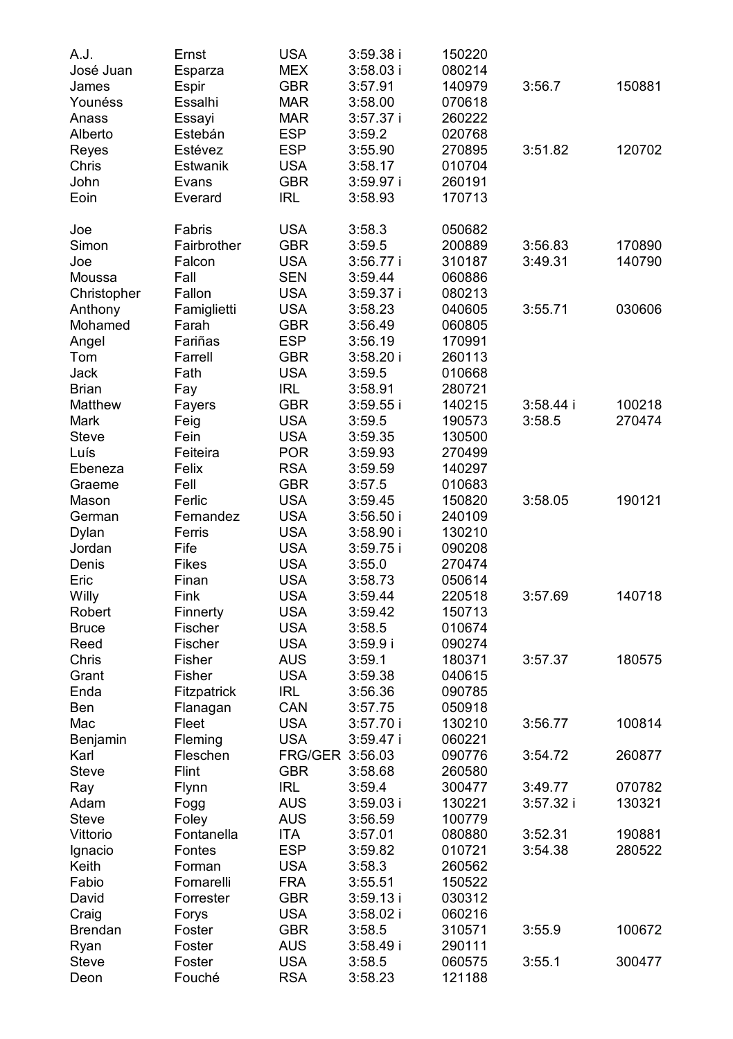| | | | | | | |
|---|---|---|---|---|---|---|
| A.J. | Ernst | USA | 3:59.38 i | 150220 | | |
| José Juan | Esparza | MEX | 3:58.03 i | 080214 | | |
| James | Espir | GBR | 3:57.91 | 140979 | 3:56.7 | 150881 |
| Younéss | Essalhi | MAR | 3:58.00 | 070618 | | |
| Anass | Essayi | MAR | 3:57.37 i | 260222 | | |
| Alberto | Estebán | ESP | 3:59.2 | 020768 | | |
| Reyes | Estévez | ESP | 3:55.90 | 270895 | 3:51.82 | 120702 |
| Chris | Estwanik | USA | 3:58.17 | 010704 | | |
| John | Evans | GBR | 3:59.97 i | 260191 | | |
| Eoin | Everard | IRL | 3:58.93 | 170713 | | |
| | | | | | | |
| Joe | Fabris | USA | 3:58.3 | 050682 | | |
| Simon | Fairbrother | GBR | 3:59.5 | 200889 | 3:56.83 | 170890 |
| Joe | Falcon | USA | 3:56.77 i | 310187 | 3:49.31 | 140790 |
| Moussa | Fall | SEN | 3:59.44 | 060886 | | |
| Christopher | Fallon | USA | 3:59.37 i | 080213 | | |
| Anthony | Famiglietti | USA | 3:58.23 | 040605 | 3:55.71 | 030606 |
| Mohamed | Farah | GBR | 3:56.49 | 060805 | | |
| Angel | Fariñas | ESP | 3:56.19 | 170991 | | |
| Tom | Farrell | GBR | 3:58.20 i | 260113 | | |
| Jack | Fath | USA | 3:59.5 | 010668 | | |
| Brian | Fay | IRL | 3:58.91 | 280721 | | |
| Matthew | Fayers | GBR | 3:59.55 i | 140215 | 3:58.44 i | 100218 |
| Mark | Feig | USA | 3:59.5 | 190573 | 3:58.5 | 270474 |
| Steve | Fein | USA | 3:59.35 | 130500 | | |
| Luís | Feiteira | POR | 3:59.93 | 270499 | | |
| Ebeneza | Felix | RSA | 3:59.59 | 140297 | | |
| Graeme | Fell | GBR | 3:57.5 | 010683 | | |
| Mason | Ferlic | USA | 3:59.45 | 150820 | 3:58.05 | 190121 |
| German | Fernandez | USA | 3:56.50 i | 240109 | | |
| Dylan | Ferris | USA | 3:58.90 i | 130210 | | |
| Jordan | Fife | USA | 3:59.75 i | 090208 | | |
| Denis | Fikes | USA | 3:55.0 | 270474 | | |
| Eric | Finan | USA | 3:58.73 | 050614 | | |
| Willy | Fink | USA | 3:59.44 | 220518 | 3:57.69 | 140718 |
| Robert | Finnerty | USA | 3:59.42 | 150713 | | |
| Bruce | Fischer | USA | 3:58.5 | 010674 | | |
| Reed | Fischer | USA | 3:59.9 i | 090274 | | |
| Chris | Fisher | AUS | 3:59.1 | 180371 | 3:57.37 | 180575 |
| Grant | Fisher | USA | 3:59.38 | 040615 | | |
| Enda | Fitzpatrick | IRL | 3:56.36 | 090785 | | |
| Ben | Flanagan | CAN | 3:57.75 | 050918 | | |
| Mac | Fleet | USA | 3:57.70 i | 130210 | 3:56.77 | 100814 |
| Benjamin | Fleming | USA | 3:59.47 i | 060221 | | |
| Karl | Fleschen | FRG/GER | 3:56.03 | 090776 | 3:54.72 | 260877 |
| Steve | Flint | GBR | 3:58.68 | 260580 | | |
| Ray | Flynn | IRL | 3:59.4 | 300477 | 3:49.77 | 070782 |
| Adam | Fogg | AUS | 3:59.03 i | 130221 | 3:57.32 i | 130321 |
| Steve | Foley | AUS | 3:56.59 | 100779 | | |
| Vittorio | Fontanella | ITA | 3:57.01 | 080880 | 3:52.31 | 190881 |
| Ignacio | Fontes | ESP | 3:59.82 | 010721 | 3:54.38 | 280522 |
| Keith | Forman | USA | 3:58.3 | 260562 | | |
| Fabio | Fornarelli | FRA | 3:55.51 | 150522 | | |
| David | Forrester | GBR | 3:59.13 i | 030312 | | |
| Craig | Forys | USA | 3:58.02 i | 060216 | | |
| Brendan | Foster | GBR | 3:58.5 | 310571 | 3:55.9 | 100672 |
| Ryan | Foster | AUS | 3:58.49 i | 290111 | | |
| Steve | Foster | USA | 3:58.5 | 060575 | 3:55.1 | 300477 |
| Deon | Fouché | RSA | 3:58.23 | 121188 | | |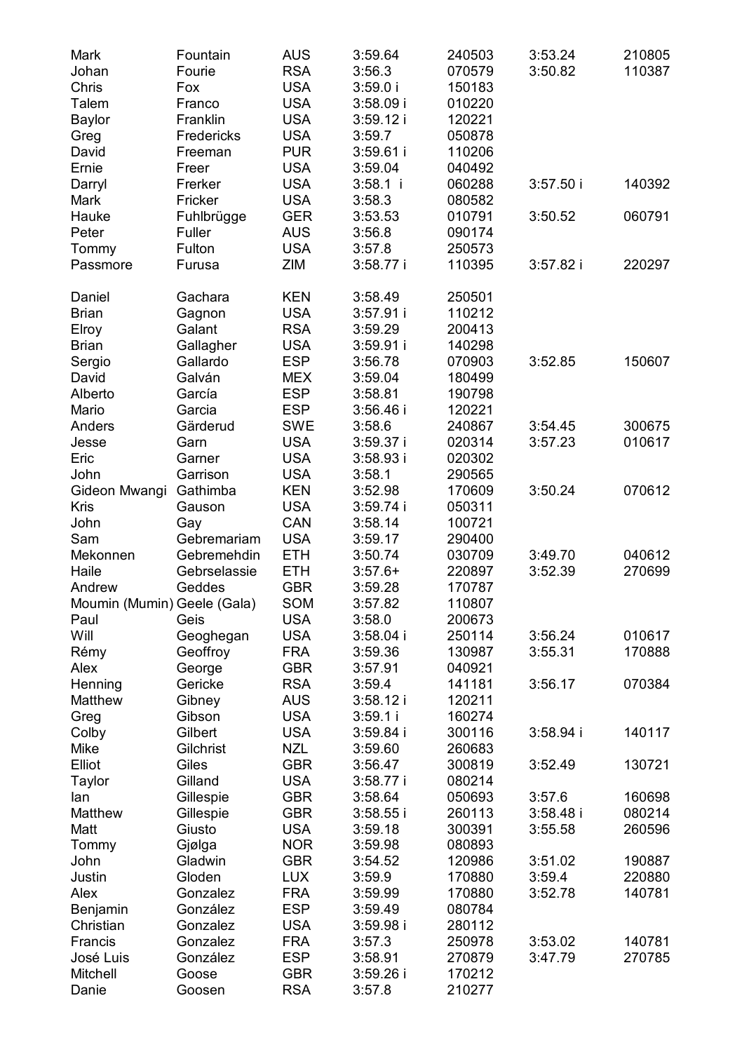| | | | | | | |
|---|---|---|---|---|---|---|
| Mark | Fountain | AUS | 3:59.64 | 240503 | 3:53.24 | 210805 |
| Johan | Fourie | RSA | 3:56.3 | 070579 | 3:50.82 | 110387 |
| Chris | Fox | USA | 3:59.0 i | 150183 | | |
| Talem | Franco | USA | 3:58.09 i | 010220 | | |
| Baylor | Franklin | USA | 3:59.12 i | 120221 | | |
| Greg | Fredericks | USA | 3:59.7 | 050878 | | |
| David | Freeman | PUR | 3:59.61 i | 110206 | | |
| Ernie | Freer | USA | 3:59.04 | 040492 | | |
| Darryl | Frerker | USA | 3:58.1 i | 060288 | 3:57.50 i | 140392 |
| Mark | Fricker | USA | 3:58.3 | 080582 | | |
| Hauke | Fuhlbrügge | GER | 3:53.53 | 010791 | 3:50.52 | 060791 |
| Peter | Fuller | AUS | 3:56.8 | 090174 | | |
| Tommy | Fulton | USA | 3:57.8 | 250573 | | |
| Passmore | Furusa | ZIM | 3:58.77 i | 110395 | 3:57.82 i | 220297 |
| | | | | | | |
| Daniel | Gachara | KEN | 3:58.49 | 250501 | | |
| Brian | Gagnon | USA | 3:57.91 i | 110212 | | |
| Elroy | Galant | RSA | 3:59.29 | 200413 | | |
| Brian | Gallagher | USA | 3:59.91 i | 140298 | | |
| Sergio | Gallardo | ESP | 3:56.78 | 070903 | 3:52.85 | 150607 |
| David | Galván | MEX | 3:59.04 | 180499 | | |
| Alberto | García | ESP | 3:58.81 | 190798 | | |
| Mario | Garcia | ESP | 3:56.46 i | 120221 | | |
| Anders | Gärderud | SWE | 3:58.6 | 240867 | 3:54.45 | 300675 |
| Jesse | Garn | USA | 3:59.37 i | 020314 | 3:57.23 | 010617 |
| Eric | Garner | USA | 3:58.93 i | 020302 | | |
| John | Garrison | USA | 3:58.1 | 290565 | | |
| Gideon Mwangi | Gathimba | KEN | 3:52.98 | 170609 | 3:50.24 | 070612 |
| Kris | Gauson | USA | 3:59.74 i | 050311 | | |
| John | Gay | CAN | 3:58.14 | 100721 | | |
| Sam | Gebremariam | USA | 3:59.17 | 290400 | | |
| Mekonnen | Gebremehdin | ETH | 3:50.74 | 030709 | 3:49.70 | 040612 |
| Haile | Gebrselassie | ETH | 3:57.6+ | 220897 | 3:52.39 | 270699 |
| Andrew | Geddes | GBR | 3:59.28 | 170787 | | |
| Moumin (Mumin) | Geele (Gala) | SOM | 3:57.82 | 110807 | | |
| Paul | Geis | USA | 3:58.0 | 200673 | | |
| Will | Geoghegan | USA | 3:58.04 i | 250114 | 3:56.24 | 010617 |
| Rémy | Geoffroy | FRA | 3:59.36 | 130987 | 3:55.31 | 170888 |
| Alex | George | GBR | 3:57.91 | 040921 | | |
| Henning | Gericke | RSA | 3:59.4 | 141181 | 3:56.17 | 070384 |
| Matthew | Gibney | AUS | 3:58.12 i | 120211 | | |
| Greg | Gibson | USA | 3:59.1 i | 160274 | | |
| Colby | Gilbert | USA | 3:59.84 i | 300116 | 3:58.94 i | 140117 |
| Mike | Gilchrist | NZL | 3:59.60 | 260683 | | |
| Elliot | Giles | GBR | 3:56.47 | 300819 | 3:52.49 | 130721 |
| Taylor | Gilland | USA | 3:58.77 i | 080214 | | |
| Ian | Gillespie | GBR | 3:58.64 | 050693 | 3:57.6 | 160698 |
| Matthew | Gillespie | GBR | 3:58.55 i | 260113 | 3:58.48 i | 080214 |
| Matt | Giusto | USA | 3:59.18 | 300391 | 3:55.58 | 260596 |
| Tommy | Gjølga | NOR | 3:59.98 | 080893 | | |
| John | Gladwin | GBR | 3:54.52 | 120986 | 3:51.02 | 190887 |
| Justin | Gloden | LUX | 3:59.9 | 170880 | 3:59.4 | 220880 |
| Alex | Gonzalez | FRA | 3:59.99 | 170880 | 3:52.78 | 140781 |
| Benjamin | González | ESP | 3:59.49 | 080784 | | |
| Christian | Gonzalez | USA | 3:59.98 i | 280112 | | |
| Francis | Gonzalez | FRA | 3:57.3 | 250978 | 3:53.02 | 140781 |
| José Luis | González | ESP | 3:58.91 | 270879 | 3:47.79 | 270785 |
| Mitchell | Goose | GBR | 3:59.26 i | 170212 | | |
| Danie | Goosen | RSA | 3:57.8 | 210277 | | |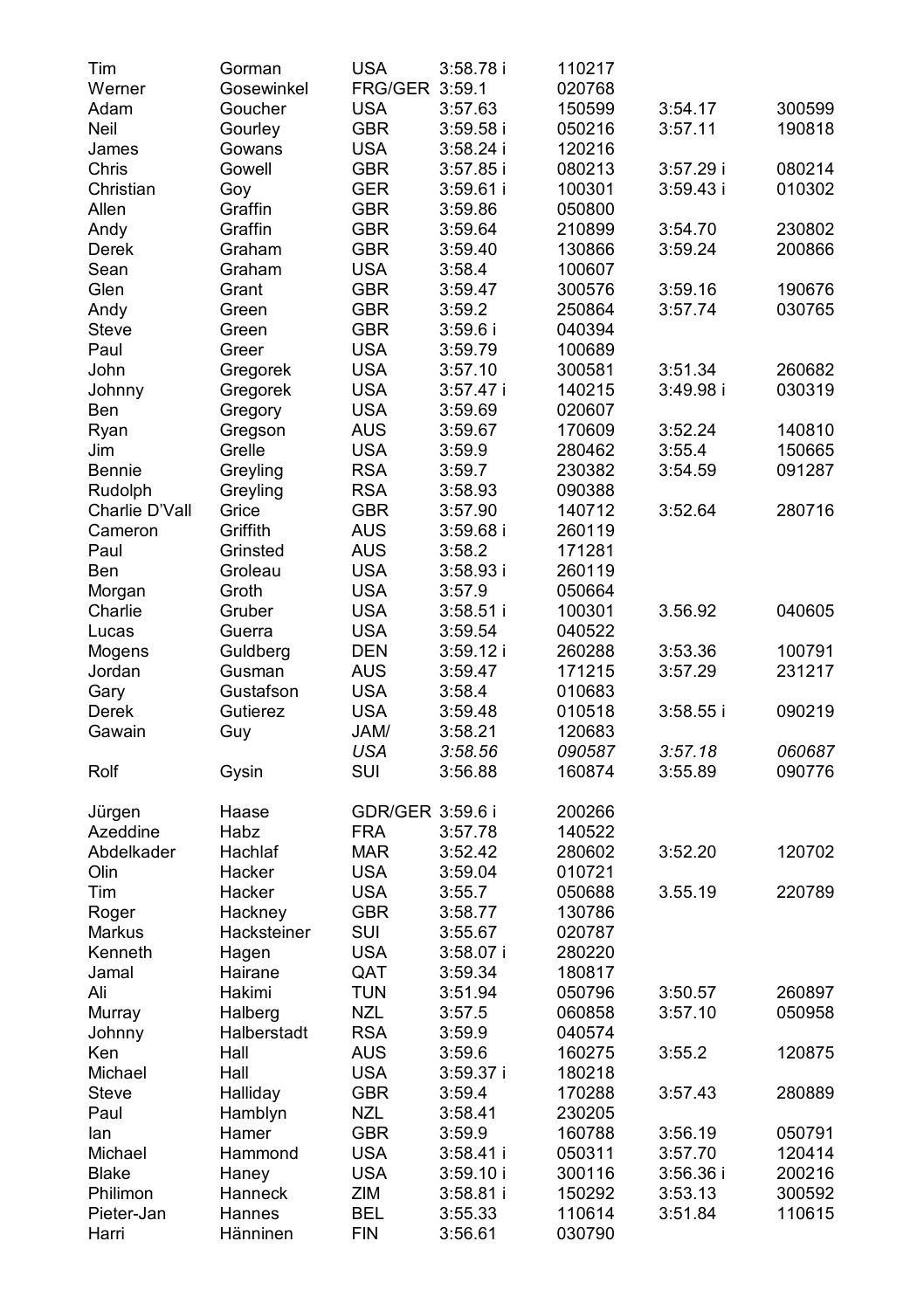| | | | | | | |
|---|---|---|---|---|---|---|
| Tim | Gorman | USA | 3:58.78 i | 110217 | | |
| Werner | Gosewinkel | FRG/GER | 3:59.1 | 020768 | | |
| Adam | Goucher | USA | 3:57.63 | 150599 | 3:54.17 | 300599 |
| Neil | Gourley | GBR | 3:59.58 i | 050216 | 3:57.11 | 190818 |
| James | Gowans | USA | 3:58.24 i | 120216 | | |
| Chris | Gowell | GBR | 3:57.85 i | 080213 | 3:57.29 i | 080214 |
| Christian | Goy | GER | 3:59.61 i | 100301 | 3:59.43 i | 010302 |
| Allen | Graffin | GBR | 3:59.86 | 050800 | | |
| Andy | Graffin | GBR | 3:59.64 | 210899 | 3:54.70 | 230802 |
| Derek | Graham | GBR | 3:59.40 | 130866 | 3:59.24 | 200866 |
| Sean | Graham | USA | 3:58.4 | 100607 | | |
| Glen | Grant | GBR | 3:59.47 | 300576 | 3:59.16 | 190676 |
| Andy | Green | GBR | 3:59.2 | 250864 | 3:57.74 | 030765 |
| Steve | Green | GBR | 3:59.6 i | 040394 | | |
| Paul | Greer | USA | 3:59.79 | 100689 | | |
| John | Gregorek | USA | 3:57.10 | 300581 | 3:51.34 | 260682 |
| Johnny | Gregorek | USA | 3:57.47 i | 140215 | 3:49.98 i | 030319 |
| Ben | Gregory | USA | 3:59.69 | 020607 | | |
| Ryan | Gregson | AUS | 3:59.67 | 170609 | 3:52.24 | 140810 |
| Jim | Grelle | USA | 3:59.9 | 280462 | 3:55.4 | 150665 |
| Bennie | Greyling | RSA | 3:59.7 | 230382 | 3:54.59 | 091287 |
| Rudolph | Greyling | RSA | 3:58.93 | 090388 | | |
| Charlie D'Vall | Grice | GBR | 3:57.90 | 140712 | 3:52.64 | 280716 |
| Cameron | Griffith | AUS | 3:59.68 i | 260119 | | |
| Paul | Grinsted | AUS | 3:58.2 | 171281 | | |
| Ben | Groleau | USA | 3:58.93 i | 260119 | | |
| Morgan | Groth | USA | 3:57.9 | 050664 | | |
| Charlie | Gruber | USA | 3:58.51 i | 100301 | 3.56.92 | 040605 |
| Lucas | Guerra | USA | 3:59.54 | 040522 | | |
| Mogens | Guldberg | DEN | 3:59.12 i | 260288 | 3:53.36 | 100791 |
| Jordan | Gusman | AUS | 3:59.47 | 171215 | 3:57.29 | 231217 |
| Gary | Gustafson | USA | 3:58.4 | 010683 | | |
| Derek | Gutierez | USA | 3:59.48 | 010518 | 3:58.55 i | 090219 |
| Gawain | Guy | JAM/ | 3:58.21 | 120683 | | |
| | | *USA* | *3:58.56* | *090587* | *3:57.18* | *060687* |
| Rolf | Gysin | SUI | 3:56.88 | 160874 | 3:55.89 | 090776 |
| | | | | | | |
| Jürgen | Haase | GDR/GER | 3:59.6 i | 200266 | | |
| Azeddine | Habz | FRA | 3:57.78 | 140522 | | |
| Abdelkader | Hachlaf | MAR | 3:52.42 | 280602 | 3:52.20 | 120702 |
| Olin | Hacker | USA | 3:59.04 | 010721 | | |
| Tim | Hacker | USA | 3:55.7 | 050688 | 3.55.19 | 220789 |
| Roger | Hackney | GBR | 3:58.77 | 130786 | | |
| Markus | Hacksteiner | SUI | 3:55.67 | 020787 | | |
| Kenneth | Hagen | USA | 3:58.07 i | 280220 | | |
| Jamal | Hairane | QAT | 3:59.34 | 180817 | | |
| Ali | Hakimi | TUN | 3:51.94 | 050796 | 3:50.57 | 260897 |
| Murray | Halberg | NZL | 3:57.5 | 060858 | 3:57.10 | 050958 |
| Johnny | Halberstadt | RSA | 3:59.9 | 040574 | | |
| Ken | Hall | AUS | 3:59.6 | 160275 | 3:55.2 | 120875 |
| Michael | Hall | USA | 3:59.37 i | 180218 | | |
| Steve | Halliday | GBR | 3:59.4 | 170288 | 3:57.43 | 280889 |
| Paul | Hamblyn | NZL | 3:58.41 | 230205 | | |
| Ian | Hamer | GBR | 3:59.9 | 160788 | 3:56.19 | 050791 |
| Michael | Hammond | USA | 3:58.41 i | 050311 | 3:57.70 | 120414 |
| Blake | Haney | USA | 3:59.10 i | 300116 | 3:56.36 i | 200216 |
| Philimon | Hanneck | ZIM | 3:58.81 i | 150292 | 3:53.13 | 300592 |
| Pieter-Jan | Hannes | BEL | 3:55.33 | 110614 | 3:51.84 | 110615 |
| Harri | Hänninen | FIN | 3:56.61 | 030790 | | |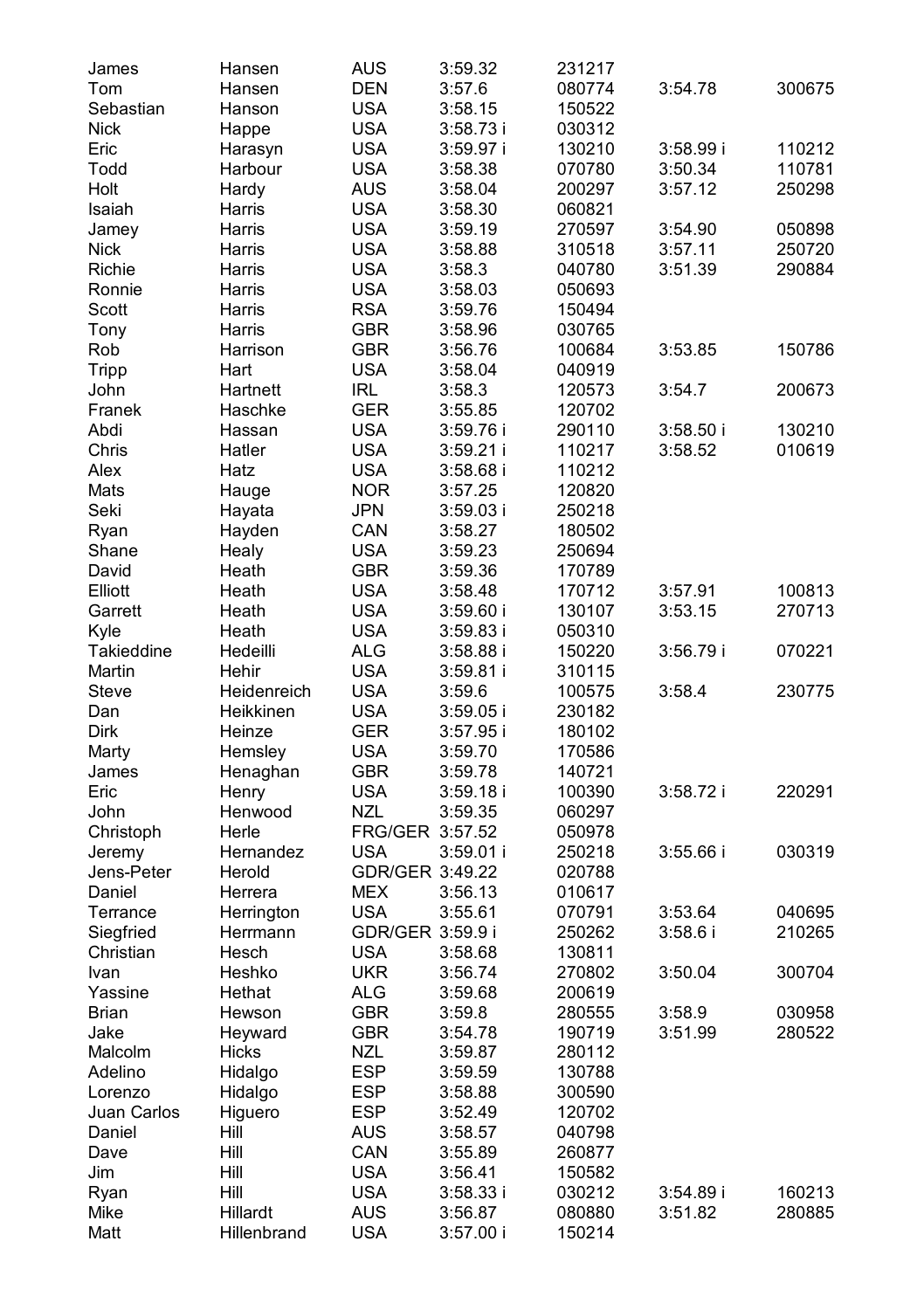| | | | | | | |
|---|---|---|---|---|---|---|
| James | Hansen | AUS | 3:59.32 | 231217 | | |
| Tom | Hansen | DEN | 3:57.6 | 080774 | 3:54.78 | 300675 |
| Sebastian | Hanson | USA | 3:58.15 | 150522 | | |
| Nick | Happe | USA | 3:58.73 i | 030312 | | |
| Eric | Harasyn | USA | 3:59.97 i | 130210 | 3:58.99 i | 110212 |
| Todd | Harbour | USA | 3:58.38 | 070780 | 3:50.34 | 110781 |
| Holt | Hardy | AUS | 3:58.04 | 200297 | 3:57.12 | 250298 |
| Isaiah | Harris | USA | 3:58.30 | 060821 | | |
| Jamey | Harris | USA | 3:59.19 | 270597 | 3:54.90 | 050898 |
| Nick | Harris | USA | 3:58.88 | 310518 | 3:57.11 | 250720 |
| Richie | Harris | USA | 3:58.3 | 040780 | 3:51.39 | 290884 |
| Ronnie | Harris | USA | 3:58.03 | 050693 | | |
| Scott | Harris | RSA | 3:59.76 | 150494 | | |
| Tony | Harris | GBR | 3:58.96 | 030765 | | |
| Rob | Harrison | GBR | 3:56.76 | 100684 | 3:53.85 | 150786 |
| Tripp | Hart | USA | 3:58.04 | 040919 | | |
| John | Hartnett | IRL | 3:58.3 | 120573 | 3:54.7 | 200673 |
| Franek | Haschke | GER | 3:55.85 | 120702 | | |
| Abdi | Hassan | USA | 3:59.76 i | 290110 | 3:58.50 i | 130210 |
| Chris | Hatler | USA | 3:59.21 i | 110217 | 3:58.52 | 010619 |
| Alex | Hatz | USA | 3:58.68 i | 110212 | | |
| Mats | Hauge | NOR | 3:57.25 | 120820 | | |
| Seki | Hayata | JPN | 3:59.03 i | 250218 | | |
| Ryan | Hayden | CAN | 3:58.27 | 180502 | | |
| Shane | Healy | USA | 3:59.23 | 250694 | | |
| David | Heath | GBR | 3:59.36 | 170789 | | |
| Elliott | Heath | USA | 3:58.48 | 170712 | 3:57.91 | 100813 |
| Garrett | Heath | USA | 3:59.60 i | 130107 | 3:53.15 | 270713 |
| Kyle | Heath | USA | 3:59.83 i | 050310 | | |
| Takieddine | Hedeilli | ALG | 3:58.88 i | 150220 | 3:56.79 i | 070221 |
| Martin | Hehir | USA | 3:59.81 i | 310115 | | |
| Steve | Heidenreich | USA | 3:59.6 | 100575 | 3:58.4 | 230775 |
| Dan | Heikkinen | USA | 3:59.05 i | 230182 | | |
| Dirk | Heinze | GER | 3:57.95 i | 180102 | | |
| Marty | Hemsley | USA | 3:59.70 | 170586 | | |
| James | Henaghan | GBR | 3:59.78 | 140721 | | |
| Eric | Henry | USA | 3:59.18 i | 100390 | 3:58.72 i | 220291 |
| John | Henwood | NZL | 3:59.35 | 060297 | | |
| Christoph | Herle | FRG/GER | 3:57.52 | 050978 | | |
| Jeremy | Hernandez | USA | 3:59.01 i | 250218 | 3:55.66 i | 030319 |
| Jens-Peter | Herold | GDR/GER | 3:49.22 | 020788 | | |
| Daniel | Herrera | MEX | 3:56.13 | 010617 | | |
| Terrance | Herrington | USA | 3:55.61 | 070791 | 3:53.64 | 040695 |
| Siegfried | Herrmann | GDR/GER | 3:59.9 i | 250262 | 3:58.6 i | 210265 |
| Christian | Hesch | USA | 3:58.68 | 130811 | | |
| Ivan | Heshko | UKR | 3:56.74 | 270802 | 3:50.04 | 300704 |
| Yassine | Hethat | ALG | 3:59.68 | 200619 | | |
| Brian | Hewson | GBR | 3:59.8 | 280555 | 3:58.9 | 030958 |
| Jake | Heyward | GBR | 3:54.78 | 190719 | 3:51.99 | 280522 |
| Malcolm | Hicks | NZL | 3:59.87 | 280112 | | |
| Adelino | Hidalgo | ESP | 3:59.59 | 130788 | | |
| Lorenzo | Hidalgo | ESP | 3:58.88 | 300590 | | |
| Juan Carlos | Higuero | ESP | 3:52.49 | 120702 | | |
| Daniel | Hill | AUS | 3:58.57 | 040798 | | |
| Dave | Hill | CAN | 3:55.89 | 260877 | | |
| Jim | Hill | USA | 3:56.41 | 150582 | | |
| Ryan | Hill | USA | 3:58.33 i | 030212 | 3:54.89 i | 160213 |
| Mike | Hillardt | AUS | 3:56.87 | 080880 | 3:51.82 | 280885 |
| Matt | Hillenbrand | USA | 3:57.00 i | 150214 | | |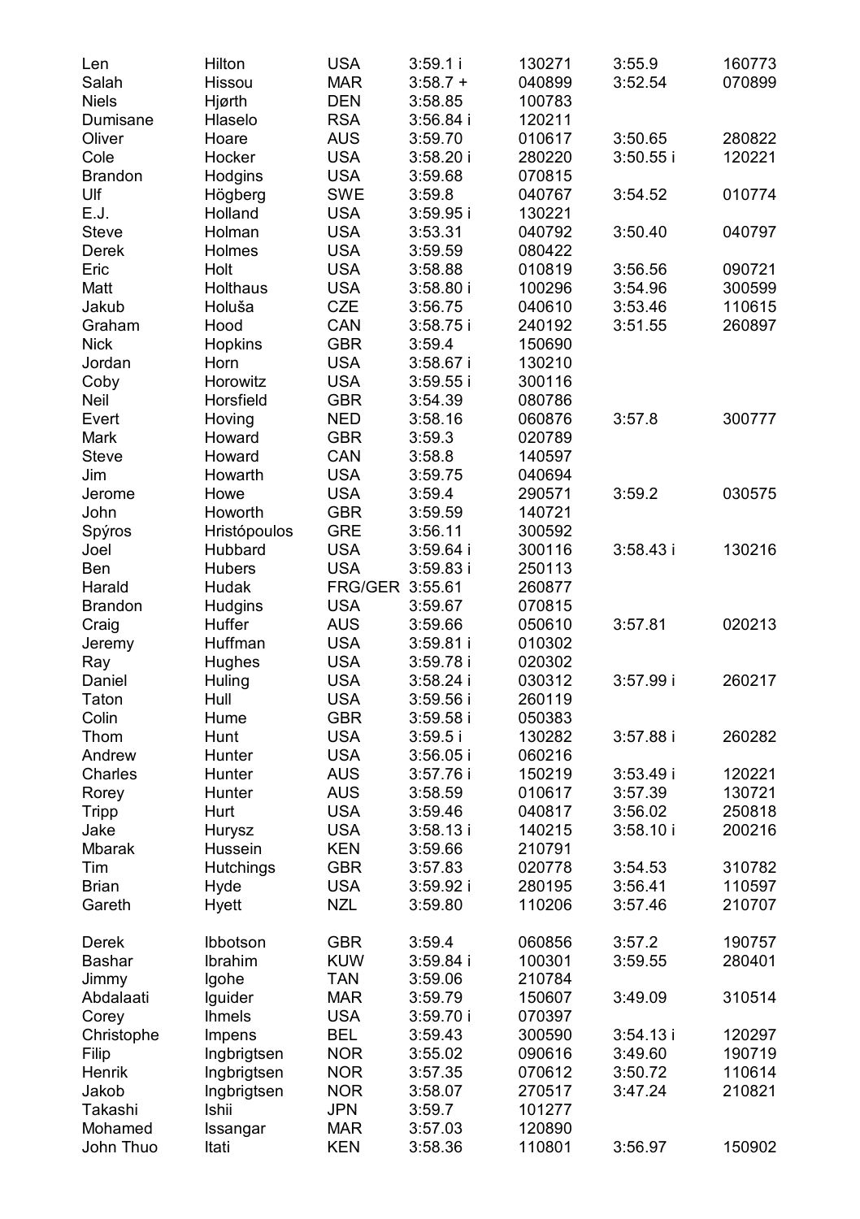| | | | | | | |
|---|---|---|---|---|---|---|
| Len | Hilton | USA | 3:59.1 i | 130271 | 3:55.9 | 160773 |
| Salah | Hissou | MAR | 3:58.7 + | 040899 | 3:52.54 | 070899 |
| Niels | Hjørth | DEN | 3:58.85 | 100783 | | |
| Dumisane | Hlaselo | RSA | 3:56.84 i | 120211 | | |
| Oliver | Hoare | AUS | 3:59.70 | 010617 | 3:50.65 | 280822 |
| Cole | Hocker | USA | 3:58.20 i | 280220 | 3:50.55 i | 120221 |
| Brandon | Hodgins | USA | 3:59.68 | 070815 | | |
| Ulf | Högberg | SWE | 3:59.8 | 040767 | 3:54.52 | 010774 |
| E.J. | Holland | USA | 3:59.95 i | 130221 | | |
| Steve | Holman | USA | 3:53.31 | 040792 | 3:50.40 | 040797 |
| Derek | Holmes | USA | 3:59.59 | 080422 | | |
| Eric | Holt | USA | 3:58.88 | 010819 | 3:56.56 | 090721 |
| Matt | Holthaus | USA | 3:58.80 i | 100296 | 3:54.96 | 300599 |
| Jakub | Holuša | CZE | 3:56.75 | 040610 | 3:53.46 | 110615 |
| Graham | Hood | CAN | 3:58.75 i | 240192 | 3:51.55 | 260897 |
| Nick | Hopkins | GBR | 3:59.4 | 150690 | | |
| Jordan | Horn | USA | 3:58.67 i | 130210 | | |
| Coby | Horowitz | USA | 3:59.55 i | 300116 | | |
| Neil | Horsfield | GBR | 3:54.39 | 080786 | | |
| Evert | Hoving | NED | 3:58.16 | 060876 | 3:57.8 | 300777 |
| Mark | Howard | GBR | 3:59.3 | 020789 | | |
| Steve | Howard | CAN | 3:58.8 | 140597 | | |
| Jim | Howarth | USA | 3:59.75 | 040694 | | |
| Jerome | Howe | USA | 3:59.4 | 290571 | 3:59.2 | 030575 |
| John | Howorth | GBR | 3:59.59 | 140721 | | |
| Spýros | Hristópoulos | GRE | 3:56.11 | 300592 | | |
| Joel | Hubbard | USA | 3:59.64 i | 300116 | 3:58.43 i | 130216 |
| Ben | Hubers | USA | 3:59.83 i | 250113 | | |
| Harald | Hudak | FRG/GER | 3:55.61 | 260877 | | |
| Brandon | Hudgins | USA | 3:59.67 | 070815 | | |
| Craig | Huffer | AUS | 3:59.66 | 050610 | 3:57.81 | 020213 |
| Jeremy | Huffman | USA | 3:59.81 i | 010302 | | |
| Ray | Hughes | USA | 3:59.78 i | 020302 | | |
| Daniel | Huling | USA | 3:58.24 i | 030312 | 3:57.99 i | 260217 |
| Taton | Hull | USA | 3:59.56 i | 260119 | | |
| Colin | Hume | GBR | 3:59.58 i | 050383 | | |
| Thom | Hunt | USA | 3:59.5 i | 130282 | 3:57.88 i | 260282 |
| Andrew | Hunter | USA | 3:56.05 i | 060216 | | |
| Charles | Hunter | AUS | 3:57.76 i | 150219 | 3:53.49 i | 120221 |
| Rorey | Hunter | AUS | 3:58.59 | 010617 | 3:57.39 | 130721 |
| Tripp | Hurt | USA | 3:59.46 | 040817 | 3:56.02 | 250818 |
| Jake | Hurysz | USA | 3:58.13 i | 140215 | 3:58.10 i | 200216 |
| Mbarak | Hussein | KEN | 3:59.66 | 210791 | | |
| Tim | Hutchings | GBR | 3:57.83 | 020778 | 3:54.53 | 310782 |
| Brian | Hyde | USA | 3:59.92 i | 280195 | 3:56.41 | 110597 |
| Gareth | Hyett | NZL | 3:59.80 | 110206 | 3:57.46 | 210707 |
| | | | | | | |
| Derek | Ibbotson | GBR | 3:59.4 | 060856 | 3:57.2 | 190757 |
| Bashar | Ibrahim | KUW | 3:59.84 i | 100301 | 3:59.55 | 280401 |
| Jimmy | Igohe | TAN | 3:59.06 | 210784 | | |
| Abdalaati | Iguider | MAR | 3:59.79 | 150607 | 3:49.09 | 310514 |
| Corey | Ihmels | USA | 3:59.70 i | 070397 | | |
| Christophe | Impens | BEL | 3:59.43 | 300590 | 3:54.13 i | 120297 |
| Filip | Ingbrigtsen | NOR | 3:55.02 | 090616 | 3:49.60 | 190719 |
| Henrik | Ingbrigtsen | NOR | 3:57.35 | 070612 | 3:50.72 | 110614 |
| Jakob | Ingbrigtsen | NOR | 3:58.07 | 270517 | 3:47.24 | 210821 |
| Takashi | Ishii | JPN | 3:59.7 | 101277 | | |
| Mohamed | Issangar | MAR | 3:57.03 | 120890 | | |
| John Thuo | Itati | KEN | 3:58.36 | 110801 | 3:56.97 | 150902 |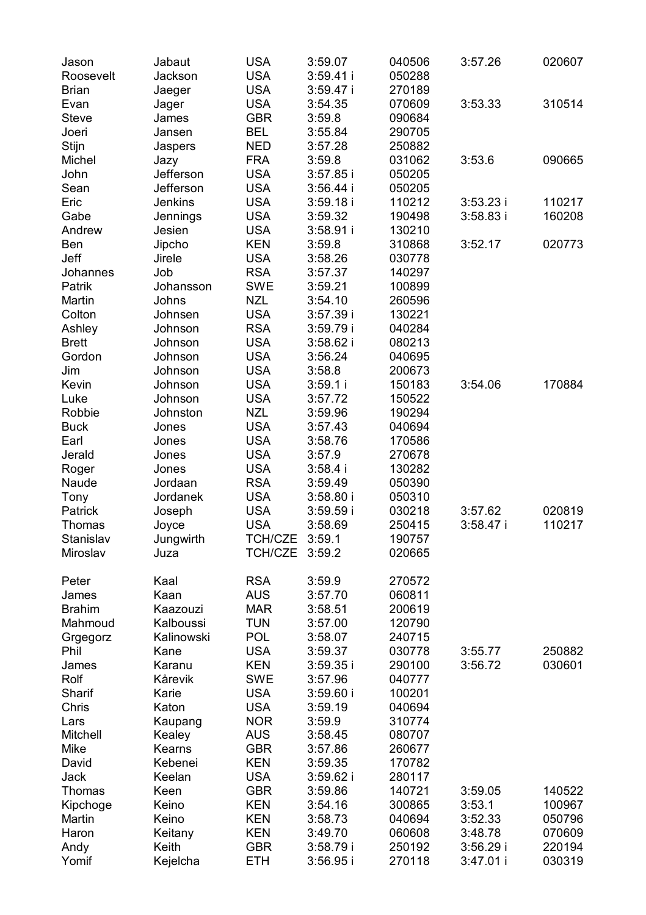| | | | | | | |
|---|---|---|---|---|---|---|
| Jason | Jabaut | USA | 3:59.07 | 040506 | 3:57.26 | 020607 |
| Roosevelt | Jackson | USA | 3:59.41 i | 050288 | | |
| Brian | Jaeger | USA | 3:59.47 i | 270189 | | |
| Evan | Jager | USA | 3:54.35 | 070609 | 3:53.33 | 310514 |
| Steve | James | GBR | 3:59.8 | 090684 | | |
| Joeri | Jansen | BEL | 3:55.84 | 290705 | | |
| Stijn | Jaspers | NED | 3:57.28 | 250882 | | |
| Michel | Jazy | FRA | 3:59.8 | 031062 | 3:53.6 | 090665 |
| John | Jefferson | USA | 3:57.85 i | 050205 | | |
| Sean | Jefferson | USA | 3:56.44 i | 050205 | | |
| Eric | Jenkins | USA | 3:59.18 i | 110212 | 3:53.23 i | 110217 |
| Gabe | Jennings | USA | 3:59.32 | 190498 | 3:58.83 i | 160208 |
| Andrew | Jesien | USA | 3:58.91 i | 130210 | | |
| Ben | Jipcho | KEN | 3:59.8 | 310868 | 3:52.17 | 020773 |
| Jeff | Jirele | USA | 3:58.26 | 030778 | | |
| Johannes | Job | RSA | 3:57.37 | 140297 | | |
| Patrik | Johansson | SWE | 3:59.21 | 100899 | | |
| Martin | Johns | NZL | 3:54.10 | 260596 | | |
| Colton | Johnsen | USA | 3:57.39 i | 130221 | | |
| Ashley | Johnson | RSA | 3:59.79 i | 040284 | | |
| Brett | Johnson | USA | 3:58.62 i | 080213 | | |
| Gordon | Johnson | USA | 3:56.24 | 040695 | | |
| Jim | Johnson | USA | 3:58.8 | 200673 | | |
| Kevin | Johnson | USA | 3:59.1 i | 150183 | 3:54.06 | 170884 |
| Luke | Johnson | USA | 3:57.72 | 150522 | | |
| Robbie | Johnston | NZL | 3:59.96 | 190294 | | |
| Buck | Jones | USA | 3:57.43 | 040694 | | |
| Earl | Jones | USA | 3:58.76 | 170586 | | |
| Jerald | Jones | USA | 3:57.9 | 270678 | | |
| Roger | Jones | USA | 3:58.4 i | 130282 | | |
| Naude | Jordaan | RSA | 3:59.49 | 050390 | | |
| Tony | Jordanek | USA | 3:58.80 i | 050310 | | |
| Patrick | Joseph | USA | 3:59.59 i | 030218 | 3:57.62 | 020819 |
| Thomas | Joyce | USA | 3:58.69 | 250415 | 3:58.47 i | 110217 |
| Stanislav | Jungwirth | TCH/CZE | 3:59.1 | 190757 | | |
| Miroslav | Juza | TCH/CZE | 3:59.2 | 020665 | | |
| Peter | Kaal | RSA | 3:59.9 | 270572 | | |
| James | Kaan | AUS | 3:57.70 | 060811 | | |
| Brahim | Kaazouzi | MAR | 3:58.51 | 200619 | | |
| Mahmoud | Kalboussi | TUN | 3:57.00 | 120790 | | |
| Grgegorz | Kalinowski | POL | 3:58.07 | 240715 | | |
| Phil | Kane | USA | 3:59.37 | 030778 | 3:55.77 | 250882 |
| James | Karanu | KEN | 3:59.35 i | 290100 | 3:56.72 | 030601 |
| Rolf | Kårevik | SWE | 3:57.96 | 040777 | | |
| Sharif | Karie | USA | 3:59.60 i | 100201 | | |
| Chris | Katon | USA | 3:59.19 | 040694 | | |
| Lars | Kaupang | NOR | 3:59.9 | 310774 | | |
| Mitchell | Kealey | AUS | 3:58.45 | 080707 | | |
| Mike | Kearns | GBR | 3:57.86 | 260677 | | |
| David | Kebenei | KEN | 3:59.35 | 170782 | | |
| Jack | Keelan | USA | 3:59.62 i | 280117 | | |
| Thomas | Keen | GBR | 3:59.86 | 140721 | 3:59.05 | 140522 |
| Kipchoge | Keino | KEN | 3:54.16 | 300865 | 3:53.1 | 100967 |
| Martin | Keino | KEN | 3:58.73 | 040694 | 3:52.33 | 050796 |
| Haron | Keitany | KEN | 3:49.70 | 060608 | 3:48.78 | 070609 |
| Andy | Keith | GBR | 3:58.79 i | 250192 | 3:56.29 i | 220194 |
| Yomif | Kejelcha | ETH | 3:56.95 i | 270118 | 3:47.01 i | 030319 |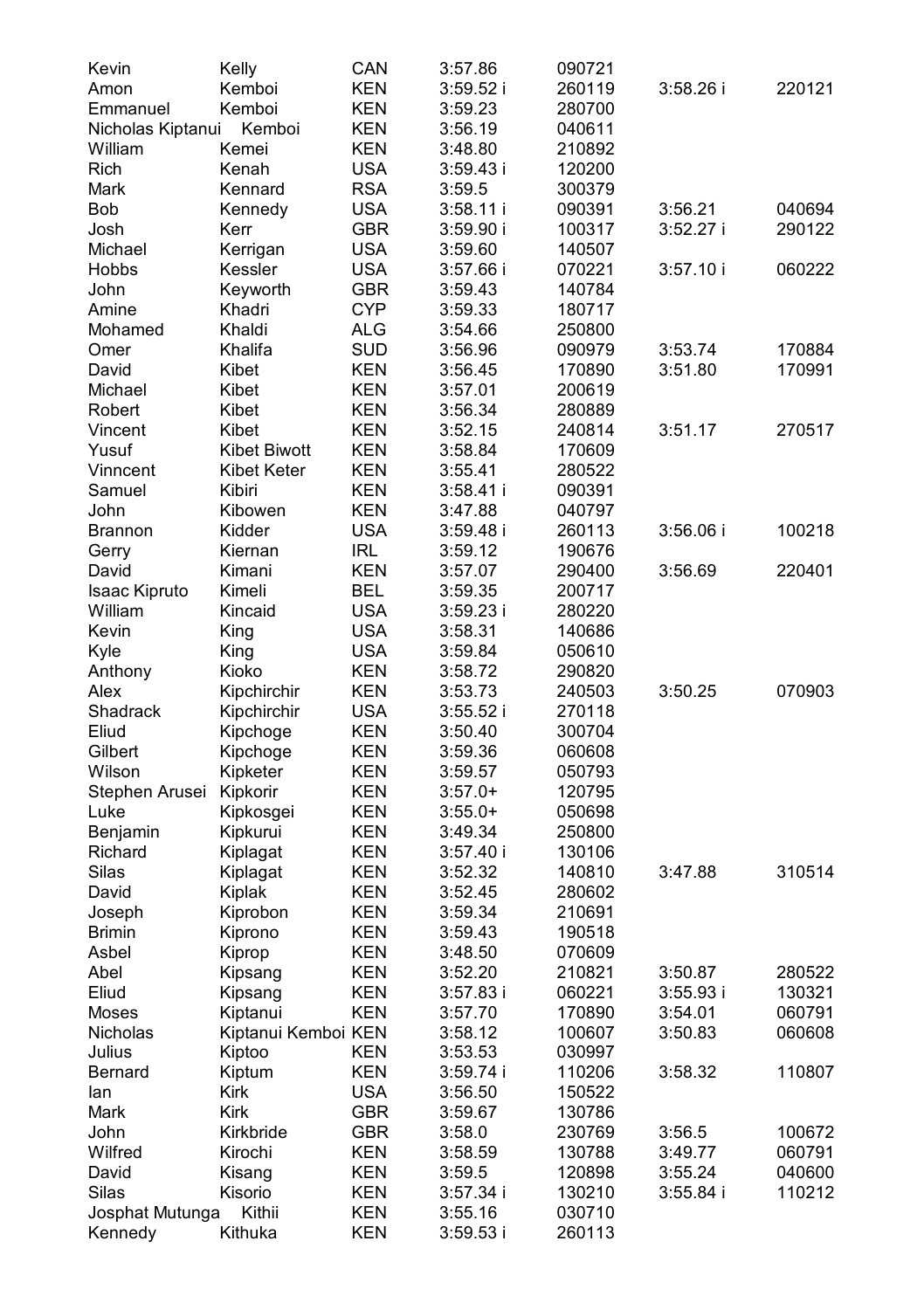| | | | | | | |
|---|---|---|---|---|---|---|
| Kevin | Kelly | CAN | 3:57.86 | 090721 | | |
| Amon | Kemboi | KEN | 3:59.52 i | 260119 | 3:58.26 i | 220121 |
| Emmanuel | Kemboi | KEN | 3:59.23 | 280700 | | |
| Nicholas Kiptanui | Kemboi | KEN | 3:56.19 | 040611 | | |
| William | Kemei | KEN | 3:48.80 | 210892 | | |
| Rich | Kenah | USA | 3:59.43 i | 120200 | | |
| Mark | Kennard | RSA | 3:59.5 | 300379 | | |
| Bob | Kennedy | USA | 3:58.11 i | 090391 | 3:56.21 | 040694 |
| Josh | Kerr | GBR | 3:59.90 i | 100317 | 3:52.27 i | 290122 |
| Michael | Kerrigan | USA | 3:59.60 | 140507 | | |
| Hobbs | Kessler | USA | 3:57.66 i | 070221 | 3:57.10 i | 060222 |
| John | Keyworth | GBR | 3:59.43 | 140784 | | |
| Amine | Khadri | CYP | 3:59.33 | 180717 | | |
| Mohamed | Khaldi | ALG | 3:54.66 | 250800 | | |
| Omer | Khalifa | SUD | 3:56.96 | 090979 | 3:53.74 | 170884 |
| David | Kibet | KEN | 3:56.45 | 170890 | 3:51.80 | 170991 |
| Michael | Kibet | KEN | 3:57.01 | 200619 | | |
| Robert | Kibet | KEN | 3:56.34 | 280889 | | |
| Vincent | Kibet | KEN | 3:52.15 | 240814 | 3:51.17 | 270517 |
| Yusuf | Kibet Biwott | KEN | 3:58.84 | 170609 | | |
| Vinncent | Kibet Keter | KEN | 3:55.41 | 280522 | | |
| Samuel | Kibiri | KEN | 3:58.41 i | 090391 | | |
| John | Kibowen | KEN | 3:47.88 | 040797 | | |
| Brannon | Kidder | USA | 3:59.48 i | 260113 | 3:56.06 i | 100218 |
| Gerry | Kiernan | IRL | 3:59.12 | 190676 | | |
| David | Kimani | KEN | 3:57.07 | 290400 | 3:56.69 | 220401 |
| Isaac Kipruto | Kimeli | BEL | 3:59.35 | 200717 | | |
| William | Kincaid | USA | 3:59.23 i | 280220 | | |
| Kevin | King | USA | 3:58.31 | 140686 | | |
| Kyle | King | USA | 3:59.84 | 050610 | | |
| Anthony | Kioko | KEN | 3:58.72 | 290820 | | |
| Alex | Kipchirchir | KEN | 3:53.73 | 240503 | 3:50.25 | 070903 |
| Shadrack | Kipchirchir | USA | 3:55.52 i | 270118 | | |
| Eliud | Kipchoge | KEN | 3:50.40 | 300704 | | |
| Gilbert | Kipchoge | KEN | 3:59.36 | 060608 | | |
| Wilson | Kipketer | KEN | 3:59.57 | 050793 | | |
| Stephen Arusei | Kipkorir | KEN | 3:57.0+ | 120795 | | |
| Luke | Kipkosgei | KEN | 3:55.0+ | 050698 | | |
| Benjamin | Kipkurui | KEN | 3:49.34 | 250800 | | |
| Richard | Kiplagat | KEN | 3:57.40 i | 130106 | | |
| Silas | Kiplagat | KEN | 3:52.32 | 140810 | 3:47.88 | 310514 |
| David | Kiplak | KEN | 3:52.45 | 280602 | | |
| Joseph | Kiprobon | KEN | 3:59.34 | 210691 | | |
| Brimin | Kiprono | KEN | 3:59.43 | 190518 | | |
| Asbel | Kiprop | KEN | 3:48.50 | 070609 | | |
| Abel | Kipsang | KEN | 3:52.20 | 210821 | 3:50.87 | 280522 |
| Eliud | Kipsang | KEN | 3:57.83 i | 060221 | 3:55.93 i | 130321 |
| Moses | Kiptanui | KEN | 3:57.70 | 170890 | 3:54.01 | 060791 |
| Nicholas | Kiptanui Kemboi | KEN | 3:58.12 | 100607 | 3:50.83 | 060608 |
| Julius | Kiptoo | KEN | 3:53.53 | 030997 | | |
| Bernard | Kiptum | KEN | 3:59.74 i | 110206 | 3:58.32 | 110807 |
| Ian | Kirk | USA | 3:56.50 | 150522 | | |
| Mark | Kirk | GBR | 3:59.67 | 130786 | | |
| John | Kirkbride | GBR | 3:58.0 | 230769 | 3:56.5 | 100672 |
| Wilfred | Kirochi | KEN | 3:58.59 | 130788 | 3:49.77 | 060791 |
| David | Kisang | KEN | 3:59.5 | 120898 | 3:55.24 | 040600 |
| Silas | Kisorio | KEN | 3:57.34 i | 130210 | 3:55.84 i | 110212 |
| Josphat Mutunga | Kithii | KEN | 3:55.16 | 030710 | | |
| Kennedy | Kithuka | KEN | 3:59.53 i | 260113 | | |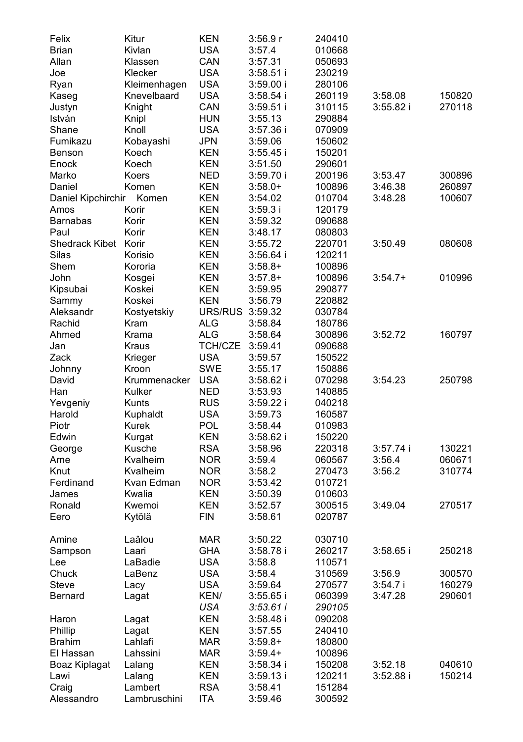| | | | | | | |
|---|---|---|---|---|---|---|
| Felix | Kitur | KEN | 3:56.9 r | 240410 | | |
| Brian | Kivlan | USA | 3:57.4 | 010668 | | |
| Allan | Klassen | CAN | 3:57.31 | 050693 | | |
| Joe | Klecker | USA | 3:58.51 i | 230219 | | |
| Ryan | Kleimenhagen | USA | 3:59.00 i | 280106 | | |
| Kaseg | Knevelbaard | USA | 3:58.54 i | 260119 | 3:58.08 | 150820 |
| Justyn | Knight | CAN | 3:59.51 i | 310115 | 3:55.82 i | 270118 |
| István | Knipl | HUN | 3:55.13 | 290884 | | |
| Shane | Knoll | USA | 3:57.36 i | 070909 | | |
| Fumikazu | Kobayashi | JPN | 3:59.06 | 150602 | | |
| Benson | Koech | KEN | 3:55.45 i | 150201 | | |
| Enock | Koech | KEN | 3:51.50 | 290601 | | |
| Marko | Koers | NED | 3:59.70 i | 200196 | 3:53.47 | 300896 |
| Daniel | Komen | KEN | 3:58.0+ | 100896 | 3:46.38 | 260897 |
| Daniel Kipchirchir | Komen | KEN | 3:54.02 | 010704 | 3:48.28 | 100607 |
| Amos | Korir | KEN | 3:59.3 i | 120179 | | |
| Barnabas | Korir | KEN | 3:59.32 | 090688 | | |
| Paul | Korir | KEN | 3:48.17 | 080803 | | |
| Shedrack Kibet | Korir | KEN | 3:55.72 | 220701 | 3:50.49 | 080608 |
| Silas | Korisio | KEN | 3:56.64 i | 120211 | | |
| Shem | Kororia | KEN | 3:58.8+ | 100896 | | |
| John | Kosgei | KEN | 3:57.8+ | 100896 | 3:54.7+ | 010996 |
| Kipsubai | Koskei | KEN | 3:59.95 | 290877 | | |
| Sammy | Koskei | KEN | 3:56.79 | 220882 | | |
| Aleksandr | Kostyetskiy | URS/RUS | 3:59.32 | 030784 | | |
| Rachid | Kram | ALG | 3:58.84 | 180786 | | |
| Ahmed | Krama | ALG | 3:58.64 | 300896 | 3:52.72 | 160797 |
| Jan | Kraus | TCH/CZE | 3:59.41 | 090688 | | |
| Zack | Krieger | USA | 3:59.57 | 150522 | | |
| Johnny | Kroon | SWE | 3:55.17 | 150886 | | |
| David | Krummenacker | USA | 3:58.62 i | 070298 | 3:54.23 | 250798 |
| Han | Kulker | NED | 3:53.93 | 140885 | | |
| Yevgeniy | Kunts | RUS | 3:59.22 i | 040218 | | |
| Harold | Kuphaldt | USA | 3:59.73 | 160587 | | |
| Piotr | Kurek | POL | 3:58.44 | 010983 | | |
| Edwin | Kurgat | KEN | 3:58.62 i | 150220 | | |
| George | Kusche | RSA | 3:58.96 | 220318 | 3:57.74 i | 130221 |
| Arne | Kvalheim | NOR | 3:59.4 | 060567 | 3:56.4 | 060671 |
| Knut | Kvalheim | NOR | 3:58.2 | 270473 | 3:56.2 | 310774 |
| Ferdinand | Kvan Edman | NOR | 3:53.42 | 010721 | | |
| James | Kwalia | KEN | 3:50.39 | 010603 | | |
| Ronald | Kwemoi | KEN | 3:52.57 | 300515 | 3:49.04 | 270517 |
| Eero | Kytölä | FIN | 3:58.61 | 020787 | | |
| | | | | | | |
| Amine | Laâlou | MAR | 3:50.22 | 030710 | | |
| Sampson | Laari | GHA | 3:58.78 i | 260217 | 3:58.65 i | 250218 |
| Lee | LaBadie | USA | 3:58.8 | 110571 | | |
| Chuck | LaBenz | USA | 3:58.4 | 310569 | 3:56.9 | 300570 |
| Steve | Lacy | USA | 3:59.64 | 270577 | 3:54.7 i | 160279 |
| Bernard | Lagat | KEN/ | 3:55.65 i | 060399 | 3:47.28 | 290601 |
| | | *USA* | *3:53.61 i* | *290105* | | |
| Haron | Lagat | KEN | 3:58.48 i | 090208 | | |
| Phillip | Lagat | KEN | 3:57.55 | 240410 | | |
| Brahim | Lahlafi | MAR | 3:59.8+ | 180800 | | |
| El Hassan | Lahssini | MAR | 3:59.4+ | 100896 | | |
| Boaz Kiplagat | Lalang | KEN | 3:58.34 i | 150208 | 3:52.18 | 040610 |
| Lawi | Lalang | KEN | 3:59.13 i | 120211 | 3:52.88 i | 150214 |
| Craig | Lambert | RSA | 3:58.41 | 151284 | | |
| Alessandro | Lambruschini | ITA | 3:59.46 | 300592 | | |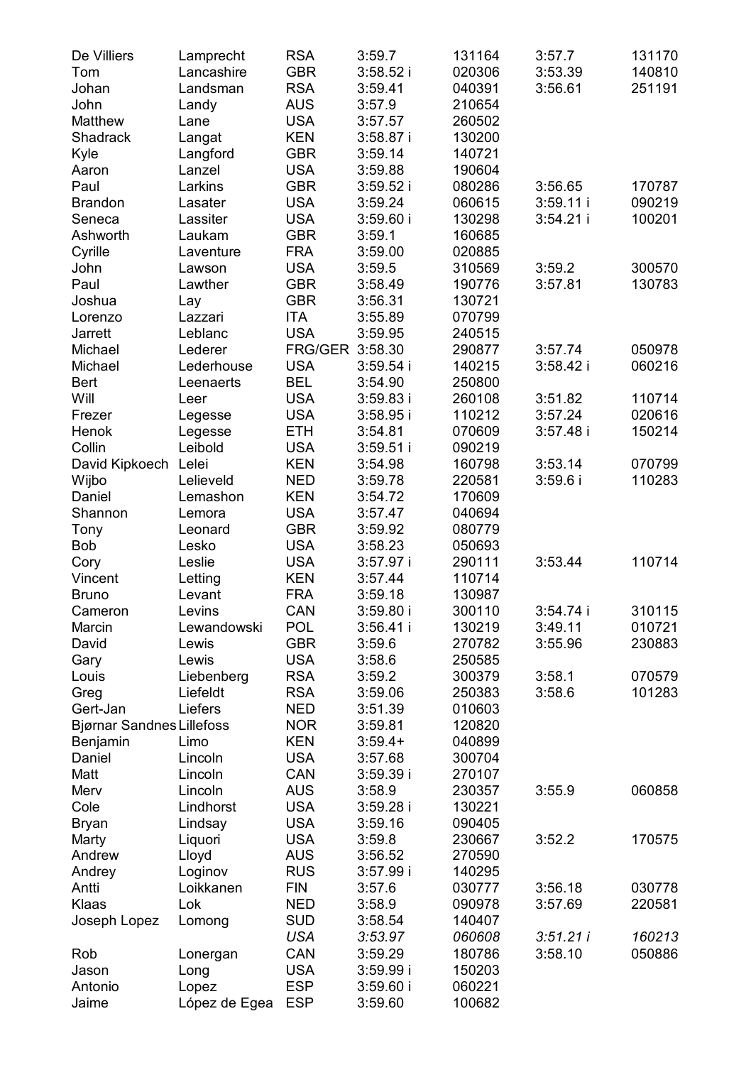| | | | | | | |
|---|---|---|---|---|---|---|
| De Villiers | Lamprecht | RSA | 3:59.7 | 131164 | 3:57.7 | 131170 |
| Tom | Lancashire | GBR | 3:58.52 i | 020306 | 3:53.39 | 140810 |
| Johan | Landsman | RSA | 3:59.41 | 040391 | 3:56.61 | 251191 |
| John | Landy | AUS | 3:57.9 | 210654 | | |
| Matthew | Lane | USA | 3:57.57 | 260502 | | |
| Shadrack | Langat | KEN | 3:58.87 i | 130200 | | |
| Kyle | Langford | GBR | 3:59.14 | 140721 | | |
| Aaron | Lanzel | USA | 3:59.88 | 190604 | | |
| Paul | Larkins | GBR | 3:59.52 i | 080286 | 3:56.65 | 170787 |
| Brandon | Lasater | USA | 3:59.24 | 060615 | 3:59.11 i | 090219 |
| Seneca | Lassiter | USA | 3:59.60 i | 130298 | 3:54.21 i | 100201 |
| Ashworth | Laukam | GBR | 3:59.1 | 160685 | | |
| Cyrille | Laventure | FRA | 3:59.00 | 020885 | | |
| John | Lawson | USA | 3:59.5 | 310569 | 3:59.2 | 300570 |
| Paul | Lawther | GBR | 3:58.49 | 190776 | 3:57.81 | 130783 |
| Joshua | Lay | GBR | 3:56.31 | 130721 | | |
| Lorenzo | Lazzari | ITA | 3:55.89 | 070799 | | |
| Jarrett | Leblanc | USA | 3:59.95 | 240515 | | |
| Michael | Lederer | FRG/GER | 3:58.30 | 290877 | 3:57.74 | 050978 |
| Michael | Lederhouse | USA | 3:59.54 i | 140215 | 3:58.42 i | 060216 |
| Bert | Leenaerts | BEL | 3:54.90 | 250800 | | |
| Will | Leer | USA | 3:59.83 i | 260108 | 3:51.82 | 110714 |
| Frezer | Legesse | USA | 3:58.95 i | 110212 | 3:57.24 | 020616 |
| Henok | Legesse | ETH | 3:54.81 | 070609 | 3:57.48 i | 150214 |
| Collin | Leibold | USA | 3:59.51 i | 090219 | | |
| David Kipkoech | Lelei | KEN | 3:54.98 | 160798 | 3:53.14 | 070799 |
| Wijbo | Lelieveld | NED | 3:59.78 | 220581 | 3:59.6 i | 110283 |
| Daniel | Lemashon | KEN | 3:54.72 | 170609 | | |
| Shannon | Lemora | USA | 3:57.47 | 040694 | | |
| Tony | Leonard | GBR | 3:59.92 | 080779 | | |
| Bob | Lesko | USA | 3:58.23 | 050693 | | |
| Cory | Leslie | USA | 3:57.97 i | 290111 | 3:53.44 | 110714 |
| Vincent | Letting | KEN | 3:57.44 | 110714 | | |
| Bruno | Levant | FRA | 3:59.18 | 130987 | | |
| Cameron | Levins | CAN | 3:59.80 i | 300110 | 3:54.74 i | 310115 |
| Marcin | Lewandowski | POL | 3:56.41 i | 130219 | 3:49.11 | 010721 |
| David | Lewis | GBR | 3:59.6 | 270782 | 3:55.96 | 230883 |
| Gary | Lewis | USA | 3:58.6 | 250585 | | |
| Louis | Liebenberg | RSA | 3:59.2 | 300379 | 3:58.1 | 070579 |
| Greg | Liefeldt | RSA | 3:59.06 | 250383 | 3:58.6 | 101283 |
| Gert-Jan | Liefers | NED | 3:51.39 | 010603 | | |
| Bjørnar Sandnes | Lillefoss | NOR | 3:59.81 | 120820 | | |
| Benjamin | Limo | KEN | 3:59.4+ | 040899 | | |
| Daniel | Lincoln | USA | 3:57.68 | 300704 | | |
| Matt | Lincoln | CAN | 3:59.39 i | 270107 | | |
| Merv | Lincoln | AUS | 3:58.9 | 230357 | 3:55.9 | 060858 |
| Cole | Lindhorst | USA | 3:59.28 i | 130221 | | |
| Bryan | Lindsay | USA | 3:59.16 | 090405 | | |
| Marty | Liquori | USA | 3:59.8 | 230667 | 3:52.2 | 170575 |
| Andrew | Lloyd | AUS | 3:56.52 | 270590 | | |
| Andrey | Loginov | RUS | 3:57.99 i | 140295 | | |
| Antti | Loikkanen | FIN | 3:57.6 | 030777 | 3:56.18 | 030778 |
| Klaas | Lok | NED | 3:58.9 | 090978 | 3:57.69 | 220581 |
| Joseph Lopez | Lomong | SUD | 3:58.54 | 140407 | | |
| | | *USA* | *3:53.97* | *060608* | *3:51.21 i* | *160213* |
| Rob | Lonergan | CAN | 3:59.29 | 180786 | 3:58.10 | 050886 |
| Jason | Long | USA | 3:59.99 i | 150203 | | |
| Antonio | Lopez | ESP | 3:59.60 i | 060221 | | |
| Jaime | López de Egea | ESP | 3:59.60 | 100682 | | |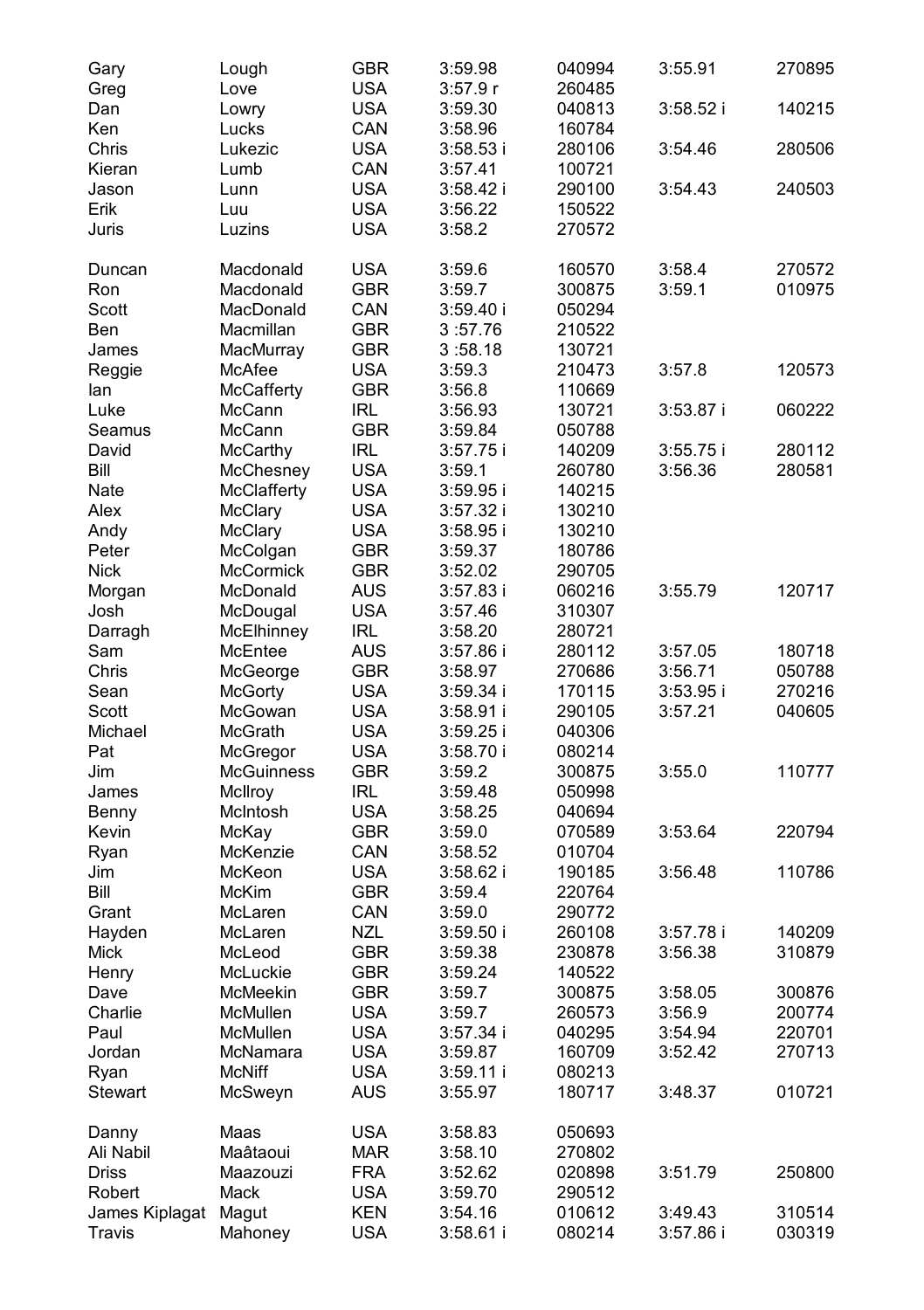| | | | | | | |
|---|---|---|---|---|---|---|
| Gary | Lough | GBR | 3:59.98 | 040994 | 3:55.91 | 270895 |
| Greg | Love | USA | 3:57.9 r | 260485 | | |
| Dan | Lowry | USA | 3:59.30 | 040813 | 3:58.52 i | 140215 |
| Ken | Lucks | CAN | 3:58.96 | 160784 | | |
| Chris | Lukezic | USA | 3:58.53 i | 280106 | 3:54.46 | 280506 |
| Kieran | Lumb | CAN | 3:57.41 | 100721 | | |
| Jason | Lunn | USA | 3:58.42 i | 290100 | 3:54.43 | 240503 |
| Erik | Luu | USA | 3:56.22 | 150522 | | |
| Juris | Luzins | USA | 3:58.2 | 270572 | | |
| | | | | | | |
| Duncan | Macdonald | USA | 3:59.6 | 160570 | 3:58.4 | 270572 |
| Ron | Macdonald | GBR | 3:59.7 | 300875 | 3:59.1 | 010975 |
| Scott | MacDonald | CAN | 3:59.40 i | 050294 | | |
| Ben | Macmillan | GBR | 3 :57.76 | 210522 | | |
| James | MacMurray | GBR | 3 :58.18 | 130721 | | |
| Reggie | McAfee | USA | 3:59.3 | 210473 | 3:57.8 | 120573 |
| Ian | McCafferty | GBR | 3:56.8 | 110669 | | |
| Luke | McCann | IRL | 3:56.93 | 130721 | 3:53.87 i | 060222 |
| Seamus | McCann | GBR | 3:59.84 | 050788 | | |
| David | McCarthy | IRL | 3:57.75 i | 140209 | 3:55.75 i | 280112 |
| Bill | McChesney | USA | 3:59.1 | 260780 | 3:56.36 | 280581 |
| Nate | McClafferty | USA | 3:59.95 i | 140215 | | |
| Alex | McClary | USA | 3:57.32 i | 130210 | | |
| Andy | McClary | USA | 3:58.95 i | 130210 | | |
| Peter | McColgan | GBR | 3:59.37 | 180786 | | |
| Nick | McCormick | GBR | 3:52.02 | 290705 | | |
| Morgan | McDonald | AUS | 3:57.83 i | 060216 | 3:55.79 | 120717 |
| Josh | McDougal | USA | 3:57.46 | 310307 | | |
| Darragh | McElhinney | IRL | 3:58.20 | 280721 | | |
| Sam | McEntee | AUS | 3:57.86 i | 280112 | 3:57.05 | 180718 |
| Chris | McGeorge | GBR | 3:58.97 | 270686 | 3:56.71 | 050788 |
| Sean | McGorty | USA | 3:59.34 i | 170115 | 3:53.95 i | 270216 |
| Scott | McGowan | USA | 3:58.91 i | 290105 | 3:57.21 | 040605 |
| Michael | McGrath | USA | 3:59.25 i | 040306 | | |
| Pat | McGregor | USA | 3:58.70 i | 080214 | | |
| Jim | McGuinness | GBR | 3:59.2 | 300875 | 3:55.0 | 110777 |
| James | McIlroy | IRL | 3:59.48 | 050998 | | |
| Benny | McIntosh | USA | 3:58.25 | 040694 | | |
| Kevin | McKay | GBR | 3:59.0 | 070589 | 3:53.64 | 220794 |
| Ryan | McKenzie | CAN | 3:58.52 | 010704 | | |
| Jim | McKeon | USA | 3:58.62 i | 190185 | 3:56.48 | 110786 |
| Bill | McKim | GBR | 3:59.4 | 220764 | | |
| Grant | McLaren | CAN | 3:59.0 | 290772 | | |
| Hayden | McLaren | NZL | 3:59.50 i | 260108 | 3:57.78 i | 140209 |
| Mick | McLeod | GBR | 3:59.38 | 230878 | 3:56.38 | 310879 |
| Henry | McLuckie | GBR | 3:59.24 | 140522 | | |
| Dave | McMeekin | GBR | 3:59.7 | 300875 | 3:58.05 | 300876 |
| Charlie | McMullen | USA | 3:59.7 | 260573 | 3:56.9 | 200774 |
| Paul | McMullen | USA | 3:57.34 i | 040295 | 3:54.94 | 220701 |
| Jordan | McNamara | USA | 3:59.87 | 160709 | 3:52.42 | 270713 |
| Ryan | McNiff | USA | 3:59.11 i | 080213 | | |
| Stewart | McSweyn | AUS | 3:55.97 | 180717 | 3:48.37 | 010721 |
| | | | | | | |
| Danny | Maas | USA | 3:58.83 | 050693 | | |
| Ali Nabil | Maâtaoui | MAR | 3:58.10 | 270802 | | |
| Driss | Maazouzi | FRA | 3:52.62 | 020898 | 3:51.79 | 250800 |
| Robert | Mack | USA | 3:59.70 | 290512 | | |
| James Kiplagat | Magut | KEN | 3:54.16 | 010612 | 3:49.43 | 310514 |
| Travis | Mahoney | USA | 3:58.61 i | 080214 | 3:57.86 i | 030319 |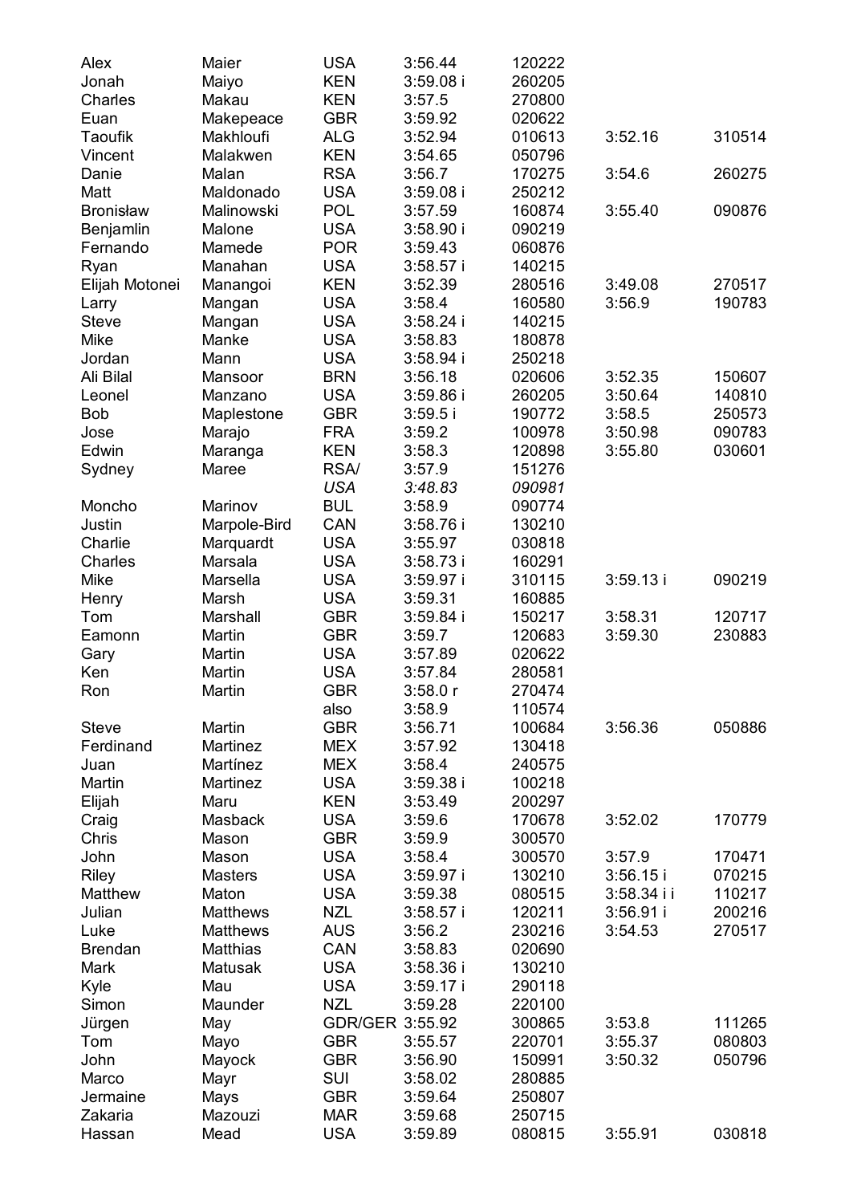| | | | | | | |
|---|---|---|---|---|---|---|
| Alex | Maier | USA | 3:56.44 | 120222 | | |
| Jonah | Maiyo | KEN | 3:59.08 i | 260205 | | |
| Charles | Makau | KEN | 3:57.5 | 270800 | | |
| Euan | Makepeace | GBR | 3:59.92 | 020622 | | |
| Taoufik | Makhloufi | ALG | 3:52.94 | 010613 | 3:52.16 | 310514 |
| Vincent | Malakwen | KEN | 3:54.65 | 050796 | | |
| Danie | Malan | RSA | 3:56.7 | 170275 | 3:54.6 | 260275 |
| Matt | Maldonado | USA | 3:59.08 i | 250212 | | |
| Bronisław | Malinowski | POL | 3:57.59 | 160874 | 3:55.40 | 090876 |
| Benjamlin | Malone | USA | 3:58.90 i | 090219 | | |
| Fernando | Mamede | POR | 3:59.43 | 060876 | | |
| Ryan | Manahan | USA | 3:58.57 i | 140215 | | |
| Elijah Motonei | Manangoi | KEN | 3:52.39 | 280516 | 3:49.08 | 270517 |
| Larry | Mangan | USA | 3:58.4 | 160580 | 3:56.9 | 190783 |
| Steve | Mangan | USA | 3:58.24 i | 140215 | | |
| Mike | Manke | USA | 3:58.83 | 180878 | | |
| Jordan | Mann | USA | 3:58.94 i | 250218 | | |
| Ali Bilal | Mansoor | BRN | 3:56.18 | 020606 | 3:52.35 | 150607 |
| Leonel | Manzano | USA | 3:59.86 i | 260205 | 3:50.64 | 140810 |
| Bob | Maplestone | GBR | 3:59.5 i | 190772 | 3:58.5 | 250573 |
| Jose | Marajo | FRA | 3:59.2 | 100978 | 3:50.98 | 090783 |
| Edwin | Maranga | KEN | 3:58.3 | 120898 | 3:55.80 | 030601 |
| Sydney | Maree | RSA/ | 3:57.9 | 151276 | | |
| | | *USA* | *3:48.83* | *090981* | | |
| Moncho | Marinov | BUL | 3:58.9 | 090774 | | |
| Justin | Marpole-Bird | CAN | 3:58.76 i | 130210 | | |
| Charlie | Marquardt | USA | 3:55.97 | 030818 | | |
| Charles | Marsala | USA | 3:58.73 i | 160291 | | |
| Mike | Marsella | USA | 3:59.97 i | 310115 | 3:59.13 i | 090219 |
| Henry | Marsh | USA | 3:59.31 | 160885 | | |
| Tom | Marshall | GBR | 3:59.84 i | 150217 | 3:58.31 | 120717 |
| Eamonn | Martin | GBR | 3:59.7 | 120683 | 3:59.30 | 230883 |
| Gary | Martin | USA | 3:57.89 | 020622 | | |
| Ken | Martin | USA | 3:57.84 | 280581 | | |
| Ron | Martin | GBR | 3:58.0 r | 270474 | | |
| | | also | 3:58.9 | 110574 | | |
| Steve | Martin | GBR | 3:56.71 | 100684 | 3:56.36 | 050886 |
| Ferdinand | Martinez | MEX | 3:57.92 | 130418 | | |
| Juan | Martínez | MEX | 3:58.4 | 240575 | | |
| Martin | Martinez | USA | 3:59.38 i | 100218 | | |
| Elijah | Maru | KEN | 3:53.49 | 200297 | | |
| Craig | Masback | USA | 3:59.6 | 170678 | 3:52.02 | 170779 |
| Chris | Mason | GBR | 3:59.9 | 300570 | | |
| John | Mason | USA | 3:58.4 | 300570 | 3:57.9 | 170471 |
| Riley | Masters | USA | 3:59.97 i | 130210 | 3:56.15 i | 070215 |
| Matthew | Maton | USA | 3:59.38 | 080515 | 3:58.34 i i | 110217 |
| Julian | Matthews | NZL | 3:58.57 i | 120211 | 3:56.91 i | 200216 |
| Luke | Matthews | AUS | 3:56.2 | 230216 | 3:54.53 | 270517 |
| Brendan | Matthias | CAN | 3:58.83 | 020690 | | |
| Mark | Matusak | USA | 3:58.36 i | 130210 | | |
| Kyle | Mau | USA | 3:59.17 i | 290118 | | |
| Simon | Maunder | NZL | 3:59.28 | 220100 | | |
| Jürgen | May | GDR/GER | 3:55.92 | 300865 | 3:53.8 | 111265 |
| Tom | Mayo | GBR | 3:55.57 | 220701 | 3:55.37 | 080803 |
| John | Mayock | GBR | 3:56.90 | 150991 | 3:50.32 | 050796 |
| Marco | Mayr | SUI | 3:58.02 | 280885 | | |
| Jermaine | Mays | GBR | 3:59.64 | 250807 | | |
| Zakaria | Mazouzi | MAR | 3:59.68 | 250715 | | |
| Hassan | Mead | USA | 3:59.89 | 080815 | 3:55.91 | 030818 |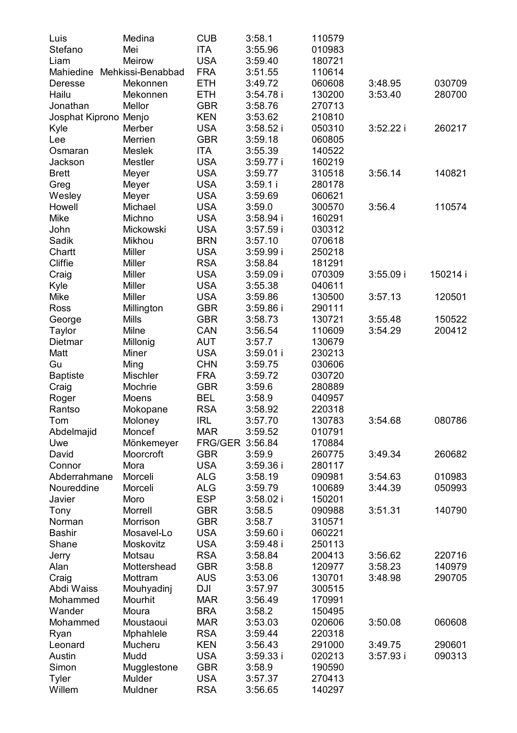| | | | | | | |
|---|---|---|---|---|---|---|
| Luis | Medina | CUB | 3:58.1 | 110579 | | |
| Stefano | Mei | ITA | 3:55.96 | 010983 | | |
| Liam | Meirow | USA | 3:59.40 | 180721 | | |
| Mahiedine | Mehkissi-Benabbad | FRA | 3:51.55 | 110614 | | |
| Deresse | Mekonnen | ETH | 3:49.72 | 060608 | 3:48.95 | 030709 |
| Hailu | Mekonnen | ETH | 3:54.78 i | 130200 | 3:53.40 | 280700 |
| Jonathan | Mellor | GBR | 3:58.76 | 270713 | | |
| Josphat Kiprono | Menjo | KEN | 3:53.62 | 210810 | | |
| Kyle | Merber | USA | 3:58.52 i | 050310 | 3:52.22 i | 260217 |
| Lee | Merrien | GBR | 3:59.18 | 060805 | | |
| Osmaran | Meslek | ITA | 3:55.39 | 140522 | | |
| Jackson | Mestler | USA | 3:59.77 i | 160219 | | |
| Brett | Meyer | USA | 3:59.77 | 310518 | 3:56.14 | 140821 |
| Greg | Meyer | USA | 3:59.1 i | 280178 | | |
| Wesley | Meyer | USA | 3:59.69 | 060621 | | |
| Howell | Michael | USA | 3:59.0 | 300570 | 3:56.4 | 110574 |
| Mike | Michno | USA | 3:58.94 i | 160291 | | |
| John | Mickowski | USA | 3:57.59 i | 030312 | | |
| Sadik | Mikhou | BRN | 3:57.10 | 070618 | | |
| Chartt | Miller | USA | 3:59.99 i | 250218 | | |
| Cliffie | Miller | RSA | 3:58.84 | 181291 | | |
| Craig | Miller | USA | 3:59.09 i | 070309 | 3:55.09 i | 150214 i |
| Kyle | Miller | USA | 3:55.38 | 040611 | | |
| Mike | Miller | USA | 3:59.86 | 130500 | 3:57.13 | 120501 |
| Ross | Millington | GBR | 3:59.86 i | 290111 | | |
| George | Mills | GBR | 3:58.73 | 130721 | 3:55.48 | 150522 |
| Taylor | Milne | CAN | 3:56.54 | 110609 | 3:54.29 | 200412 |
| Dietmar | Millonig | AUT | 3:57.7 | 130679 | | |
| Matt | Miner | USA | 3:59.01 i | 230213 | | |
| Gu | Ming | CHN | 3:59.75 | 030606 | | |
| Baptiste | Mischler | FRA | 3:59.72 | 030720 | | |
| Craig | Mochrie | GBR | 3:59.6 | 280889 | | |
| Roger | Moens | BEL | 3:58.9 | 040957 | | |
| Rantso | Mokopane | RSA | 3:58.92 | 220318 | | |
| Tom | Moloney | IRL | 3:57.70 | 130783 | 3:54.68 | 080786 |
| Abdelmajid | Moncef | MAR | 3:59.52 | 010791 | | |
| Uwe | Mönkemeyer | FRG/GER | 3:56.84 | 170884 | | |
| David | Moorcroft | GBR | 3:59.9 | 260775 | 3:49.34 | 260682 |
| Connor | Mora | USA | 3:59.36 i | 280117 | | |
| Abderrahmane | Morceli | ALG | 3:58.19 | 090981 | 3:54.63 | 010983 |
| Noureddine | Morceli | ALG | 3:59.79 | 100689 | 3:44.39 | 050993 |
| Javier | Moro | ESP | 3:58.02 i | 150201 | | |
| Tony | Morrell | GBR | 3:58.5 | 090988 | 3:51.31 | 140790 |
| Norman | Morrison | GBR | 3:58.7 | 310571 | | |
| Bashir | Mosavel-Lo | USA | 3:59.60 i | 060221 | | |
| Shane | Moskovitz | USA | 3:59.48 i | 250113 | | |
| Jerry | Motsau | RSA | 3:58.84 | 200413 | 3:56.62 | 220716 |
| Alan | Mottershead | GBR | 3:58.8 | 120977 | 3:58.23 | 140979 |
| Craig | Mottram | AUS | 3:53.06 | 130701 | 3:48.98 | 290705 |
| Abdi Waiss | Mouhyadinj | DJI | 3:57.97 | 300515 | | |
| Mohammed | Mourhit | MAR | 3:56.49 | 170991 | | |
| Wander | Moura | BRA | 3:58.2 | 150495 | | |
| Mohammed | Moustaoui | MAR | 3:53.03 | 020606 | 3:50.08 | 060608 |
| Ryan | Mphahlele | RSA | 3:59.44 | 220318 | | |
| Leonard | Mucheru | KEN | 3:56.43 | 291000 | 3:49.75 | 290601 |
| Austin | Mudd | USA | 3:59.33 i | 020213 | 3:57.93 i | 090313 |
| Simon | Mugglestone | GBR | 3:58.9 | 190590 | | |
| Tyler | Mulder | USA | 3:57.37 | 270413 | | |
| Willem | Muldner | RSA | 3:56.65 | 140297 | | |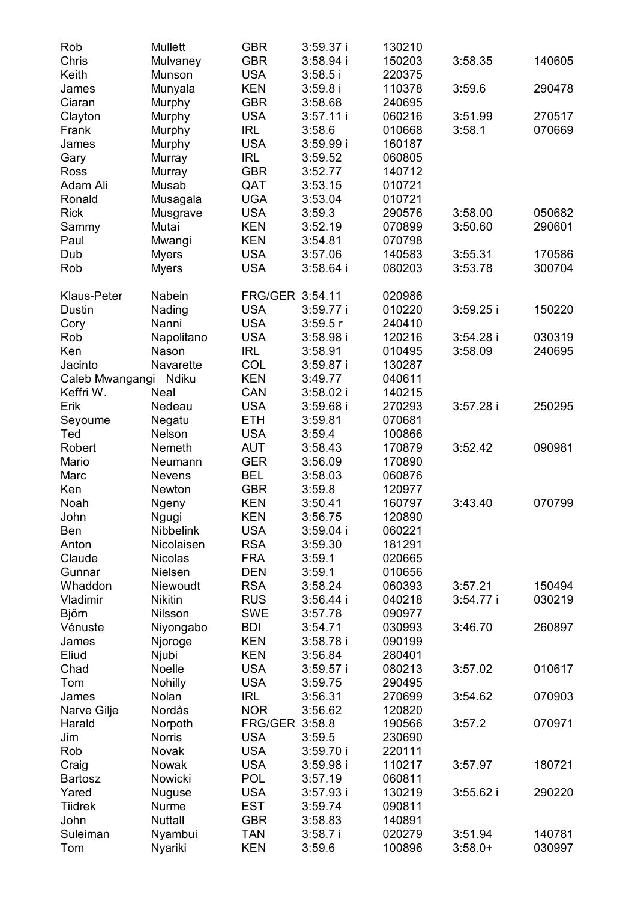| | | | | | | |
|---|---|---|---|---|---|---|
| Rob | Mullett | GBR | 3:59.37 i | 130210 | | |
| Chris | Mulvaney | GBR | 3:58.94 i | 150203 | 3:58.35 | 140605 |
| Keith | Munson | USA | 3:58.5 i | 220375 | | |
| James | Munyala | KEN | 3:59.8 i | 110378 | 3:59.6 | 290478 |
| Ciaran | Murphy | GBR | 3:58.68 | 240695 | | |
| Clayton | Murphy | USA | 3:57.11 i | 060216 | 3:51.99 | 270517 |
| Frank | Murphy | IRL | 3:58.6 | 010668 | 3:58.1 | 070669 |
| James | Murphy | USA | 3:59.99 i | 160187 | | |
| Gary | Murray | IRL | 3:59.52 | 060805 | | |
| Ross | Murray | GBR | 3:52.77 | 140712 | | |
| Adam Ali | Musab | QAT | 3:53.15 | 010721 | | |
| Ronald | Musagala | UGA | 3:53.04 | 010721 | | |
| Rick | Musgrave | USA | 3:59.3 | 290576 | 3:58.00 | 050682 |
| Sammy | Mutai | KEN | 3:52.19 | 070899 | 3:50.60 | 290601 |
| Paul | Mwangi | KEN | 3:54.81 | 070798 | | |
| Dub | Myers | USA | 3:57.06 | 140583 | 3:55.31 | 170586 |
| Rob | Myers | USA | 3:58.64 i | 080203 | 3:53.78 | 300704 |
| | | | | | | |
| Klaus-Peter | Nabein | FRG/GER | 3:54.11 | 020986 | | |
| Dustin | Nading | USA | 3:59.77 i | 010220 | 3:59.25 i | 150220 |
| Cory | Nanni | USA | 3:59.5 r | 240410 | | |
| Rob | Napolitano | USA | 3:58.98 i | 120216 | 3:54.28 i | 030319 |
| Ken | Nason | IRL | 3:58.91 | 010495 | 3:58.09 | 240695 |
| Jacinto | Navarette | COL | 3:59.87 i | 130287 | | |
| Caleb Mwangangi | Ndiku | KEN | 3:49.77 | 040611 | | |
| Keffri W. | Neal | CAN | 3:58.02 i | 140215 | | |
| Erik | Nedeau | USA | 3:59.68 i | 270293 | 3:57.28 i | 250295 |
| Seyoume | Negatu | ETH | 3:59.81 | 070681 | | |
| Ted | Nelson | USA | 3:59.4 | 100866 | | |
| Robert | Nemeth | AUT | 3:58.43 | 170879 | 3:52.42 | 090981 |
| Mario | Neumann | GER | 3:56.09 | 170890 | | |
| Marc | Nevens | BEL | 3:58.03 | 060876 | | |
| Ken | Newton | GBR | 3:59.8 | 120977 | | |
| Noah | Ngeny | KEN | 3:50.41 | 160797 | 3:43.40 | 070799 |
| John | Ngugi | KEN | 3:56.75 | 120890 | | |
| Ben | Nibbelink | USA | 3:59.04 i | 060221 | | |
| Anton | Nicolaisen | RSA | 3:59.30 | 181291 | | |
| Claude | Nicolas | FRA | 3:59.1 | 020665 | | |
| Gunnar | Nielsen | DEN | 3:59.1 | 010656 | | |
| Whaddon | Niewoudt | RSA | 3:58.24 | 060393 | 3:57.21 | 150494 |
| Vladimir | Nikitin | RUS | 3:56.44 i | 040218 | 3:54.77 i | 030219 |
| Björn | Nilsson | SWE | 3:57.78 | 090977 | | |
| Vénuste | Niyongabo | BDI | 3:54.71 | 030993 | 3:46.70 | 260897 |
| James | Njoroge | KEN | 3:58.78 i | 090199 | | |
| Eliud | Njubi | KEN | 3:56.84 | 280401 | | |
| Chad | Noelle | USA | 3:59.57 i | 080213 | 3:57.02 | 010617 |
| Tom | Nohilly | USA | 3:59.75 | 290495 | | |
| James | Nolan | IRL | 3:56.31 | 270699 | 3:54.62 | 070903 |
| Narve Gilje | Nordås | NOR | 3:56.62 | 120820 | | |
| Harald | Norpoth | FRG/GER | 3:58.8 | 190566 | 3:57.2 | 070971 |
| Jim | Norris | USA | 3:59.5 | 230690 | | |
| Rob | Novak | USA | 3:59.70 i | 220111 | | |
| Craig | Nowak | USA | 3:59.98 i | 110217 | 3:57.97 | 180721 |
| Bartosz | Nowicki | POL | 3:57.19 | 060811 | | |
| Yared | Nuguse | USA | 3:57.93 i | 130219 | 3:55.62 i | 290220 |
| Tiidrek | Nurme | EST | 3:59.74 | 090811 | | |
| John | Nuttall | GBR | 3:58.83 | 140891 | | |
| Suleiman | Nyambui | TAN | 3:58.7 i | 020279 | 3:51.94 | 140781 |
| Tom | Nyariki | KEN | 3:59.6 | 100896 | 3:58.0+ | 030997 |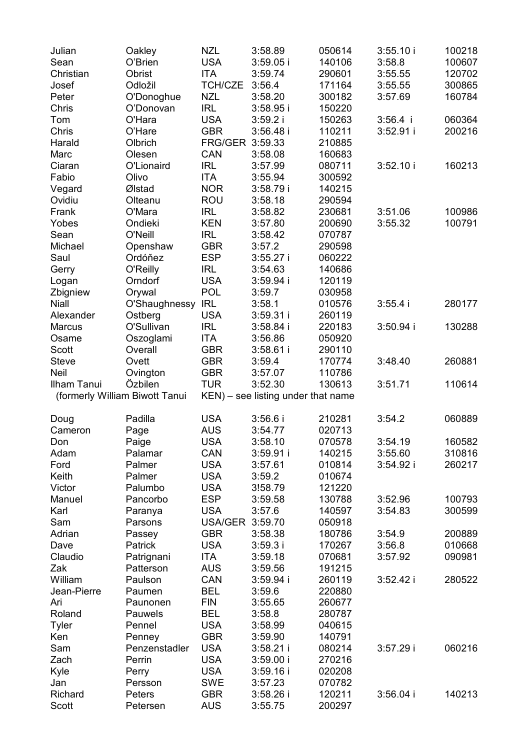| | | | | | | |
|---|---|---|---|---|---|---|
| Julian | Oakley | NZL | 3:58.89 | 050614 | 3:55.10 i | 100218 |
| Sean | O'Brien | USA | 3:59.05 i | 140106 | 3:58.8 | 100607 |
| Christian | Obrist | ITA | 3:59.74 | 290601 | 3:55.55 | 120702 |
| Josef | Odložil | TCH/CZE | 3:56.4 | 171164 | 3:55.55 | 300865 |
| Peter | O'Donoghue | NZL | 3:58.20 | 300182 | 3:57.69 | 160784 |
| Chris | O'Donovan | IRL | 3:58.95 i | 150220 | | |
| Tom | O'Hara | USA | 3:59.2 i | 150263 | 3:56.4 i | 060364 |
| Chris | O'Hare | GBR | 3:56.48 i | 110211 | 3:52.91 i | 200216 |
| Harald | Olbrich | FRG/GER | 3:59.33 | 210885 | | |
| Marc | Olesen | CAN | 3:58.08 | 160683 | | |
| Ciaran | O'Lionaird | IRL | 3:57.99 | 080711 | 3:52.10 i | 160213 |
| Fabio | Olivo | ITA | 3:55.94 | 300592 | | |
| Vegard | Ølstad | NOR | 3:58.79 i | 140215 | | |
| Ovidiu | Olteanu | ROU | 3:58.18 | 290594 | | |
| Frank | O'Mara | IRL | 3:58.82 | 230681 | 3:51.06 | 100986 |
| Yobes | Ondieki | KEN | 3:57.80 | 200690 | 3:55.32 | 100791 |
| Sean | O'Neill | IRL | 3:58.42 | 070787 | | |
| Michael | Openshaw | GBR | 3:57.2 | 290598 | | |
| Saul | Ordóňez | ESP | 3:55.27 i | 060222 | | |
| Gerry | O'Reilly | IRL | 3:54.63 | 140686 | | |
| Logan | Orndorf | USA | 3:59.94 i | 120119 | | |
| Zbigniew | Orywal | POL | 3:59.7 | 030958 | | |
| Niall | O'Shaughnessy | IRL | 3:58.1 | 010576 | 3:55.4 i | 280177 |
| Alexander | Ostberg | USA | 3:59.31 i | 260119 | | |
| Marcus | O'Sullivan | IRL | 3:58.84 i | 220183 | 3:50.94 i | 130288 |
| Osame | Oszoglami | ITA | 3:56.86 | 050920 | | |
| Scott | Overall | GBR | 3:58.61 i | 290110 | | |
| Steve | Ovett | GBR | 3:59.4 | 170774 | 3:48.40 | 260881 |
| Neil | Ovington | GBR | 3:57.07 | 110786 | | |
| Ilham Tanui | Özbilen | TUR | 3:52.30 | 130613 | 3:51.71 | 110614 |
| (formerly William Biwott Tanui | | KEN) – see listing under that name | | | | |
| | | | | | | |
| Doug | Padilla | USA | 3:56.6 i | 210281 | 3:54.2 | 060889 |
| Cameron | Page | AUS | 3:54.77 | 020713 | | |
| Don | Paige | USA | 3:58.10 | 070578 | 3:54.19 | 160582 |
| Adam | Palamar | CAN | 3:59.91 i | 140215 | 3:55.60 | 310816 |
| Ford | Palmer | USA | 3:57.61 | 010814 | 3:54.92 i | 260217 |
| Keith | Palmer | USA | 3:59.2 | 010674 | | |
| Victor | Palumbo | USA | 3!58.79 | 121220 | | |
| Manuel | Pancorbo | ESP | 3:59.58 | 130788 | 3:52.96 | 100793 |
| Karl | Paranya | USA | 3:57.6 | 140597 | 3:54.83 | 300599 |
| Sam | Parsons | USA/GER | 3:59.70 | 050918 | | |
| Adrian | Passey | GBR | 3:58.38 | 180786 | 3:54.9 | 200889 |
| Dave | Patrick | USA | 3:59.3 i | 170267 | 3:56.8 | 010668 |
| Claudio | Patrignani | ITA | 3:59.18 | 070681 | 3:57.92 | 090981 |
| Zak | Patterson | AUS | 3:59.56 | 191215 | | |
| William | Paulson | CAN | 3:59.94 i | 260119 | 3:52.42 i | 280522 |
| Jean-Pierre | Paumen | BEL | 3:59.6 | 220880 | | |
| Ari | Paunonen | FIN | 3:55.65 | 260677 | | |
| Roland | Pauwels | BEL | 3:58.8 | 280787 | | |
| Tyler | Pennel | USA | 3:58.99 | 040615 | | |
| Ken | Penney | GBR | 3:59.90 | 140791 | | |
| Sam | Penzenstadler | USA | 3:58.21 i | 080214 | 3:57.29 i | 060216 |
| Zach | Perrin | USA | 3:59.00 i | 270216 | | |
| Kyle | Perry | USA | 3:59.16 i | 020208 | | |
| Jan | Persson | SWE | 3:57.23 | 070782 | | |
| Richard | Peters | GBR | 3:58.26 i | 120211 | 3:56.04 i | 140213 |
| Scott | Petersen | AUS | 3:55.75 | 200297 | | |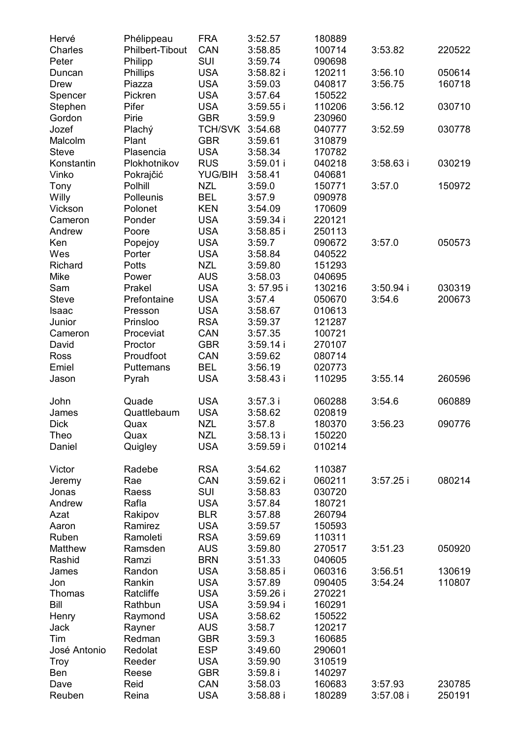| | | | | | | |
|---|---|---|---|---|---|---|
| Hervé | Phélippeau | FRA | 3:52.57 | 180889 | | |
| Charles | Philbert-Tibout | CAN | 3:58.85 | 100714 | 3:53.82 | 220522 |
| Peter | Philipp | SUI | 3:59.74 | 090698 | | |
| Duncan | Phillips | USA | 3:58.82 i | 120211 | 3:56.10 | 050614 |
| Drew | Piazza | USA | 3:59.03 | 040817 | 3:56.75 | 160718 |
| Spencer | Pickren | USA | 3:57.64 | 150522 | | |
| Stephen | Pifer | USA | 3:59.55 i | 110206 | 3:56.12 | 030710 |
| Gordon | Pirie | GBR | 3:59.9 | 230960 | | |
| Jozef | Plachý | TCH/SVK | 3:54.68 | 040777 | 3:52.59 | 030778 |
| Malcolm | Plant | GBR | 3:59.61 | 310879 | | |
| Steve | Plasencia | USA | 3:58.34 | 170782 | | |
| Konstantin | Plokhotnikov | RUS | 3:59.01 i | 040218 | 3:58.63 i | 030219 |
| Vinko | Pokrajčić | YUG/BIH | 3:58.41 | 040681 | | |
| Tony | Polhill | NZL | 3:59.0 | 150771 | 3:57.0 | 150972 |
| Willy | Polleunis | BEL | 3:57.9 | 090978 | | |
| Vickson | Polonet | KEN | 3:54.09 | 170609 | | |
| Cameron | Ponder | USA | 3:59.34 i | 220121 | | |
| Andrew | Poore | USA | 3:58.85 i | 250113 | | |
| Ken | Popejoy | USA | 3:59.7 | 090672 | 3:57.0 | 050573 |
| Wes | Porter | USA | 3:58.84 | 040522 | | |
| Richard | Potts | NZL | 3:59.80 | 151293 | | |
| Mike | Power | AUS | 3:58.03 | 040695 | | |
| Sam | Prakel | USA | 3: 57.95 i | 130216 | 3:50.94 i | 030319 |
| Steve | Prefontaine | USA | 3:57.4 | 050670 | 3:54.6 | 200673 |
| Isaac | Presson | USA | 3:58.67 | 010613 | | |
| Junior | Prinsloo | RSA | 3:59.37 | 121287 | | |
| Cameron | Proceviat | CAN | 3:57.35 | 100721 | | |
| David | Proctor | GBR | 3:59.14 i | 270107 | | |
| Ross | Proudfoot | CAN | 3:59.62 | 080714 | | |
| Emiel | Puttemans | BEL | 3:56.19 | 020773 | | |
| Jason | Pyrah | USA | 3:58.43 i | 110295 | 3:55.14 | 260596 |
| | | | | | | |
| John | Quade | USA | 3:57.3 i | 060288 | 3:54.6 | 060889 |
| James | Quattlebaum | USA | 3:58.62 | 020819 | | |
| Dick | Quax | NZL | 3:57.8 | 180370 | 3:56.23 | 090776 |
| Theo | Quax | NZL | 3:58.13 i | 150220 | | |
| Daniel | Quigley | USA | 3:59.59 i | 010214 | | |
| | | | | | | |
| Victor | Radebe | RSA | 3:54.62 | 110387 | | |
| Jeremy | Rae | CAN | 3:59.62 i | 060211 | 3:57.25 i | 080214 |
| Jonas | Raess | SUI | 3:58.83 | 030720 | | |
| Andrew | Rafla | USA | 3:57.84 | 180721 | | |
| Azat | Rakipov | BLR | 3:57.88 | 260794 | | |
| Aaron | Ramirez | USA | 3:59.57 | 150593 | | |
| Ruben | Ramoleti | RSA | 3:59.69 | 110311 | | |
| Matthew | Ramsden | AUS | 3:59.80 | 270517 | 3:51.23 | 050920 |
| Rashid | Ramzi | BRN | 3:51.33 | 040605 | | |
| James | Randon | USA | 3:58.85 i | 060316 | 3:56.51 | 130619 |
| Jon | Rankin | USA | 3:57.89 | 090405 | 3:54.24 | 110807 |
| Thomas | Ratcliffe | USA | 3:59.26 i | 270221 | | |
| Bill | Rathbun | USA | 3:59.94 i | 160291 | | |
| Henry | Raymond | USA | 3:58.62 | 150522 | | |
| Jack | Rayner | AUS | 3:58.7 | 120217 | | |
| Tim | Redman | GBR | 3:59.3 | 160685 | | |
| José Antonio | Redolat | ESP | 3:49.60 | 290601 | | |
| Troy | Reeder | USA | 3:59.90 | 310519 | | |
| Ben | Reese | GBR | 3:59.8 i | 140297 | | |
| Dave | Reid | CAN | 3:58.03 | 160683 | 3:57.93 | 230785 |
| Reuben | Reina | USA | 3:58.88 i | 180289 | 3:57.08 i | 250191 |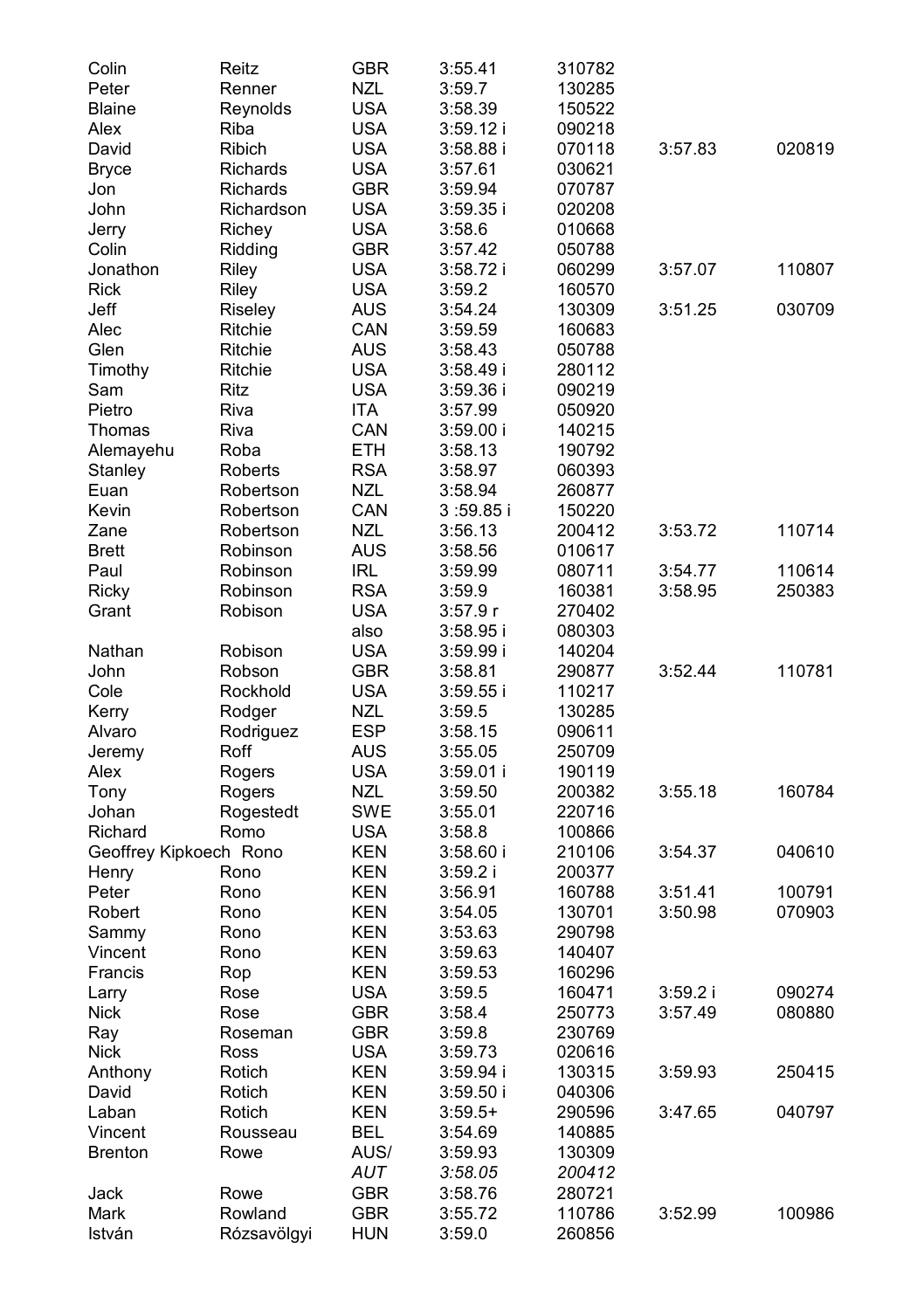| | | | | | | |
|---|---|---|---|---|---|---|
| Colin | Reitz | GBR | 3:55.41 | 310782 | | |
| Peter | Renner | NZL | 3:59.7 | 130285 | | |
| Blaine | Reynolds | USA | 3:58.39 | 150522 | | |
| Alex | Riba | USA | 3:59.12 i | 090218 | | |
| David | Ribich | USA | 3:58.88 i | 070118 | 3:57.83 | 020819 |
| Bryce | Richards | USA | 3:57.61 | 030621 | | |
| Jon | Richards | GBR | 3:59.94 | 070787 | | |
| John | Richardson | USA | 3:59.35 i | 020208 | | |
| Jerry | Richey | USA | 3:58.6 | 010668 | | |
| Colin | Ridding | GBR | 3:57.42 | 050788 | | |
| Jonathon | Riley | USA | 3:58.72 i | 060299 | 3:57.07 | 110807 |
| Rick | Riley | USA | 3:59.2 | 160570 | | |
| Jeff | Riseley | AUS | 3:54.24 | 130309 | 3:51.25 | 030709 |
| Alec | Ritchie | CAN | 3:59.59 | 160683 | | |
| Glen | Ritchie | AUS | 3:58.43 | 050788 | | |
| Timothy | Ritchie | USA | 3:58.49 i | 280112 | | |
| Sam | Ritz | USA | 3:59.36 i | 090219 | | |
| Pietro | Riva | ITA | 3:57.99 | 050920 | | |
| Thomas | Riva | CAN | 3:59.00 i | 140215 | | |
| Alemayehu | Roba | ETH | 3:58.13 | 190792 | | |
| Stanley | Roberts | RSA | 3:58.97 | 060393 | | |
| Euan | Robertson | NZL | 3:58.94 | 260877 | | |
| Kevin | Robertson | CAN | 3 :59.85 i | 150220 | | |
| Zane | Robertson | NZL | 3:56.13 | 200412 | 3:53.72 | 110714 |
| Brett | Robinson | AUS | 3:58.56 | 010617 | | |
| Paul | Robinson | IRL | 3:59.99 | 080711 | 3:54.77 | 110614 |
| Ricky | Robinson | RSA | 3:59.9 | 160381 | 3:58.95 | 250383 |
| Grant | Robison | USA | 3:57.9 r | 270402 | | |
| | | also | 3:58.95 i | 080303 | | |
| Nathan | Robison | USA | 3:59.99 i | 140204 | | |
| John | Robson | GBR | 3:58.81 | 290877 | 3:52.44 | 110781 |
| Cole | Rockhold | USA | 3:59.55 i | 110217 | | |
| Kerry | Rodger | NZL | 3:59.5 | 130285 | | |
| Alvaro | Rodriguez | ESP | 3:58.15 | 090611 | | |
| Jeremy | Roff | AUS | 3:55.05 | 250709 | | |
| Alex | Rogers | USA | 3:59.01 i | 190119 | | |
| Tony | Rogers | NZL | 3:59.50 | 200382 | 3:55.18 | 160784 |
| Johan | Rogestedt | SWE | 3:55.01 | 220716 | | |
| Richard | Romo | USA | 3:58.8 | 100866 | | |
| Geoffrey Kipkoech | Rono | KEN | 3:58.60 i | 210106 | 3:54.37 | 040610 |
| Henry | Rono | KEN | 3:59.2 i | 200377 | | |
| Peter | Rono | KEN | 3:56.91 | 160788 | 3:51.41 | 100791 |
| Robert | Rono | KEN | 3:54.05 | 130701 | 3:50.98 | 070903 |
| Sammy | Rono | KEN | 3:53.63 | 290798 | | |
| Vincent | Rono | KEN | 3:59.63 | 140407 | | |
| Francis | Rop | KEN | 3:59.53 | 160296 | | |
| Larry | Rose | USA | 3:59.5 | 160471 | 3:59.2 i | 090274 |
| Nick | Rose | GBR | 3:58.4 | 250773 | 3:57.49 | 080880 |
| Ray | Roseman | GBR | 3:59.8 | 230769 | | |
| Nick | Ross | USA | 3:59.73 | 020616 | | |
| Anthony | Rotich | KEN | 3:59.94 i | 130315 | 3:59.93 | 250415 |
| David | Rotich | KEN | 3:59.50 i | 040306 | | |
| Laban | Rotich | KEN | 3:59.5+ | 290596 | 3:47.65 | 040797 |
| Vincent | Rousseau | BEL | 3:54.69 | 140885 | | |
| Brenton | Rowe | AUS/ | 3:59.93 | 130309 | | |
| | | *AUT* | *3:58.05* | *200412* | | |
| Jack | Rowe | GBR | 3:58.76 | 280721 | | |
| Mark | Rowland | GBR | 3:55.72 | 110786 | 3:52.99 | 100986 |
| István | Rózsavölgyi | HUN | 3:59.0 | 260856 | | |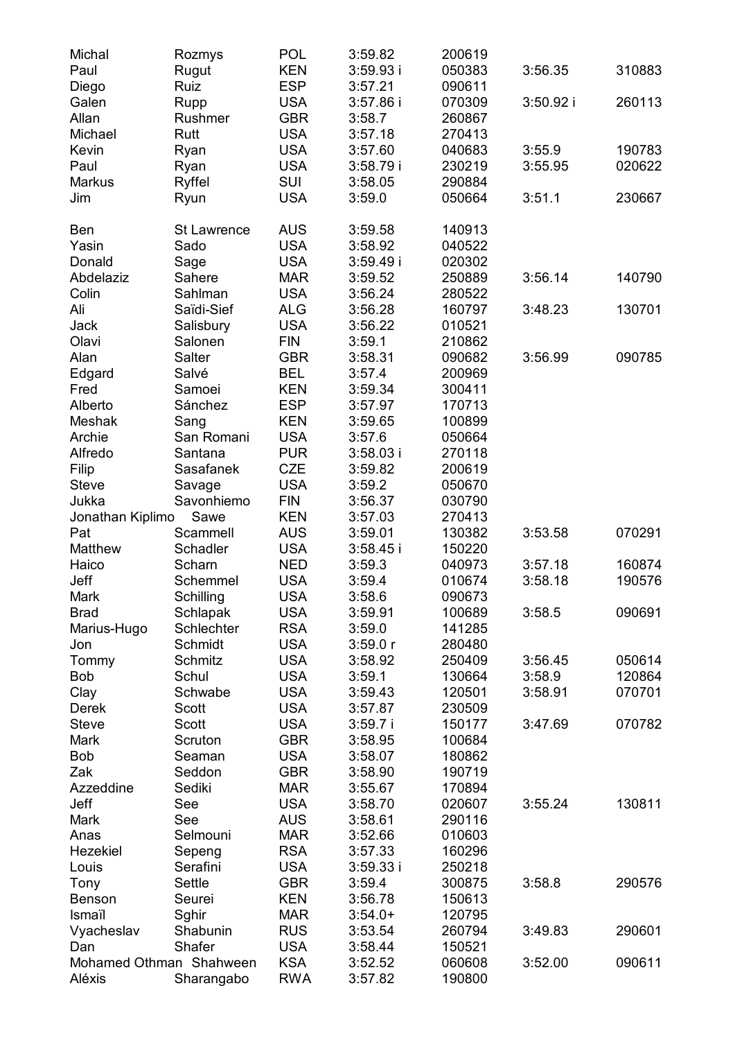| | | | | | | |
|---|---|---|---|---|---|---|
| Michal | Rozmys | POL | 3:59.82 | 200619 | | |
| Paul | Rugut | KEN | 3:59.93 i | 050383 | 3:56.35 | 310883 |
| Diego | Ruiz | ESP | 3:57.21 | 090611 | | |
| Galen | Rupp | USA | 3:57.86 i | 070309 | 3:50.92 i | 260113 |
| Allan | Rushmer | GBR | 3:58.7 | 260867 | | |
| Michael | Rutt | USA | 3:57.18 | 270413 | | |
| Kevin | Ryan | USA | 3:57.60 | 040683 | 3:55.9 | 190783 |
| Paul | Ryan | USA | 3:58.79 i | 230219 | 3:55.95 | 020622 |
| Markus | Ryffel | SUI | 3:58.05 | 290884 | | |
| Jim | Ryun | USA | 3:59.0 | 050664 | 3:51.1 | 230667 |
| | | | | | | |
| Ben | St Lawrence | AUS | 3:59.58 | 140913 | | |
| Yasin | Sado | USA | 3:58.92 | 040522 | | |
| Donald | Sage | USA | 3:59.49 i | 020302 | | |
| Abdelaziz | Sahere | MAR | 3:59.52 | 250889 | 3:56.14 | 140790 |
| Colin | Sahlman | USA | 3:56.24 | 280522 | | |
| Ali | Saïdi-Sief | ALG | 3:56.28 | 160797 | 3:48.23 | 130701 |
| Jack | Salisbury | USA | 3:56.22 | 010521 | | |
| Olavi | Salonen | FIN | 3:59.1 | 210862 | | |
| Alan | Salter | GBR | 3:58.31 | 090682 | 3:56.99 | 090785 |
| Edgard | Salvé | BEL | 3:57.4 | 200969 | | |
| Fred | Samoei | KEN | 3:59.34 | 300411 | | |
| Alberto | Sánchez | ESP | 3:57.97 | 170713 | | |
| Meshak | Sang | KEN | 3:59.65 | 100899 | | |
| Archie | San Romani | USA | 3:57.6 | 050664 | | |
| Alfredo | Santana | PUR | 3:58.03 i | 270118 | | |
| Filip | Sasafanek | CZE | 3:59.82 | 200619 | | |
| Steve | Savage | USA | 3:59.2 | 050670 | | |
| Jukka | Savonhiemo | FIN | 3:56.37 | 030790 | | |
| Jonathan Kiplimo | Sawe | KEN | 3:57.03 | 270413 | | |
| Pat | Scammell | AUS | 3:59.01 | 130382 | 3:53.58 | 070291 |
| Matthew | Schadler | USA | 3:58.45 i | 150220 | | |
| Haico | Scharn | NED | 3:59.3 | 040973 | 3:57.18 | 160874 |
| Jeff | Schemmel | USA | 3:59.4 | 010674 | 3:58.18 | 190576 |
| Mark | Schilling | USA | 3:58.6 | 090673 | | |
| Brad | Schlapak | USA | 3:59.91 | 100689 | 3:58.5 | 090691 |
| Marius-Hugo | Schlechter | RSA | 3:59.0 | 141285 | | |
| Jon | Schmidt | USA | 3:59.0 r | 280480 | | |
| Tommy | Schmitz | USA | 3:58.92 | 250409 | 3:56.45 | 050614 |
| Bob | Schul | USA | 3:59.1 | 130664 | 3:58.9 | 120864 |
| Clay | Schwabe | USA | 3:59.43 | 120501 | 3:58.91 | 070701 |
| Derek | Scott | USA | 3:57.87 | 230509 | | |
| Steve | Scott | USA | 3:59.7 i | 150177 | 3:47.69 | 070782 |
| Mark | Scruton | GBR | 3:58.95 | 100684 | | |
| Bob | Seaman | USA | 3:58.07 | 180862 | | |
| Zak | Seddon | GBR | 3:58.90 | 190719 | | |
| Azzeddine | Sediki | MAR | 3:55.67 | 170894 | | |
| Jeff | See | USA | 3:58.70 | 020607 | 3:55.24 | 130811 |
| Mark | See | AUS | 3:58.61 | 290116 | | |
| Anas | Selmouni | MAR | 3:52.66 | 010603 | | |
| Hezekiel | Sepeng | RSA | 3:57.33 | 160296 | | |
| Louis | Serafini | USA | 3:59.33 i | 250218 | | |
| Tony | Settle | GBR | 3:59.4 | 300875 | 3:58.8 | 290576 |
| Benson | Seurei | KEN | 3:56.78 | 150613 | | |
| Ismaïl | Sghir | MAR | 3:54.0+ | 120795 | | |
| Vyacheslav | Shabunin | RUS | 3:53.54 | 260794 | 3:49.83 | 290601 |
| Dan | Shafer | USA | 3:58.44 | 150521 | | |
| Mohamed Othman | Shahween | KSA | 3:52.52 | 060608 | 3:52.00 | 090611 |
| Aléxis | Sharangabo | RWA | 3:57.82 | 190800 | | |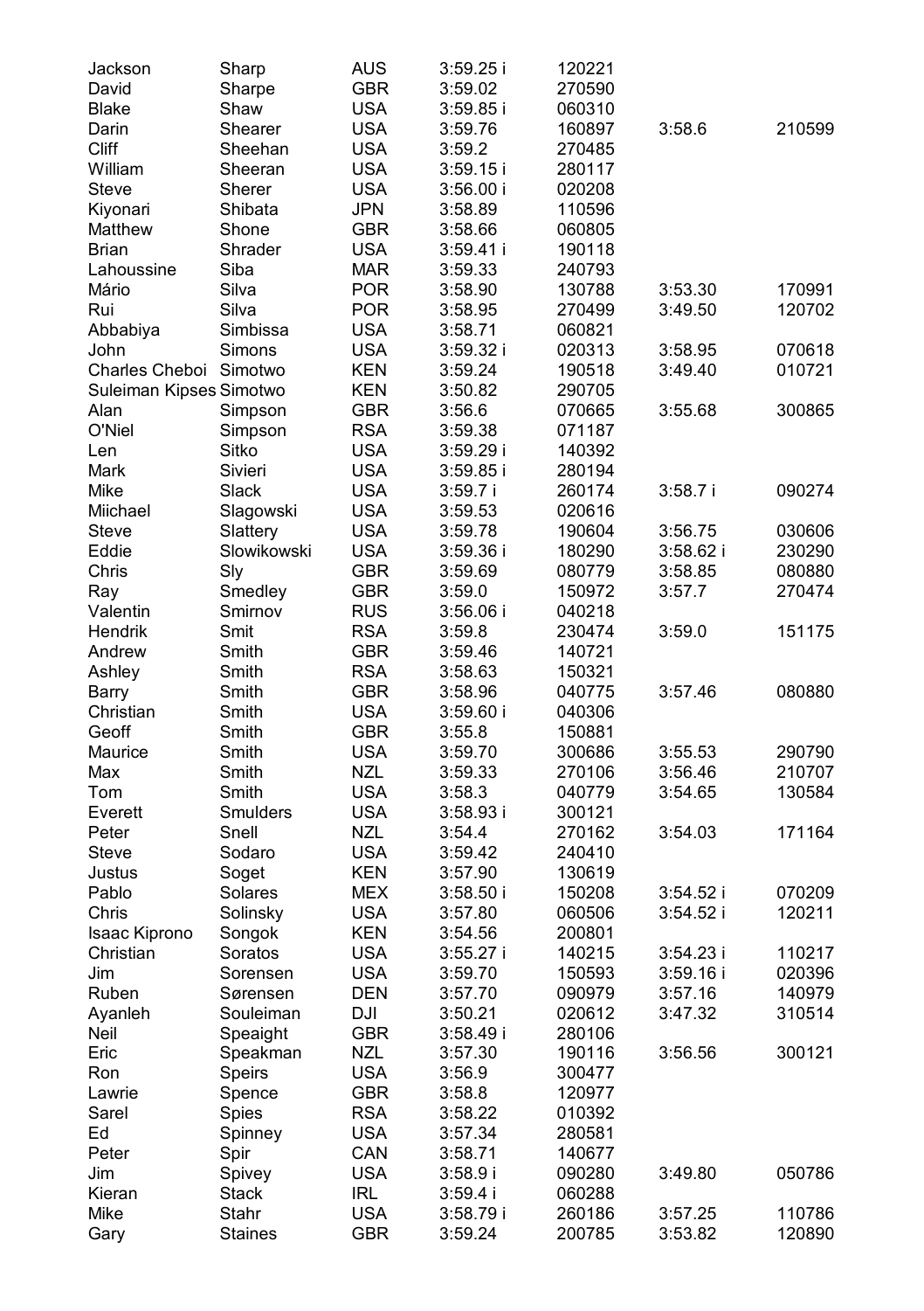| | | | | | | |
|---|---|---|---|---|---|---|
| Jackson | Sharp | AUS | 3:59.25 i | 120221 | | |
| David | Sharpe | GBR | 3:59.02 | 270590 | | |
| Blake | Shaw | USA | 3:59.85 i | 060310 | | |
| Darin | Shearer | USA | 3:59.76 | 160897 | 3:58.6 | 210599 |
| Cliff | Sheehan | USA | 3:59.2 | 270485 | | |
| William | Sheeran | USA | 3:59.15 i | 280117 | | |
| Steve | Sherer | USA | 3:56.00 i | 020208 | | |
| Kiyonari | Shibata | JPN | 3:58.89 | 110596 | | |
| Matthew | Shone | GBR | 3:58.66 | 060805 | | |
| Brian | Shrader | USA | 3:59.41 i | 190118 | | |
| Lahoussine | Siba | MAR | 3:59.33 | 240793 | | |
| Mário | Silva | POR | 3:58.90 | 130788 | 3:53.30 | 170991 |
| Rui | Silva | POR | 3:58.95 | 270499 | 3:49.50 | 120702 |
| Abbabiya | Simbissa | USA | 3:58.71 | 060821 | | |
| John | Simons | USA | 3:59.32 i | 020313 | 3:58.95 | 070618 |
| Charles Cheboi | Simotwo | KEN | 3:59.24 | 190518 | 3:49.40 | 010721 |
| Suleiman Kipses | Simotwo | KEN | 3:50.82 | 290705 | | |
| Alan | Simpson | GBR | 3:56.6 | 070665 | 3:55.68 | 300865 |
| O'Niel | Simpson | RSA | 3:59.38 | 071187 | | |
| Len | Sitko | USA | 3:59.29 i | 140392 | | |
| Mark | Sivieri | USA | 3:59.85 i | 280194 | | |
| Mike | Slack | USA | 3:59.7 i | 260174 | 3:58.7 i | 090274 |
| Miichael | Slagowski | USA | 3:59.53 | 020616 | | |
| Steve | Slattery | USA | 3:59.78 | 190604 | 3:56.75 | 030606 |
| Eddie | Slowikowski | USA | 3:59.36 i | 180290 | 3:58.62 i | 230290 |
| Chris | Sly | GBR | 3:59.69 | 080779 | 3:58.85 | 080880 |
| Ray | Smedley | GBR | 3:59.0 | 150972 | 3:57.7 | 270474 |
| Valentin | Smirnov | RUS | 3:56.06 i | 040218 | | |
| Hendrik | Smit | RSA | 3:59.8 | 230474 | 3:59.0 | 151175 |
| Andrew | Smith | GBR | 3:59.46 | 140721 | | |
| Ashley | Smith | RSA | 3:58.63 | 150321 | | |
| Barry | Smith | GBR | 3:58.96 | 040775 | 3:57.46 | 080880 |
| Christian | Smith | USA | 3:59.60 i | 040306 | | |
| Geoff | Smith | GBR | 3:55.8 | 150881 | | |
| Maurice | Smith | USA | 3:59.70 | 300686 | 3:55.53 | 290790 |
| Max | Smith | NZL | 3:59.33 | 270106 | 3:56.46 | 210707 |
| Tom | Smith | USA | 3:58.3 | 040779 | 3:54.65 | 130584 |
| Everett | Smulders | USA | 3:58.93 i | 300121 | | |
| Peter | Snell | NZL | 3:54.4 | 270162 | 3:54.03 | 171164 |
| Steve | Sodaro | USA | 3:59.42 | 240410 | | |
| Justus | Soget | KEN | 3:57.90 | 130619 | | |
| Pablo | Solares | MEX | 3:58.50 i | 150208 | 3:54.52 i | 070209 |
| Chris | Solinsky | USA | 3:57.80 | 060506 | 3:54.52 i | 120211 |
| Isaac Kiprono | Songok | KEN | 3:54.56 | 200801 | | |
| Christian | Soratos | USA | 3:55.27 i | 140215 | 3:54.23 i | 110217 |
| Jim | Sorensen | USA | 3:59.70 | 150593 | 3:59.16 i | 020396 |
| Ruben | Sørensen | DEN | 3:57.70 | 090979 | 3:57.16 | 140979 |
| Ayanleh | Souleiman | DJI | 3:50.21 | 020612 | 3:47.32 | 310514 |
| Neil | Speaight | GBR | 3:58.49 i | 280106 | | |
| Eric | Speakman | NZL | 3:57.30 | 190116 | 3:56.56 | 300121 |
| Ron | Speirs | USA | 3:56.9 | 300477 | | |
| Lawrie | Spence | GBR | 3:58.8 | 120977 | | |
| Sarel | Spies | RSA | 3:58.22 | 010392 | | |
| Ed | Spinney | USA | 3:57.34 | 280581 | | |
| Peter | Spir | CAN | 3:58.71 | 140677 | | |
| Jim | Spivey | USA | 3:58.9 i | 090280 | 3:49.80 | 050786 |
| Kieran | Stack | IRL | 3:59.4 i | 060288 | | |
| Mike | Stahr | USA | 3:58.79 i | 260186 | 3:57.25 | 110786 |
| Gary | Staines | GBR | 3:59.24 | 200785 | 3:53.82 | 120890 |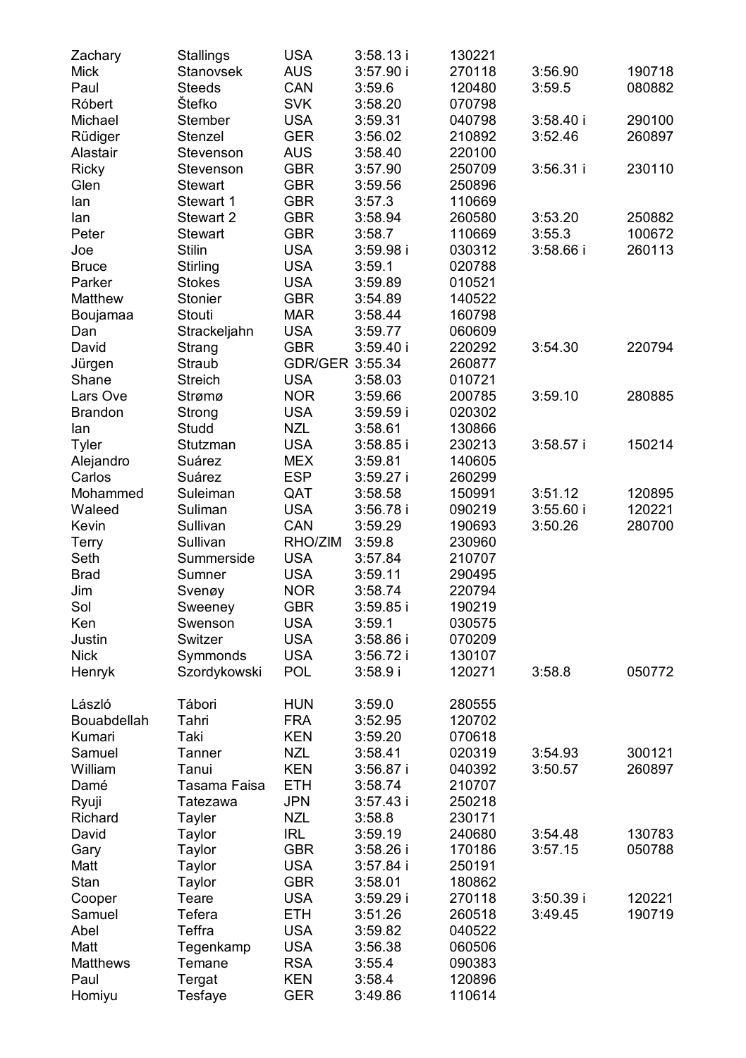| | | | | | | |
|---|---|---|---|---|---|---|
| Zachary | Stallings | USA | 3:58.13 i | 130221 | | |
| Mick | Stanovsek | AUS | 3:57.90 i | 270118 | 3:56.90 | 190718 |
| Paul | Steeds | CAN | 3:59.6 | 120480 | 3:59.5 | 080882 |
| Róbert | Štefko | SVK | 3:58.20 | 070798 | | |
| Michael | Stember | USA | 3:59.31 | 040798 | 3:58.40 i | 290100 |
| Rüdiger | Stenzel | GER | 3:56.02 | 210892 | 3:52.46 | 260897 |
| Alastair | Stevenson | AUS | 3:58.40 | 220100 | | |
| Ricky | Stevenson | GBR | 3:57.90 | 250709 | 3:56.31 i | 230110 |
| Glen | Stewart | GBR | 3:59.56 | 250896 | | |
| Ian | Stewart 1 | GBR | 3:57.3 | 110669 | | |
| Ian | Stewart 2 | GBR | 3:58.94 | 260580 | 3:53.20 | 250882 |
| Peter | Stewart | GBR | 3:58.7 | 110669 | 3:55.3 | 100672 |
| Joe | Stilin | USA | 3:59.98 i | 030312 | 3:58.66 i | 260113 |
| Bruce | Stirling | USA | 3:59.1 | 020788 | | |
| Parker | Stokes | USA | 3:59.89 | 010521 | | |
| Matthew | Stonier | GBR | 3:54.89 | 140522 | | |
| Boujamaa | Stouti | MAR | 3:58.44 | 160798 | | |
| Dan | Strackeljahn | USA | 3:59.77 | 060609 | | |
| David | Strang | GBR | 3:59.40 i | 220292 | 3:54.30 | 220794 |
| Jürgen | Straub | GDR/GER | 3:55.34 | 260877 | | |
| Shane | Streich | USA | 3:58.03 | 010721 | | |
| Lars Ove | Strømø | NOR | 3:59.66 | 200785 | 3:59.10 | 280885 |
| Brandon | Strong | USA | 3:59.59 i | 020302 | | |
| Ian | Studd | NZL | 3:58.61 | 130866 | | |
| Tyler | Stutzman | USA | 3:58.85 i | 230213 | 3:58.57 i | 150214 |
| Alejandro | Suárez | MEX | 3:59.81 | 140605 | | |
| Carlos | Suárez | ESP | 3:59.27 i | 260299 | | |
| Mohammed | Suleiman | QAT | 3:58.58 | 150991 | 3:51.12 | 120895 |
| Waleed | Suliman | USA | 3:56.78 i | 090219 | 3:55.60 i | 120221 |
| Kevin | Sullivan | CAN | 3:59.29 | 190693 | 3:50.26 | 280700 |
| Terry | Sullivan | RHO/ZIM | 3:59.8 | 230960 | | |
| Seth | Summerside | USA | 3:57.84 | 210707 | | |
| Brad | Sumner | USA | 3:59.11 | 290495 | | |
| Jim | Svenøy | NOR | 3:58.74 | 220794 | | |
| Sol | Sweeney | GBR | 3:59.85 i | 190219 | | |
| Ken | Swenson | USA | 3:59.1 | 030575 | | |
| Justin | Switzer | USA | 3:58.86 i | 070209 | | |
| Nick | Symmonds | USA | 3:56.72 i | 130107 | | |
| Henryk | Szordykowski | POL | 3:58.9 i | 120271 | 3:58.8 | 050772 |
| | | | | | | |
| László | Tábori | HUN | 3:59.0 | 280555 | | |
| Bouabdellah | Tahri | FRA | 3:52.95 | 120702 | | |
| Kumari | Taki | KEN | 3:59.20 | 070618 | | |
| Samuel | Tanner | NZL | 3:58.41 | 020319 | 3:54.93 | 300121 |
| William | Tanui | KEN | 3:56.87 i | 040392 | 3:50.57 | 260897 |
| Damé | Tasama Faisa | ETH | 3:58.74 | 210707 | | |
| Ryuji | Tatezawa | JPN | 3:57.43 i | 250218 | | |
| Richard | Tayler | NZL | 3:58.8 | 230171 | | |
| David | Taylor | IRL | 3:59.19 | 240680 | 3:54.48 | 130783 |
| Gary | Taylor | GBR | 3:58.26 i | 170186 | 3:57.15 | 050788 |
| Matt | Taylor | USA | 3:57.84 i | 250191 | | |
| Stan | Taylor | GBR | 3:58.01 | 180862 | | |
| Cooper | Teare | USA | 3:59.29 i | 270118 | 3:50.39 i | 120221 |
| Samuel | Tefera | ETH | 3:51.26 | 260518 | 3:49.45 | 190719 |
| Abel | Teffra | USA | 3:59.82 | 040522 | | |
| Matt | Tegenkamp | USA | 3:56.38 | 060506 | | |
| Matthews | Temane | RSA | 3:55.4 | 090383 | | |
| Paul | Tergat | KEN | 3:58.4 | 120896 | | |
| Homiyu | Tesfaye | GER | 3:49.86 | 110614 | | |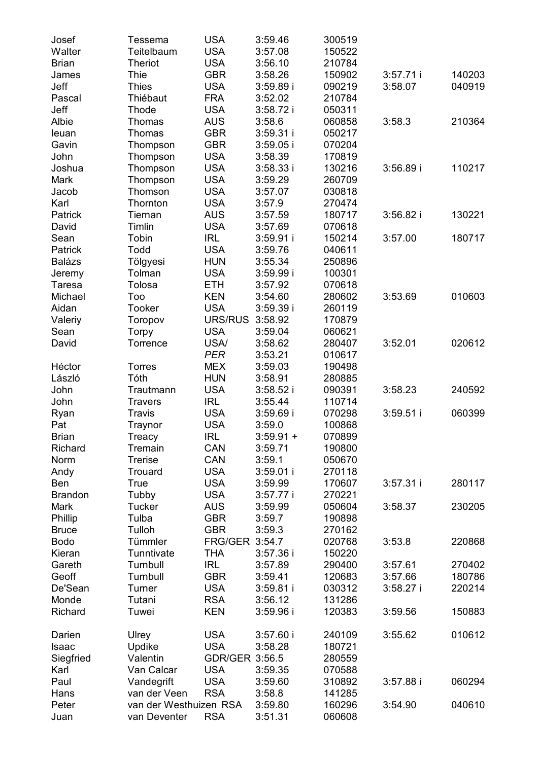| | | | | | | |
|---|---|---|---|---|---|---|
| Josef | Tessema | USA | 3:59.46 | 300519 | | |
| Walter | Teitelbaum | USA | 3:57.08 | 150522 | | |
| Brian | Theriot | USA | 3:56.10 | 210784 | | |
| James | Thie | GBR | 3:58.26 | 150902 | 3:57.71 i | 140203 |
| Jeff | Thies | USA | 3:59.89 i | 090219 | 3:58.07 | 040919 |
| Pascal | Thiébaut | FRA | 3:52.02 | 210784 | | |
| Jeff | Thode | USA | 3:58.72 i | 050311 | | |
| Albie | Thomas | AUS | 3:58.6 | 060858 | 3:58.3 | 210364 |
| Ieuan | Thomas | GBR | 3:59.31 i | 050217 | | |
| Gavin | Thompson | GBR | 3:59.05 i | 070204 | | |
| John | Thompson | USA | 3:58.39 | 170819 | | |
| Joshua | Thompson | USA | 3:58.33 i | 130216 | 3:56.89 i | 110217 |
| Mark | Thompson | USA | 3:59.29 | 260709 | | |
| Jacob | Thomson | USA | 3:57.07 | 030818 | | |
| Karl | Thornton | USA | 3:57.9 | 270474 | | |
| Patrick | Tiernan | AUS | 3:57.59 | 180717 | 3:56.82 i | 130221 |
| David | Timlin | USA | 3:57.69 | 070618 | | |
| Sean | Tobin | IRL | 3:59.91 i | 150214 | 3:57.00 | 180717 |
| Patrick | Todd | USA | 3:59.76 | 040611 | | |
| Balázs | Tölgyesi | HUN | 3:55.34 | 250896 | | |
| Jeremy | Tolman | USA | 3:59.99 i | 100301 | | |
| Taresa | Tolosa | ETH | 3:57.92 | 070618 | | |
| Michael | Too | KEN | 3:54.60 | 280602 | 3:53.69 | 010603 |
| Aidan | Tooker | USA | 3:59.39 i | 260119 | | |
| Valeriy | Toropov | URS/RUS | 3:58.92 | 170879 | | |
| Sean | Torpy | USA | 3:59.04 | 060621 | | |
| David | Torrence | USA/ | 3:58.62 | 280407 | 3:52.01 | 020612 |
| | | *PER* | 3:53.21 | 010617 | | |
| Héctor | Torres | MEX | 3:59.03 | 190498 | | |
| László | Tóth | HUN | 3:58.91 | 280885 | | |
| John | Trautmann | USA | 3:58.52 i | 090391 | 3:58.23 | 240592 |
| John | Travers | IRL | 3:55.44 | 110714 | | |
| Ryan | Travis | USA | 3:59.69 i | 070298 | 3:59.51 i | 060399 |
| Pat | Traynor | USA | 3:59.0 | 100868 | | |
| Brian | Treacy | IRL | 3:59.91 + | 070899 | | |
| Richard | Tremain | CAN | 3:59.71 | 190800 | | |
| Norm | Trerise | CAN | 3:59.1 | 050670 | | |
| Andy | Trouard | USA | 3:59.01 i | 270118 | | |
| Ben | True | USA | 3:59.99 | 170607 | 3:57.31 i | 280117 |
| Brandon | Tubby | USA | 3:57.77 i | 270221 | | |
| Mark | Tucker | AUS | 3:59.99 | 050604 | 3:58.37 | 230205 |
| Phillip | Tulba | GBR | 3:59.7 | 190898 | | |
| Bruce | Tulloh | GBR | 3:59.3 | 270162 | | |
| Bodo | Tümmler | FRG/GER | 3:54.7 | 020768 | 3:53.8 | 220868 |
| Kieran | Tunntivate | THA | 3:57.36 i | 150220 | | |
| Gareth | Turnbull | IRL | 3:57.89 | 290400 | 3:57.61 | 270402 |
| Geoff | Turnbull | GBR | 3:59.41 | 120683 | 3:57.66 | 180786 |
| De'Sean | Turner | USA | 3:59.81 i | 030312 | 3:58.27 i | 220214 |
| Monde | Tutani | RSA | 3:56.12 | 131286 | | |
| Richard | Tuwei | KEN | 3:59.96 i | 120383 | 3:59.56 | 150883 |
| | | | | | | |
| Darien | Ulrey | USA | 3:57.60 i | 240109 | 3:55.62 | 010612 |
| Isaac | Updike | USA | 3:58.28 | 180721 | | |
| Siegfried | Valentin | GDR/GER | 3:56.5 | 280559 | | |
| Karl | Van Calcar | USA | 3:59.35 | 070588 | | |
| Paul | Vandegrift | USA | 3:59.60 | 310892 | 3:57.88 i | 060294 |
| Hans | van der Veen | RSA | 3:58.8 | 141285 | | |
| Peter | van der Westhuizen | RSA | 3:59.80 | 160296 | 3:54.90 | 040610 |
| Juan | van Deventer | RSA | 3:51.31 | 060608 | | |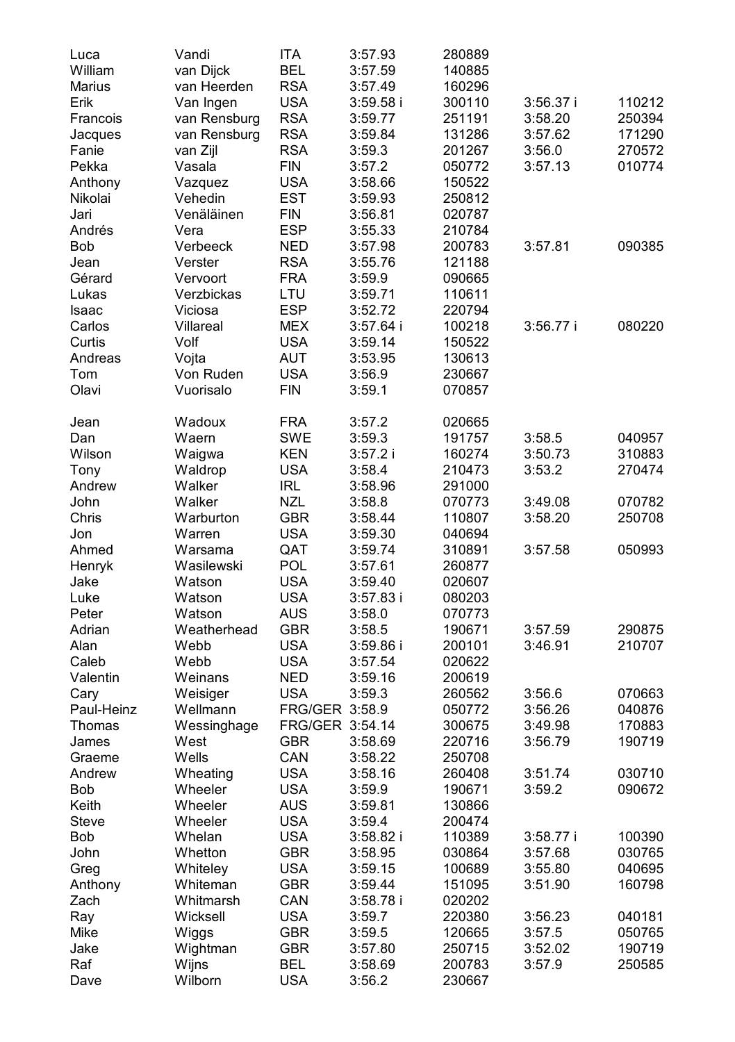| | | | | | | |
|---|---|---|---|---|---|---|
| Luca | Vandi | ITA | 3:57.93 | 280889 | | |
| William | van Dijck | BEL | 3:57.59 | 140885 | | |
| Marius | van Heerden | RSA | 3:57.49 | 160296 | | |
| Erik | Van Ingen | USA | 3:59.58 i | 300110 | 3:56.37 i | 110212 |
| Francois | van Rensburg | RSA | 3:59.77 | 251191 | 3:58.20 | 250394 |
| Jacques | van Rensburg | RSA | 3:59.84 | 131286 | 3:57.62 | 171290 |
| Fanie | van Zijl | RSA | 3:59.3 | 201267 | 3:56.0 | 270572 |
| Pekka | Vasala | FIN | 3:57.2 | 050772 | 3:57.13 | 010774 |
| Anthony | Vazquez | USA | 3:58.66 | 150522 | | |
| Nikolai | Vehedin | EST | 3:59.93 | 250812 | | |
| Jari | Venäläinen | FIN | 3:56.81 | 020787 | | |
| Andrés | Vera | ESP | 3:55.33 | 210784 | | |
| Bob | Verbeeck | NED | 3:57.98 | 200783 | 3:57.81 | 090385 |
| Jean | Verster | RSA | 3:55.76 | 121188 | | |
| Gérard | Vervoort | FRA | 3:59.9 | 090665 | | |
| Lukas | Verzbickas | LTU | 3:59.71 | 110611 | | |
| Isaac | Viciosa | ESP | 3:52.72 | 220794 | | |
| Carlos | Villareal | MEX | 3:57.64 i | 100218 | 3:56.77 i | 080220 |
| Curtis | Volf | USA | 3:59.14 | 150522 | | |
| Andreas | Vojta | AUT | 3:53.95 | 130613 | | |
| Tom | Von Ruden | USA | 3:56.9 | 230667 | | |
| Olavi | Vuorisalo | FIN | 3:59.1 | 070857 | | |
| | | | | | | |
| Jean | Wadoux | FRA | 3:57.2 | 020665 | | |
| Dan | Waern | SWE | 3:59.3 | 191757 | 3:58.5 | 040957 |
| Wilson | Waigwa | KEN | 3:57.2 i | 160274 | 3:50.73 | 310883 |
| Tony | Waldrop | USA | 3:58.4 | 210473 | 3:53.2 | 270474 |
| Andrew | Walker | IRL | 3:58.96 | 291000 | | |
| John | Walker | NZL | 3:58.8 | 070773 | 3:49.08 | 070782 |
| Chris | Warburton | GBR | 3:58.44 | 110807 | 3:58.20 | 250708 |
| Jon | Warren | USA | 3:59.30 | 040694 | | |
| Ahmed | Warsama | QAT | 3:59.74 | 310891 | 3:57.58 | 050993 |
| Henryk | Wasilewski | POL | 3:57.61 | 260877 | | |
| Jake | Watson | USA | 3:59.40 | 020607 | | |
| Luke | Watson | USA | 3:57.83 i | 080203 | | |
| Peter | Watson | AUS | 3:58.0 | 070773 | | |
| Adrian | Weatherhead | GBR | 3:58.5 | 190671 | 3:57.59 | 290875 |
| Alan | Webb | USA | 3:59.86 i | 200101 | 3:46.91 | 210707 |
| Caleb | Webb | USA | 3:57.54 | 020622 | | |
| Valentin | Weinans | NED | 3:59.16 | 200619 | | |
| Cary | Weisiger | USA | 3:59.3 | 260562 | 3:56.6 | 070663 |
| Paul-Heinz | Wellmann | FRG/GER | 3:58.9 | 050772 | 3:56.26 | 040876 |
| Thomas | Wessinghage | FRG/GER | 3:54.14 | 300675 | 3:49.98 | 170883 |
| James | West | GBR | 3:58.69 | 220716 | 3:56.79 | 190719 |
| Graeme | Wells | CAN | 3:58.22 | 250708 | | |
| Andrew | Wheating | USA | 3:58.16 | 260408 | 3:51.74 | 030710 |
| Bob | Wheeler | USA | 3:59.9 | 190671 | 3:59.2 | 090672 |
| Keith | Wheeler | AUS | 3:59.81 | 130866 | | |
| Steve | Wheeler | USA | 3:59.4 | 200474 | | |
| Bob | Whelan | USA | 3:58.82 i | 110389 | 3:58.77 i | 100390 |
| John | Whetton | GBR | 3:58.95 | 030864 | 3:57.68 | 030765 |
| Greg | Whiteley | USA | 3:59.15 | 100689 | 3:55.80 | 040695 |
| Anthony | Whiteman | GBR | 3:59.44 | 151095 | 3:51.90 | 160798 |
| Zach | Whitmarsh | CAN | 3:58.78 i | 020202 | | |
| Ray | Wicksell | USA | 3:59.7 | 220380 | 3:56.23 | 040181 |
| Mike | Wiggs | GBR | 3:59.5 | 120665 | 3:57.5 | 050765 |
| Jake | Wightman | GBR | 3:57.80 | 250715 | 3:52.02 | 190719 |
| Raf | Wijns | BEL | 3:58.69 | 200783 | 3:57.9 | 250585 |
| Dave | Wilborn | USA | 3:56.2 | 230667 | | |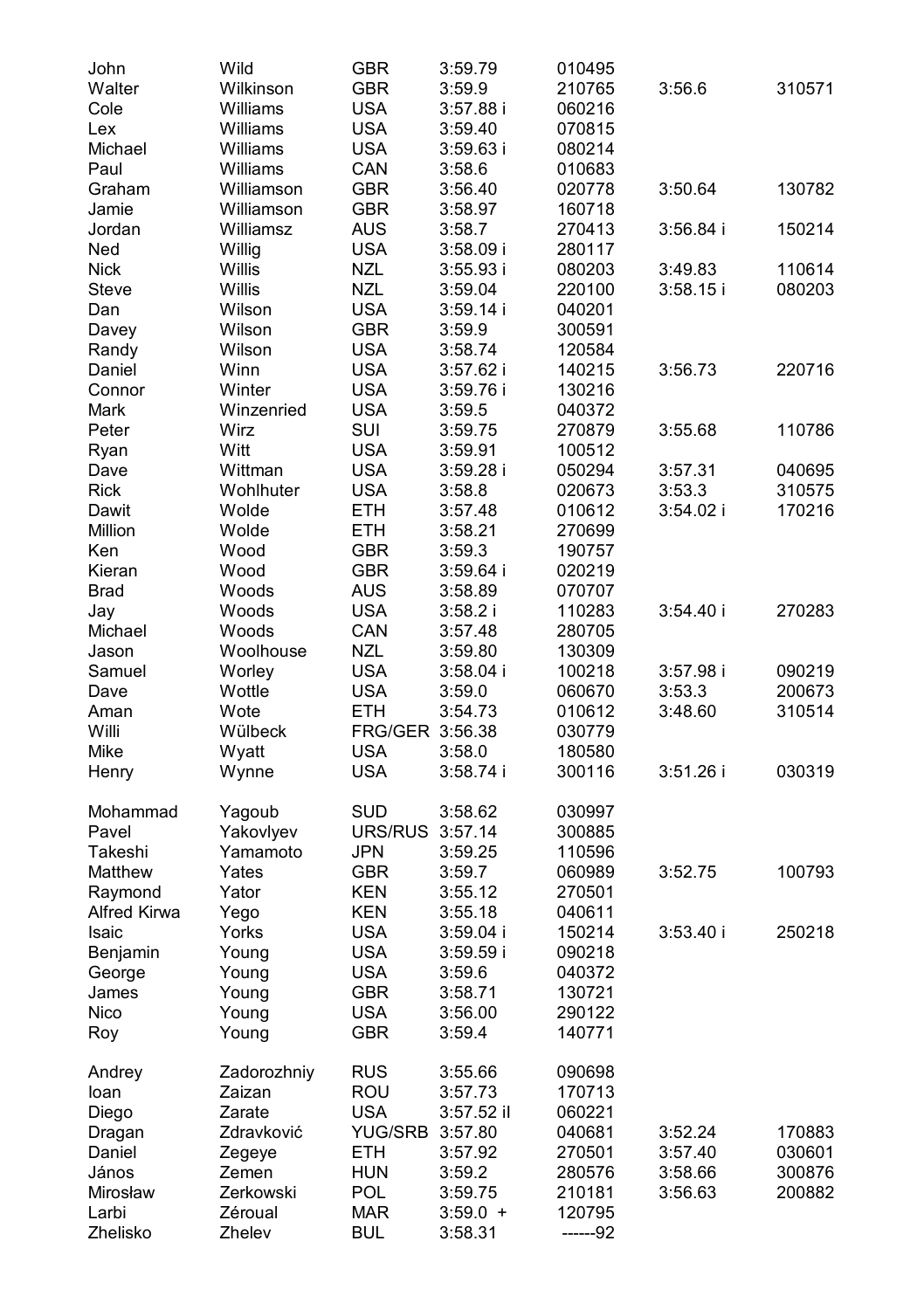| | | | | | | |
|---|---|---|---|---|---|---|
| John | Wild | GBR | 3:59.79 | 010495 | | |
| Walter | Wilkinson | GBR | 3:59.9 | 210765 | 3:56.6 | 310571 |
| Cole | Williams | USA | 3:57.88 i | 060216 | | |
| Lex | Williams | USA | 3:59.40 | 070815 | | |
| Michael | Williams | USA | 3:59.63 i | 080214 | | |
| Paul | Williams | CAN | 3:58.6 | 010683 | | |
| Graham | Williamson | GBR | 3:56.40 | 020778 | 3:50.64 | 130782 |
| Jamie | Williamson | GBR | 3:58.97 | 160718 | | |
| Jordan | Williamsz | AUS | 3:58.7 | 270413 | 3:56.84 i | 150214 |
| Ned | Willig | USA | 3:58.09 i | 280117 | | |
| Nick | Willis | NZL | 3:55.93 i | 080203 | 3:49.83 | 110614 |
| Steve | Willis | NZL | 3:59.04 | 220100 | 3:58.15 i | 080203 |
| Dan | Wilson | USA | 3:59.14 i | 040201 | | |
| Davey | Wilson | GBR | 3:59.9 | 300591 | | |
| Randy | Wilson | USA | 3:58.74 | 120584 | | |
| Daniel | Winn | USA | 3:57.62 i | 140215 | 3:56.73 | 220716 |
| Connor | Winter | USA | 3:59.76 i | 130216 | | |
| Mark | Winzenried | USA | 3:59.5 | 040372 | | |
| Peter | Wirz | SUI | 3:59.75 | 270879 | 3:55.68 | 110786 |
| Ryan | Witt | USA | 3:59.91 | 100512 | | |
| Dave | Wittman | USA | 3:59.28 i | 050294 | 3:57.31 | 040695 |
| Rick | Wohlhuter | USA | 3:58.8 | 020673 | 3:53.3 | 310575 |
| Dawit | Wolde | ETH | 3:57.48 | 010612 | 3:54.02 i | 170216 |
| Million | Wolde | ETH | 3:58.21 | 270699 | | |
| Ken | Wood | GBR | 3:59.3 | 190757 | | |
| Kieran | Wood | GBR | 3:59.64 i | 020219 | | |
| Brad | Woods | AUS | 3:58.89 | 070707 | | |
| Jay | Woods | USA | 3:58.2 i | 110283 | 3:54.40 i | 270283 |
| Michael | Woods | CAN | 3:57.48 | 280705 | | |
| Jason | Woolhouse | NZL | 3:59.80 | 130309 | | |
| Samuel | Worley | USA | 3:58.04 i | 100218 | 3:57.98 i | 090219 |
| Dave | Wottle | USA | 3:59.0 | 060670 | 3:53.3 | 200673 |
| Aman | Wote | ETH | 3:54.73 | 010612 | 3:48.60 | 310514 |
| Willi | Wülbeck | FRG/GER | 3:56.38 | 030779 | | |
| Mike | Wyatt | USA | 3:58.0 | 180580 | | |
| Henry | Wynne | USA | 3:58.74 i | 300116 | 3:51.26 i | 030319 |
| | | | | | | |
| Mohammad | Yagoub | SUD | 3:58.62 | 030997 | | |
| Pavel | Yakovlyev | URS/RUS | 3:57.14 | 300885 | | |
| Takeshi | Yamamoto | JPN | 3:59.25 | 110596 | | |
| Matthew | Yates | GBR | 3:59.7 | 060989 | 3:52.75 | 100793 |
| Raymond | Yator | KEN | 3:55.12 | 270501 | | |
| Alfred Kirwa | Yego | KEN | 3:55.18 | 040611 | | |
| Isaic | Yorks | USA | 3:59.04 i | 150214 | 3:53.40 i | 250218 |
| Benjamin | Young | USA | 3:59.59 i | 090218 | | |
| George | Young | USA | 3:59.6 | 040372 | | |
| James | Young | GBR | 3:58.71 | 130721 | | |
| Nico | Young | USA | 3:56.00 | 290122 | | |
| Roy | Young | GBR | 3:59.4 | 140771 | | |
| | | | | | | |
| Andrey | Zadorozhniy | RUS | 3:55.66 | 090698 | | |
| Ioan | Zaizan | ROU | 3:57.73 | 170713 | | |
| Diego | Zarate | USA | 3:57.52 il | 060221 | | |
| Dragan | Zdravković | YUG/SRB | 3:57.80 | 040681 | 3:52.24 | 170883 |
| Daniel | Zegeye | ETH | 3:57.92 | 270501 | 3:57.40 | 030601 |
| János | Zemen | HUN | 3:59.2 | 280576 | 3:58.66 | 300876 |
| Mirosław | Zerkowski | POL | 3:59.75 | 210181 | 3:56.63 | 200882 |
| Larbi | Zéroual | MAR | 3:59.0 + | 120795 | | |
| Zhelisko | Zhelev | BUL | 3:58.31 | ------92 | | |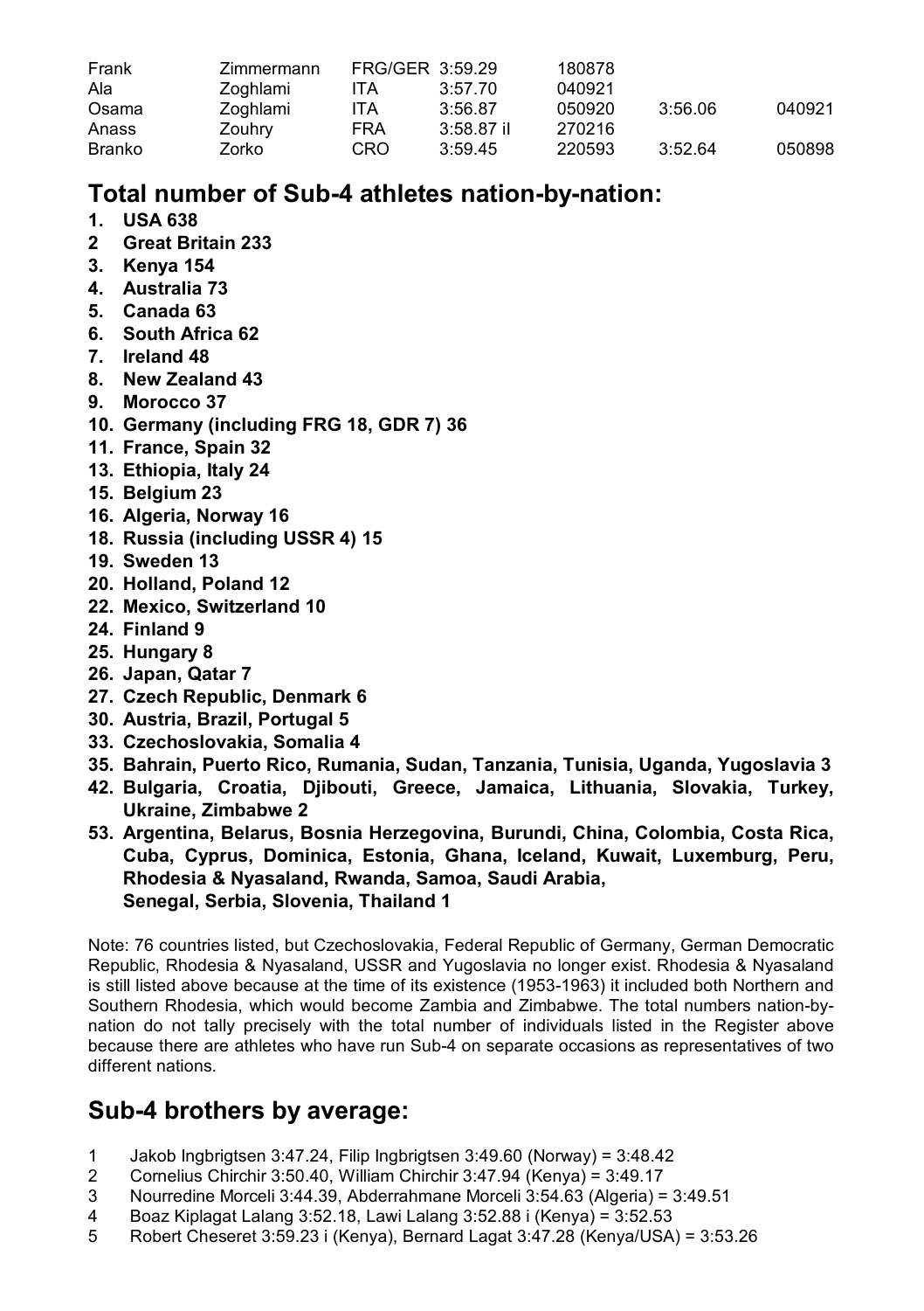| Frank | Zimmermann | FRG/GER | 3:59.29 | 180878 | | |
|---|---|---|---|---|---|---|
| Ala | Zoghlami | ITA | 3:57.70 | 040921 | | |
| Osama | Zoghlami | ITA | 3:56.87 | 050920 | 3:56.06 | 040921 |
| Anass | Zouhry | FRA | 3:58.87 il | 270216 | | |
| Branko | Zorko | CRO | 3:59.45 | 220593 | 3:52.64 | 050898 |

## Total number of Sub-4 athletes nation-by-nation:

**1. USA 638**
**2 Great Britain 233**
**3. Kenya 154**
**4. Australia 73**
**5. Canada 63**
**6. South Africa 62**
**7. Ireland 48**
**8. New Zealand 43**
**9. Morocco 37**
**10. Germany (including FRG 18, GDR 7) 36**
**11. France, Spain 32**
**13. Ethiopia, Italy 24**
**15. Belgium 23**
**16. Algeria, Norway 16**
**18. Russia (including USSR 4) 15**
**19. Sweden 13**
**20. Holland, Poland 12**
**22. Mexico, Switzerland 10**
**24. Finland 9**
**25. Hungary 8**
**26. Japan, Qatar 7**
**27. Czech Republic, Denmark 6**
**30. Austria, Brazil, Portugal 5**
**33. Czechoslovakia, Somalia 4**
**35. Bahrain, Puerto Rico, Rumania, Sudan, Tanzania, Tunisia, Uganda, Yugoslavia 3**
**42. Bulgaria, Croatia, Djibouti, Greece, Jamaica, Lithuania, Slovakia, Turkey, Ukraine, Zimbabwe 2**
**53. Argentina, Belarus, Bosnia Herzegovina, Burundi, China, Colombia, Costa Rica, Cuba, Cyprus, Dominica, Estonia, Ghana, Iceland, Kuwait, Luxemburg, Peru, Rhodesia & Nyasaland, Rwanda, Samoa, Saudi Arabia, Senegal, Serbia, Slovenia, Thailand 1**

Note: 76 countries listed, but Czechoslovakia, Federal Republic of Germany, German Democratic Republic, Rhodesia & Nyasaland, USSR and Yugoslavia no longer exist. Rhodesia & Nyasaland is still listed above because at the time of its existence (1953-1963) it included both Northern and Southern Rhodesia, which would become Zambia and Zimbabwe. The total numbers nation-by-nation do not tally precisely with the total number of individuals listed in the Register above because there are athletes who have run Sub-4 on separate occasions as representatives of two different nations.

## Sub-4 brothers by average:

1 Jakob Ingbrigtsen 3:47.24, Filip Ingbrigtsen 3:49.60 (Norway) = 3:48.42
2 Cornelius Chirchir 3:50.40, William Chirchir 3:47.94 (Kenya) = 3:49.17
3 Nourredine Morceli 3:44.39, Abderrahmane Morceli 3:54.63 (Algeria) = 3:49.51
4 Boaz Kiplagat Lalang 3:52.18, Lawi Lalang 3:52.88 i (Kenya) = 3:52.53
5 Robert Cheseret 3:59.23 i (Kenya), Bernard Lagat 3:47.28 (Kenya/USA) = 3:53.26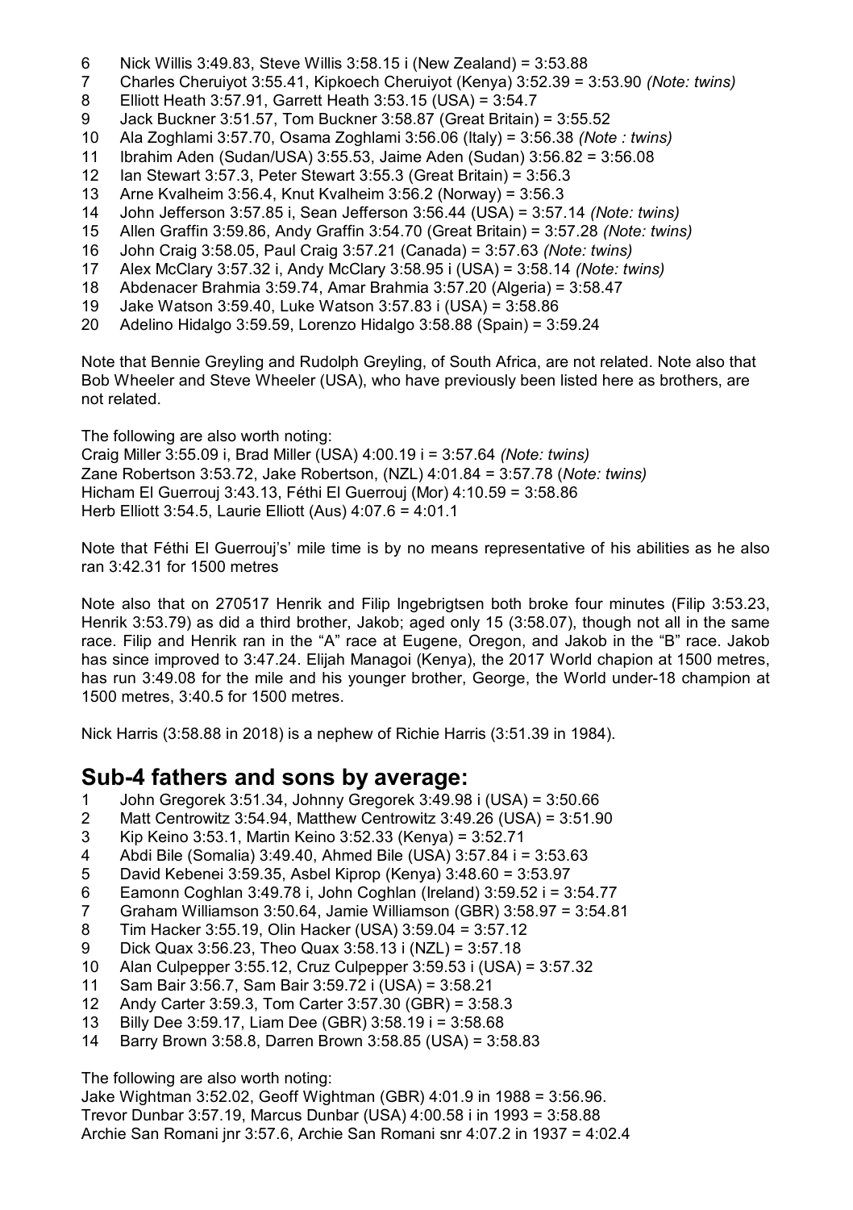6 Nick Willis 3:49.83, Steve Willis 3:58.15 i (New Zealand) = 3:53.88
7 Charles Cheruiyot 3:55.41, Kipkoech Cheruiyot (Kenya) 3:52.39 = 3:53.90 *(Note: twins)*
8 Elliott Heath 3:57.91, Garrett Heath 3:53.15 (USA) = 3:54.7
9 Jack Buckner 3:51.57, Tom Buckner 3:58.87 (Great Britain) = 3:55.52
10 Ala Zoghlami 3:57.70, Osama Zoghlami 3:56.06 (Italy) = 3:56.38 *(Note : twins)*
11 Ibrahim Aden (Sudan/USA) 3:55.53, Jaime Aden (Sudan) 3:56.82 = 3:56.08
12 Ian Stewart 3:57.3, Peter Stewart 3:55.3 (Great Britain) = 3:56.3
13 Arne Kvalheim 3:56.4, Knut Kvalheim 3:56.2 (Norway) = 3:56.3
14 John Jefferson 3:57.85 i, Sean Jefferson 3:56.44 (USA) = 3:57.14 *(Note: twins)*
15 Allen Graffin 3:59.86, Andy Graffin 3:54.70 (Great Britain) = 3:57.28 *(Note: twins)*
16 John Craig 3:58.05, Paul Craig 3:57.21 (Canada) = 3:57.63 *(Note: twins)*
17 Alex McClary 3:57.32 i, Andy McClary 3:58.95 i (USA) = 3:58.14 *(Note: twins)*
18 Abdenacer Brahmia 3:59.74, Amar Brahmia 3:57.20 (Algeria) = 3:58.47
19 Jake Watson 3:59.40, Luke Watson 3:57.83 i (USA) = 3:58.86
20 Adelino Hidalgo 3:59.59, Lorenzo Hidalgo 3:58.88 (Spain) = 3:59.24

Note that Bennie Greyling and Rudolph Greyling, of South Africa, are not related. Note also that Bob Wheeler and Steve Wheeler (USA), who have previously been listed here as brothers, are not related.

The following are also worth noting:
Craig Miller 3:55.09 i, Brad Miller (USA) 4:00.19 i = 3:57.64 *(Note: twins)*
Zane Robertson 3:53.72, Jake Robertson, (NZL) 4:01.84 = 3:57.78 (*Note: twins)*
Hicham El Guerrouj 3:43.13, Féthi El Guerrouj (Mor) 4:10.59 = 3:58.86
Herb Elliott 3:54.5, Laurie Elliott (Aus) 4:07.6 = 4:01.1

Note that Féthi El Guerrouj's' mile time is by no means representative of his abilities as he also ran 3:42.31 for 1500 metres

Note also that on 270517 Henrik and Filip Ingebrigtsen both broke four minutes (Filip 3:53.23, Henrik 3:53.79) as did a third brother, Jakob; aged only 15 (3:58.07), though not all in the same race. Filip and Henrik ran in the "A" race at Eugene, Oregon, and Jakob in the "B" race. Jakob has since improved to 3:47.24. Elijah Managoi (Kenya), the 2017 World chapion at 1500 metres, has run 3:49.08 for the mile and his younger brother, George, the World under-18 champion at 1500 metres, 3:40.5 for 1500 metres.

Nick Harris (3:58.88 in 2018) is a nephew of Richie Harris (3:51.39 in 1984).

## Sub-4 fathers and sons by average:

1 John Gregorek 3:51.34, Johnny Gregorek 3:49.98 i (USA) = 3:50.66
2 Matt Centrowitz 3:54.94, Matthew Centrowitz 3:49.26 (USA) = 3:51.90
3 Kip Keino 3:53.1, Martin Keino 3:52.33 (Kenya) = 3:52.71
4 Abdi Bile (Somalia) 3:49.40, Ahmed Bile (USA) 3:57.84 i = 3:53.63
5 David Kebenei 3:59.35, Asbel Kiprop (Kenya) 3:48.60 = 3:53.97
6 Eamonn Coghlan 3:49.78 i, John Coghlan (Ireland) 3:59.52 i = 3:54.77
7 Graham Williamson 3:50.64, Jamie Williamson (GBR) 3:58.97 = 3:54.81
8 Tim Hacker 3:55.19, Olin Hacker (USA) 3:59.04 = 3:57.12
9 Dick Quax 3:56.23, Theo Quax 3:58.13 i (NZL) = 3:57.18
10 Alan Culpepper 3:55.12, Cruz Culpepper 3:59.53 i (USA) = 3:57.32
11 Sam Bair 3:56.7, Sam Bair 3:59.72 i (USA) = 3:58.21
12 Andy Carter 3:59.3, Tom Carter 3:57.30 (GBR) = 3:58.3
13 Billy Dee 3:59.17, Liam Dee (GBR) 3:58.19 i = 3:58.68
14 Barry Brown 3:58.8, Darren Brown 3:58.85 (USA) = 3:58.83

The following are also worth noting:
Jake Wightman 3:52.02, Geoff Wightman (GBR) 4:01.9 in 1988 = 3:56.96.
Trevor Dunbar 3:57.19, Marcus Dunbar (USA) 4:00.58 i in 1993 = 3:58.88
Archie San Romani jnr 3:57.6, Archie San Romani snr 4:07.2 in 1937 = 4:02.4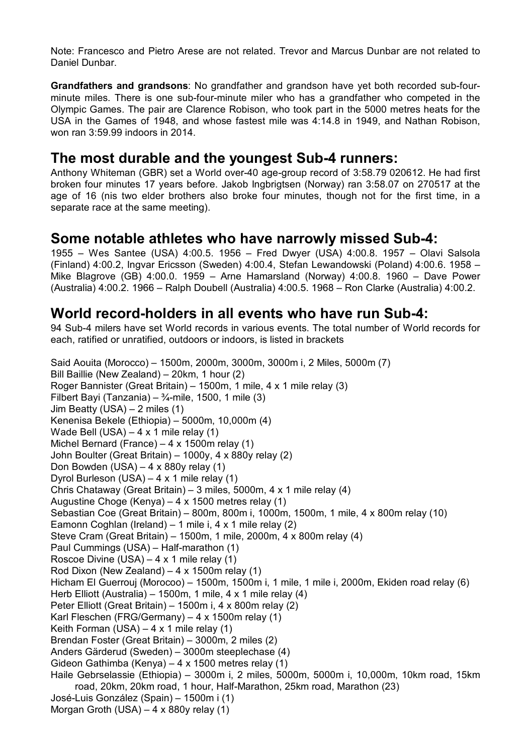Note: Francesco and Pietro Arese are not related. Trevor and Marcus Dunbar are not related to Daniel Dunbar.

**Grandfathers and grandsons**: No grandfather and grandson have yet both recorded sub-four-minute miles. There is one sub-four-minute miler who has a grandfather who competed in the Olympic Games. The pair are Clarence Robison, who took part in the 5000 metres heats for the USA in the Games of 1948, and whose fastest mile was 4:14.8 in 1949, and Nathan Robison, won ran 3:59.99 indoors in 2014.

## The most durable and the youngest Sub-4 runners:

Anthony Whiteman (GBR) set a World over-40 age-group record of 3:58.79 020612. He had first broken four minutes 17 years before. Jakob Ingbrigtsen (Norway) ran 3:58.07 on 270517 at the age of 16 (nis two elder brothers also broke four minutes, though not for the first time, in a separate race at the same meeting).

## Some notable athletes who have narrowly missed Sub-4:

1955 – Wes Santee (USA) 4:00.5. 1956 – Fred Dwyer (USA) 4:00.8. 1957 – Olavi Salsola (Finland) 4:00.2, Ingvar Ericsson (Sweden) 4:00.4, Stefan Lewandowski (Poland) 4:00.6. 1958 – Mike Blagrove (GB) 4:00.0. 1959 – Arne Hamarsland (Norway) 4:00.8. 1960 – Dave Power (Australia) 4:00.2. 1966 – Ralph Doubell (Australia) 4:00.5. 1968 – Ron Clarke (Australia) 4:00.2.

## World record-holders in all events who have run Sub-4:

94 Sub-4 milers have set World records in various events. The total number of World records for each, ratified or unratified, outdoors or indoors, is listed in brackets

Said Aouita (Morocco) – 1500m, 2000m, 3000m, 3000m i, 2 Miles, 5000m (7)
Bill Baillie (New Zealand) – 20km, 1 hour (2)
Roger Bannister (Great Britain) – 1500m, 1 mile, 4 x 1 mile relay (3)
Filbert Bayi (Tanzania) – ¾-mile, 1500, 1 mile (3)
Jim Beatty (USA) – 2 miles (1)
Kenenisa Bekele (Ethiopia) – 5000m, 10,000m (4)
Wade Bell (USA) – 4 x 1 mile relay (1)
Michel Bernard (France) – 4 x 1500m relay (1)
John Boulter (Great Britain) – 1000y, 4 x 880y relay (2)
Don Bowden (USA) – 4 x 880y relay (1)
Dyrol Burleson (USA) – 4 x 1 mile relay (1)
Chris Chataway (Great Britain) – 3 miles, 5000m, 4 x 1 mile relay (4)
Augustine Choge (Kenya) – 4 x 1500 metres relay (1)
Sebastian Coe (Great Britain) – 800m, 800m i, 1000m, 1500m, 1 mile, 4 x 800m relay (10)
Eamonn Coghlan (Ireland) – 1 mile i, 4 x 1 mile relay (2)
Steve Cram (Great Britain) – 1500m, 1 mile, 2000m, 4 x 800m relay (4)
Paul Cummings (USA) – Half-marathon (1)
Roscoe Divine (USA) – 4 x 1 mile relay (1)
Rod Dixon (New Zealand) – 4 x 1500m relay (1)
Hicham El Guerrouj (Morocoo) – 1500m, 1500m i, 1 mile, 1 mile i, 2000m, Ekiden road relay (6)
Herb Elliott (Australia) – 1500m, 1 mile, 4 x 1 mile relay (4)
Peter Elliott (Great Britain) – 1500m i, 4 x 800m relay (2)
Karl Fleschen (FRG/Germany) – 4 x 1500m relay (1)
Keith Forman (USA) – 4 x 1 mile relay (1)
Brendan Foster (Great Britain) – 3000m, 2 miles (2)
Anders Gärderud (Sweden) – 3000m steeplechase (4)
Gideon Gathimba (Kenya) – 4 x 1500 metres relay (1)
Haile Gebrselassie (Ethiopia) – 3000m i, 2 miles, 5000m, 5000m i, 10,000m, 10km road, 15km road, 20km, 20km road, 1 hour, Half-Marathon, 25km road, Marathon (23)
José-Luis González (Spain) – 1500m i (1)
Morgan Groth (USA) – 4 x 880y relay (1)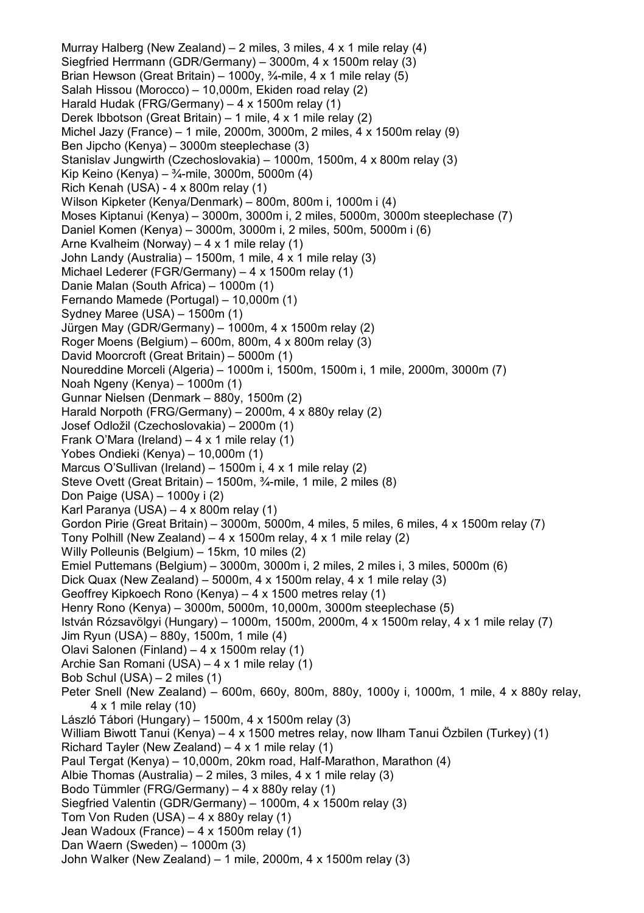Murray Halberg (New Zealand) – 2 miles, 3 miles, 4 x 1 mile relay (4)
Siegfried Herrmann (GDR/Germany) – 3000m, 4 x 1500m relay (3)
Brian Hewson (Great Britain) – 1000y, ¾-mile, 4 x 1 mile relay (5)
Salah Hissou (Morocco) – 10,000m, Ekiden road relay (2)
Harald Hudak (FRG/Germany) – 4 x 1500m relay (1)
Derek Ibbotson (Great Britain) – 1 mile, 4 x 1 mile relay (2)
Michel Jazy (France) – 1 mile, 2000m, 3000m, 2 miles, 4 x 1500m relay (9)
Ben Jipcho (Kenya) – 3000m steeplechase (3)
Stanislav Jungwirth (Czechoslovakia) – 1000m, 1500m, 4 x 800m relay (3)
Kip Keino (Kenya) – ¾-mile, 3000m, 5000m (4)
Rich Kenah (USA) - 4 x 800m relay (1)
Wilson Kipketer (Kenya/Denmark) – 800m, 800m i, 1000m i (4)
Moses Kiptanui (Kenya) – 3000m, 3000m i, 2 miles, 5000m, 3000m steeplechase (7)
Daniel Komen (Kenya) – 3000m, 3000m i, 2 miles, 500m, 5000m i (6)
Arne Kvalheim (Norway) – 4 x 1 mile relay (1)
John Landy (Australia) – 1500m, 1 mile, 4 x 1 mile relay (3)
Michael Lederer (FGR/Germany) – 4 x 1500m relay (1)
Danie Malan (South Africa) – 1000m (1)
Fernando Mamede (Portugal) – 10,000m (1)
Sydney Maree (USA) – 1500m (1)
Jürgen May (GDR/Germany) – 1000m, 4 x 1500m relay (2)
Roger Moens (Belgium) – 600m, 800m, 4 x 800m relay (3)
David Moorcroft (Great Britain) – 5000m (1)
Noureddine Morceli (Algeria) – 1000m i, 1500m, 1500m i, 1 mile, 2000m, 3000m (7)
Noah Ngeny (Kenya) – 1000m (1)
Gunnar Nielsen (Denmark – 880y, 1500m (2)
Harald Norpoth (FRG/Germany) – 2000m, 4 x 880y relay (2)
Josef Odložil (Czechoslovakia) – 2000m (1)
Frank O'Mara (Ireland) – 4 x 1 mile relay (1)
Yobes Ondieki (Kenya) – 10,000m (1)
Marcus O'Sullivan (Ireland) – 1500m i, 4 x 1 mile relay (2)
Steve Ovett (Great Britain) – 1500m, ¾-mile, 1 mile, 2 miles (8)
Don Paige (USA) – 1000y i (2)
Karl Paranya (USA) – 4 x 800m relay (1)
Gordon Pirie (Great Britain) – 3000m, 5000m, 4 miles, 5 miles, 6 miles, 4 x 1500m relay (7)
Tony Polhill (New Zealand) – 4 x 1500m relay, 4 x 1 mile relay (2)
Willy Polleunis (Belgium) – 15km, 10 miles (2)
Emiel Puttemans (Belgium) – 3000m, 3000m i, 2 miles, 2 miles i, 3 miles, 5000m (6)
Dick Quax (New Zealand) – 5000m, 4 x 1500m relay, 4 x 1 mile relay (3)
Geoffrey Kipkoech Rono (Kenya) – 4 x 1500 metres relay (1)
Henry Rono (Kenya) – 3000m, 5000m, 10,000m, 3000m steeplechase (5)
István Rózsavölgyi (Hungary) – 1000m, 1500m, 2000m, 4 x 1500m relay, 4 x 1 mile relay (7)
Jim Ryun (USA) – 880y, 1500m, 1 mile (4)
Olavi Salonen (Finland) – 4 x 1500m relay (1)
Archie San Romani (USA) – 4 x 1 mile relay (1)
Bob Schul (USA) – 2 miles (1)
Peter Snell (New Zealand) – 600m, 660y, 800m, 880y, 1000y i, 1000m, 1 mile, 4 x 880y relay, 4 x 1 mile relay (10)
László Tábori (Hungary) – 1500m, 4 x 1500m relay (3)
William Biwott Tanui (Kenya) – 4 x 1500 metres relay, now Ilham Tanui Özbilen (Turkey) (1)
Richard Tayler (New Zealand) – 4 x 1 mile relay (1)
Paul Tergat (Kenya) – 10,000m, 20km road, Half-Marathon, Marathon (4)
Albie Thomas (Australia) – 2 miles, 3 miles, 4 x 1 mile relay (3)
Bodo Tümmler (FRG/Germany) – 4 x 880y relay (1)
Siegfried Valentin (GDR/Germany) – 1000m, 4 x 1500m relay (3)
Tom Von Ruden (USA) – 4 x 880y relay (1)
Jean Wadoux (France) – 4 x 1500m relay (1)
Dan Waern (Sweden) – 1000m (3)
John Walker (New Zealand) – 1 mile, 2000m, 4 x 1500m relay (3)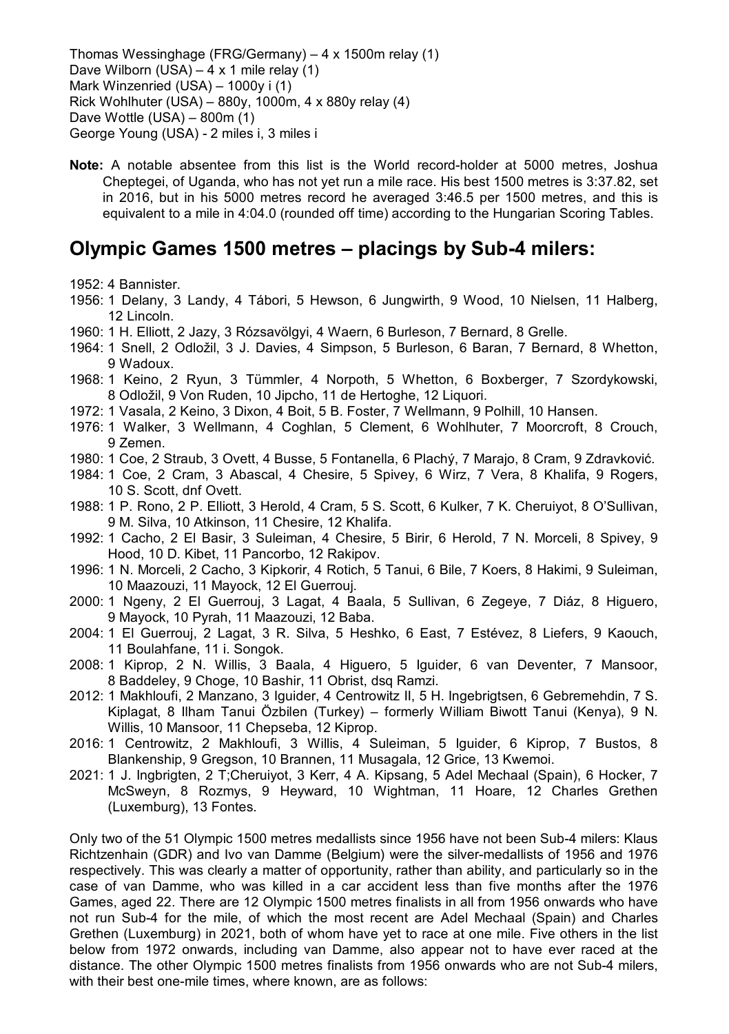Thomas Wessinghage (FRG/Germany) – 4 x 1500m relay (1)
Dave Wilborn (USA) – 4 x 1 mile relay (1)
Mark Winzenried (USA) – 1000y i (1)
Rick Wohlhuter (USA) – 880y, 1000m, 4 x 880y relay (4)
Dave Wottle (USA) – 800m (1)
George Young (USA) - 2 miles i, 3 miles i

**Note:** A notable absentee from this list is the World record-holder at 5000 metres, Joshua Cheptegei, of Uganda, who has not yet run a mile race. His best 1500 metres is 3:37.82, set in 2016, but in his 5000 metres record he averaged 3:46.5 per 1500 metres, and this is equivalent to a mile in 4:04.0 (rounded off time) according to the Hungarian Scoring Tables.

## Olympic Games 1500 metres – placings by Sub-4 milers:

1952: 4 Bannister.
1956: 1 Delany, 3 Landy, 4 Tábori, 5 Hewson, 6 Jungwirth, 9 Wood, 10 Nielsen, 11 Halberg, 12 Lincoln.
1960: 1 H. Elliott, 2 Jazy, 3 Rózsavölgyi, 4 Waern, 6 Burleson, 7 Bernard, 8 Grelle.
1964: 1 Snell, 2 Odložil, 3 J. Davies, 4 Simpson, 5 Burleson, 6 Baran, 7 Bernard, 8 Whetton, 9 Wadoux.
1968: 1 Keino, 2 Ryun, 3 Tümmler, 4 Norpoth, 5 Whetton, 6 Boxberger, 7 Szordykowski, 8 Odložil, 9 Von Ruden, 10 Jipcho, 11 de Hertoghe, 12 Liquori.
1972: 1 Vasala, 2 Keino, 3 Dixon, 4 Boit, 5 B. Foster, 7 Wellmann, 9 Polhill, 10 Hansen.
1976: 1 Walker, 3 Wellmann, 4 Coghlan, 5 Clement, 6 Wohlhuter, 7 Moorcroft, 8 Crouch, 9 Zemen.
1980: 1 Coe, 2 Straub, 3 Ovett, 4 Busse, 5 Fontanella, 6 Plachý, 7 Marajo, 8 Cram, 9 Zdravković.
1984: 1 Coe, 2 Cram, 3 Abascal, 4 Chesire, 5 Spivey, 6 Wirz, 7 Vera, 8 Khalifa, 9 Rogers, 10 S. Scott, dnf Ovett.
1988: 1 P. Rono, 2 P. Elliott, 3 Herold, 4 Cram, 5 S. Scott, 6 Kulker, 7 K. Cheruiyot, 8 O'Sullivan, 9 M. Silva, 10 Atkinson, 11 Chesire, 12 Khalifa.
1992: 1 Cacho, 2 El Basir, 3 Suleiman, 4 Chesire, 5 Birir, 6 Herold, 7 N. Morceli, 8 Spivey, 9 Hood, 10 D. Kibet, 11 Pancorbo, 12 Rakipov.
1996: 1 N. Morceli, 2 Cacho, 3 Kipkorir, 4 Rotich, 5 Tanui, 6 Bile, 7 Koers, 8 Hakimi, 9 Suleiman, 10 Maazouzi, 11 Mayock, 12 El Guerrouj.
2000: 1 Ngeny, 2 El Guerrouj, 3 Lagat, 4 Baala, 5 Sullivan, 6 Zegeye, 7 Diáz, 8 Higuero, 9 Mayock, 10 Pyrah, 11 Maazouzi, 12 Baba.
2004: 1 El Guerrouj, 2 Lagat, 3 R. Silva, 5 Heshko, 6 East, 7 Estévez, 8 Liefers, 9 Kaouch, 11 Boulahfane, 11 i. Songok.
2008: 1 Kiprop, 2 N. Willis, 3 Baala, 4 Higuero, 5 Iguider, 6 van Deventer, 7 Mansoor, 8 Baddeley, 9 Choge, 10 Bashir, 11 Obrist, dsq Ramzi.
2012: 1 Makhloufi, 2 Manzano, 3 Iguider, 4 Centrowitz II, 5 H. Ingebrigtsen, 6 Gebremehdin, 7 S. Kiplagat, 8 Ilham Tanui Özbilen (Turkey) – formerly William Biwott Tanui (Kenya), 9 N. Willis, 10 Mansoor, 11 Chepseba, 12 Kiprop.
2016: 1 Centrowitz, 2 Makhloufi, 3 Willis, 4 Suleiman, 5 Iguider, 6 Kiprop, 7 Bustos, 8 Blankenship, 9 Gregson, 10 Brannen, 11 Musagala, 12 Grice, 13 Kwemoi.
2021: 1 J. Ingbrigten, 2 T;Cheruiyot, 3 Kerr, 4 A. Kipsang, 5 Adel Mechaal (Spain), 6 Hocker, 7 McSweyn, 8 Rozmys, 9 Heyward, 10 Wightman, 11 Hoare, 12 Charles Grethen (Luxemburg), 13 Fontes.

Only two of the 51 Olympic 1500 metres medallists since 1956 have not been Sub-4 milers: Klaus Richtzenhain (GDR) and Ivo van Damme (Belgium) were the silver-medallists of 1956 and 1976 respectively. This was clearly a matter of opportunity, rather than ability, and particularly so in the case of van Damme, who was killed in a car accident less than five months after the 1976 Games, aged 22. There are 12 Olympic 1500 metres finalists in all from 1956 onwards who have not run Sub-4 for the mile, of which the most recent are Adel Mechaal (Spain) and Charles Grethen (Luxemburg) in 2021, both of whom have yet to race at one mile. Five others in the list below from 1972 onwards, including van Damme, also appear not to have ever raced at the distance. The other Olympic 1500 metres finalists from 1956 onwards who are not Sub-4 milers, with their best one-mile times, where known, are as follows: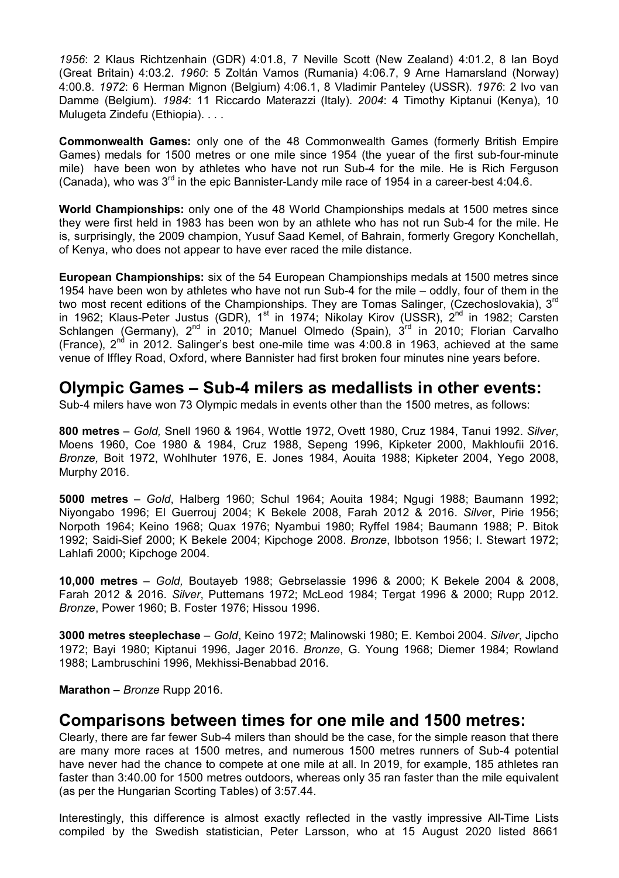*1956*: 2 Klaus Richtzenhain (GDR) 4:01.8, 7 Neville Scott (New Zealand) 4:01.2, 8 Ian Boyd (Great Britain) 4:03.2. *1960*: 5 Zoltán Vamos (Rumania) 4:06.7, 9 Arne Hamarsland (Norway) 4:00.8. *1972*: 6 Herman Mignon (Belgium) 4:06.1, 8 Vladimir Panteley (USSR). *1976*: 2 Ivo van Damme (Belgium). *1984*: 11 Riccardo Materazzi (Italy). *2004*: 4 Timothy Kiptanui (Kenya), 10 Mulugeta Zindefu (Ethiopia). . . .

**Commonwealth Games:** only one of the 48 Commonwealth Games (formerly British Empire Games) medals for 1500 metres or one mile since 1954 (the yuear of the first sub-four-minute mile) have been won by athletes who have not run Sub-4 for the mile. He is Rich Ferguson (Canada), who was 3rd in the epic Bannister-Landy mile race of 1954 in a career-best 4:04.6.

**World Championships:** only one of the 48 World Championships medals at 1500 metres since they were first held in 1983 has been won by an athlete who has not run Sub-4 for the mile. He is, surprisingly, the 2009 champion, Yusuf Saad Kemel, of Bahrain, formerly Gregory Konchellah, of Kenya, who does not appear to have ever raced the mile distance.

**European Championships:** six of the 54 European Championships medals at 1500 metres since 1954 have been won by athletes who have not run Sub-4 for the mile – oddly, four of them in the two most recent editions of the Championships. They are Tomas Salinger, (Czechoslovakia), 3rd in 1962; Klaus-Peter Justus (GDR), 1st in 1974; Nikolay Kirov (USSR), 2nd in 1982; Carsten Schlangen (Germany), 2nd in 2010; Manuel Olmedo (Spain), 3rd in 2010; Florian Carvalho (France), 2nd in 2012. Salinger's best one-mile time was 4:00.8 in 1963, achieved at the same venue of Iffley Road, Oxford, where Bannister had first broken four minutes nine years before.

## Olympic Games – Sub-4 milers as medallists in other events:

Sub-4 milers have won 73 Olympic medals in events other than the 1500 metres, as follows:

**800 metres** – *Gold,* Snell 1960 & 1964, Wottle 1972, Ovett 1980, Cruz 1984, Tanui 1992. *Silver*, Moens 1960, Coe 1980 & 1984, Cruz 1988, Sepeng 1996, Kipketer 2000, Makhloufii 2016. *Bronze,* Boit 1972, Wohlhuter 1976, E. Jones 1984, Aouita 1988; Kipketer 2004, Yego 2008, Murphy 2016.

**5000 metres** – *Gold*, Halberg 1960; Schul 1964; Aouita 1984; Ngugi 1988; Baumann 1992; Niyongabo 1996; El Guerrouj 2004; K Bekele 2008, Farah 2012 & 2016. *Silver*, Pirie 1956; Norpoth 1964; Keino 1968; Quax 1976; Nyambui 1980; Ryffel 1984; Baumann 1988; P. Bitok 1992; Saidi-Sief 2000; K Bekele 2004; Kipchoge 2008. *Bronze*, Ibbotson 1956; I. Stewart 1972; Lahlafi 2000; Kipchoge 2004.

**10,000 metres** – *Gold,* Boutayeb 1988; Gebrselassie 1996 & 2000; K Bekele 2004 & 2008, Farah 2012 & 2016. *Silver*, Puttemans 1972; McLeod 1984; Tergat 1996 & 2000; Rupp 2012. *Bronze*, Power 1960; B. Foster 1976; Hissou 1996.

**3000 metres steeplechase** – *Gold*, Keino 1972; Malinowski 1980; E. Kemboi 2004. *Silver*, Jipcho 1972; Bayi 1980; Kiptanui 1996, Jager 2016. *Bronze*, G. Young 1968; Diemer 1984; Rowland 1988; Lambruschini 1996, Mekhissi-Benabbad 2016.

**Marathon –** *Bronze* Rupp 2016.

## Comparisons between times for one mile and 1500 metres:

Clearly, there are far fewer Sub-4 milers than should be the case, for the simple reason that there are many more races at 1500 metres, and numerous 1500 metres runners of Sub-4 potential have never had the chance to compete at one mile at all. In 2019, for example, 185 athletes ran faster than 3:40.00 for 1500 metres outdoors, whereas only 35 ran faster than the mile equivalent (as per the Hungarian Scorting Tables) of 3:57.44.

Interestingly, this difference is almost exactly reflected in the vastly impressive All-Time Lists compiled by the Swedish statistician, Peter Larsson, who at 15 August 2020 listed 8661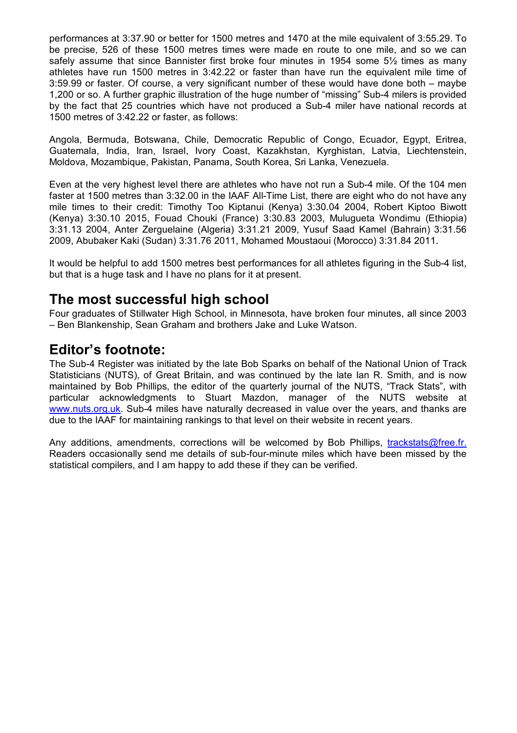performances at 3:37.90 or better for 1500 metres and 1470 at the mile equivalent of 3:55.29. To be precise, 526 of these 1500 metres times were made en route to one mile, and so we can safely assume that since Bannister first broke four minutes in 1954 some 5½ times as many athletes have run 1500 metres in 3:42.22 or faster than have run the equivalent mile time of 3:59.99 or faster. Of course, a very significant number of these would have done both – maybe 1,200 or so. A further graphic illustration of the huge number of "missing" Sub-4 milers is provided by the fact that 25 countries which have not produced a Sub-4 miler have national records at 1500 metres of 3:42.22 or faster, as follows:

Angola, Bermuda, Botswana, Chile, Democratic Republic of Congo, Ecuador, Egypt, Eritrea, Guatemala, India, Iran, Israel, Ivory Coast, Kazakhstan, Kyrghistan, Latvia, Liechtenstein, Moldova, Mozambique, Pakistan, Panama, South Korea, Sri Lanka, Venezuela.

Even at the very highest level there are athletes who have not run a Sub-4 mile. Of the 104 men faster at 1500 metres than 3:32.00 in the IAAF All-Time List, there are eight who do not have any mile times to their credit: Timothy Too Kiptanui (Kenya) 3:30.04 2004, Robert Kiptoo Biwott (Kenya) 3:30.10 2015, Fouad Chouki (France) 3:30.83 2003, Mulugueta Wondimu (Ethiopia) 3:31.13 2004, Anter Zerguelaine (Algeria) 3:31.21 2009, Yusuf Saad Kamel (Bahrain) 3:31.56 2009, Abubaker Kaki (Sudan) 3:31.76 2011, Mohamed Moustaoui (Morocco) 3:31.84 2011.

It would be helpful to add 1500 metres best performances for all athletes figuring in the Sub-4 list, but that is a huge task and I have no plans for it at present.

## The most successful high school

Four graduates of Stillwater High School, in Minnesota, have broken four minutes, all since 2003 – Ben Blankenship, Sean Graham and brothers Jake and Luke Watson.

## Editor's footnote:

The Sub-4 Register was initiated by the late Bob Sparks on behalf of the National Union of Track Statisticians (NUTS), of Great Britain, and was continued by the late Ian R. Smith, and is now maintained by Bob Phillips, the editor of the quarterly journal of the NUTS, "Track Stats", with particular acknowledgments to Stuart Mazdon, manager of the NUTS website at www.nuts.org.uk. Sub-4 miles have naturally decreased in value over the years, and thanks are due to the IAAF for maintaining rankings to that level on their website in recent years.

Any additions, amendments, corrections will be welcomed by Bob Phillips, trackstats@free.fr. Readers occasionally send me details of sub-four-minute miles which have been missed by the statistical compilers, and I am happy to add these if they can be verified.